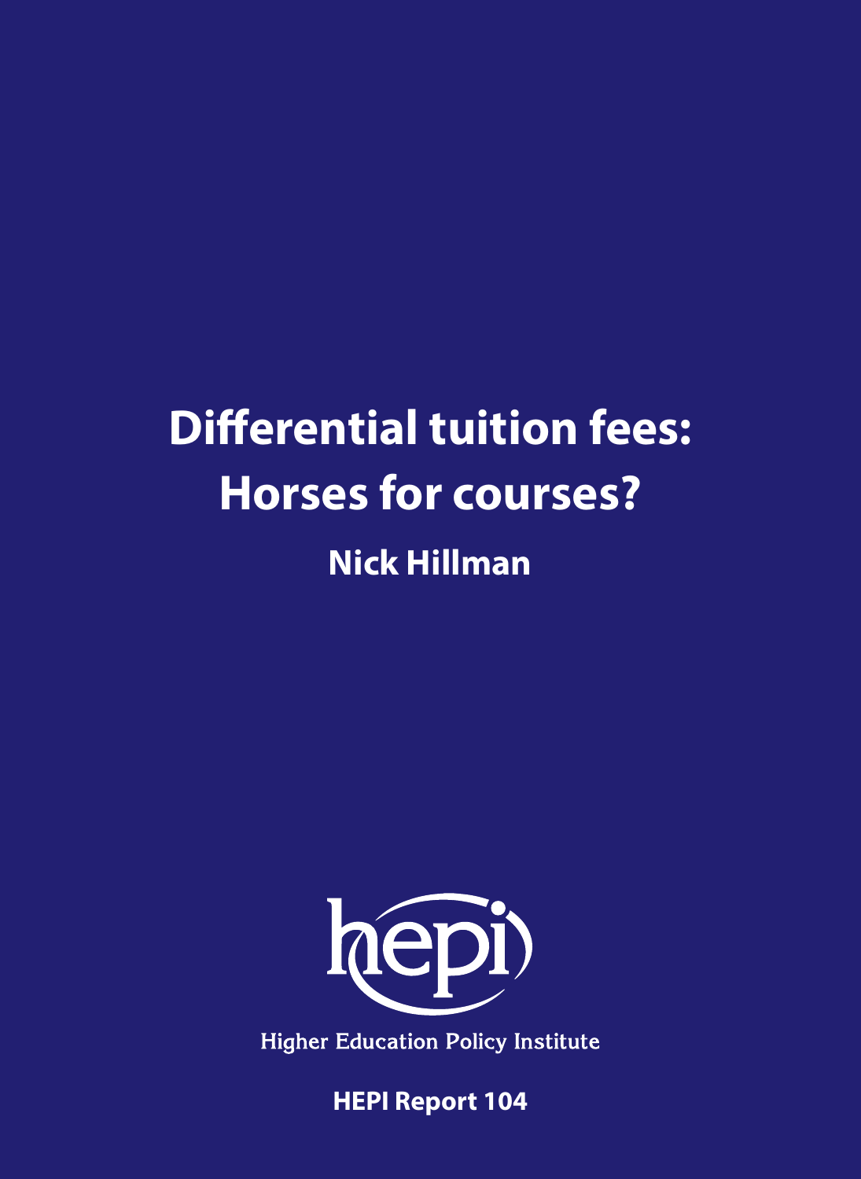# Differential tuition fees: Horses for courses?

**Nick Hillman**

hepi

Higher Education Policy Institute

**HEPI Report 104**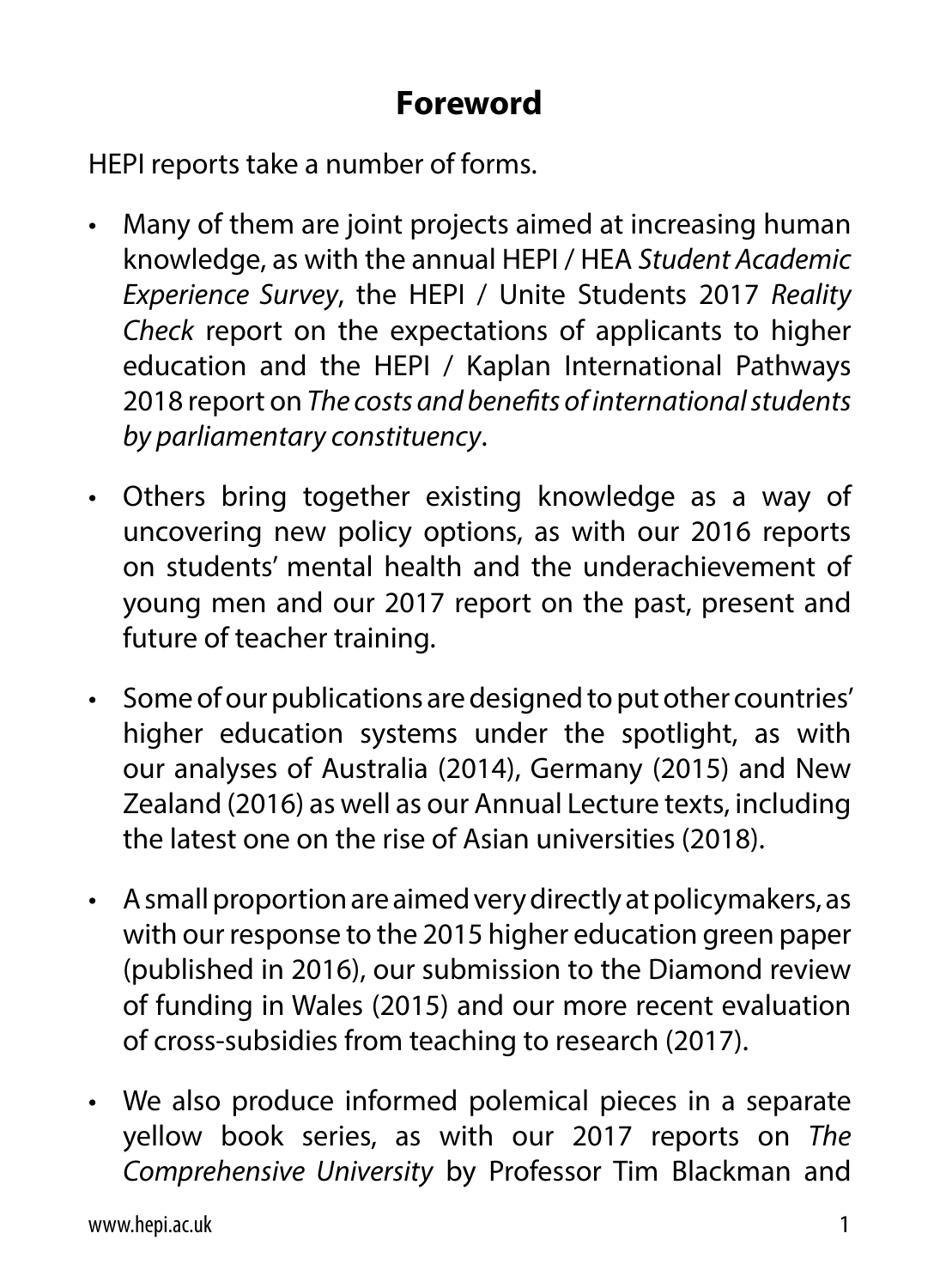# Foreword

HEPI reports take a number of forms.

- Many of them are joint projects aimed at increasing human knowledge, as with the annual HEPI / HEA *Student Academic Experience Survey*, the HEPI / Unite Students 2017 *Reality Check* report on the expectations of applicants to higher education and the HEPI / Kaplan International Pathways 2018 report on *The costs and benefits of international students by parliamentary constituency*.

- Others bring together existing knowledge as a way of uncovering new policy options, as with our 2016 reports on students' mental health and the underachievement of young men and our 2017 report on the past, present and future of teacher training.

- Some of our publications are designed to put other countries' higher education systems under the spotlight, as with our analyses of Australia (2014), Germany (2015) and New Zealand (2016) as well as our Annual Lecture texts, including the latest one on the rise of Asian universities (2018).

- A small proportion are aimed very directly at policymakers, as with our response to the 2015 higher education green paper (published in 2016), our submission to the Diamond review of funding in Wales (2015) and our more recent evaluation of cross-subsidies from teaching to research (2017).

- We also produce informed polemical pieces in a separate yellow book series, as with our 2017 reports on *The Comprehensive University* by Professor Tim Blackman and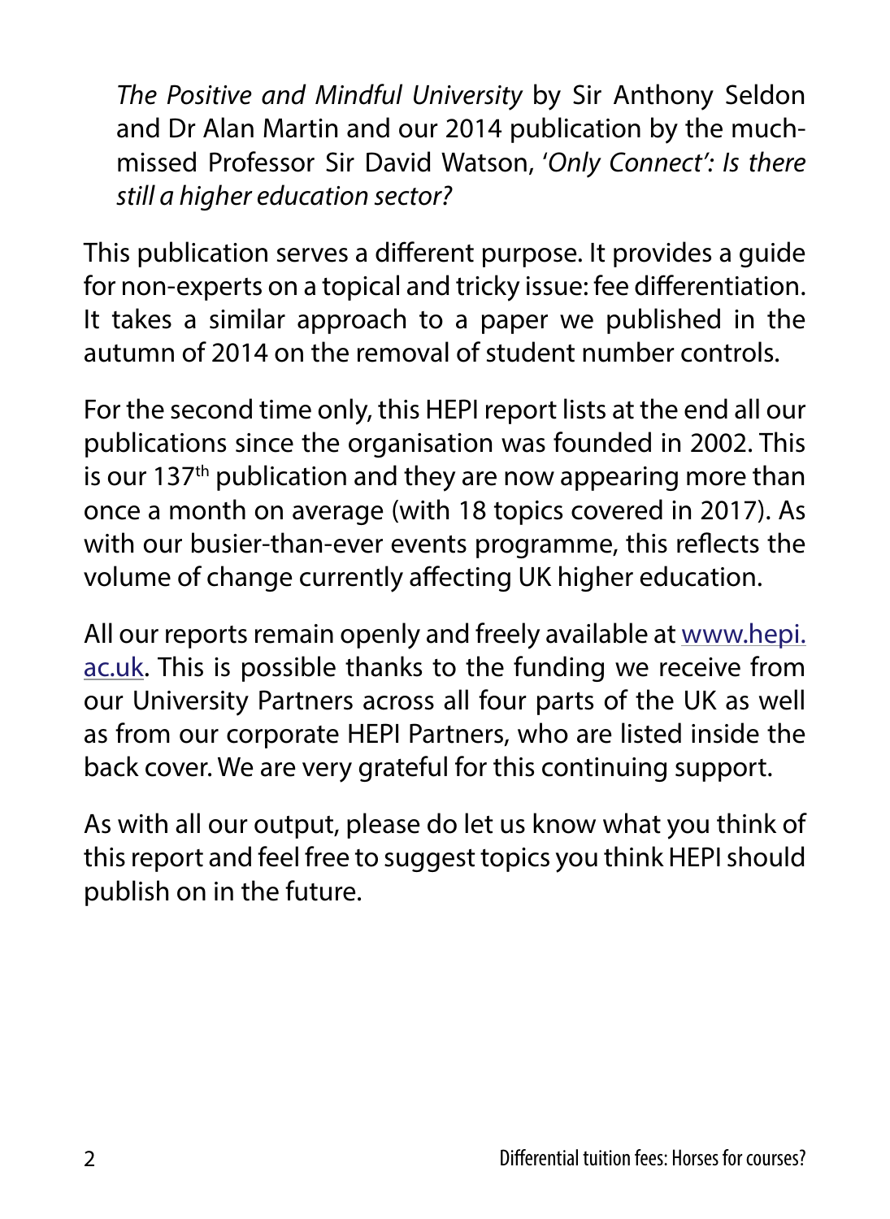*The Positive and Mindful University* by Sir Anthony Seldon and Dr Alan Martin and our 2014 publication by the much-missed Professor Sir David Watson, '*Only Connect': Is there still a higher education sector?*

This publication serves a different purpose. It provides a guide for non-experts on a topical and tricky issue: fee differentiation. It takes a similar approach to a paper we published in the autumn of 2014 on the removal of student number controls.

For the second time only, this HEPI report lists at the end all our publications since the organisation was founded in 2002. This is our 137th publication and they are now appearing more than once a month on average (with 18 topics covered in 2017). As with our busier-than-ever events programme, this reflects the volume of change currently affecting UK higher education.

All our reports remain openly and freely available at www.hepi.ac.uk. This is possible thanks to the funding we receive from our University Partners across all four parts of the UK as well as from our corporate HEPI Partners, who are listed inside the back cover. We are very grateful for this continuing support.

As with all our output, please do let us know what you think of this report and feel free to suggest topics you think HEPI should publish on in the future.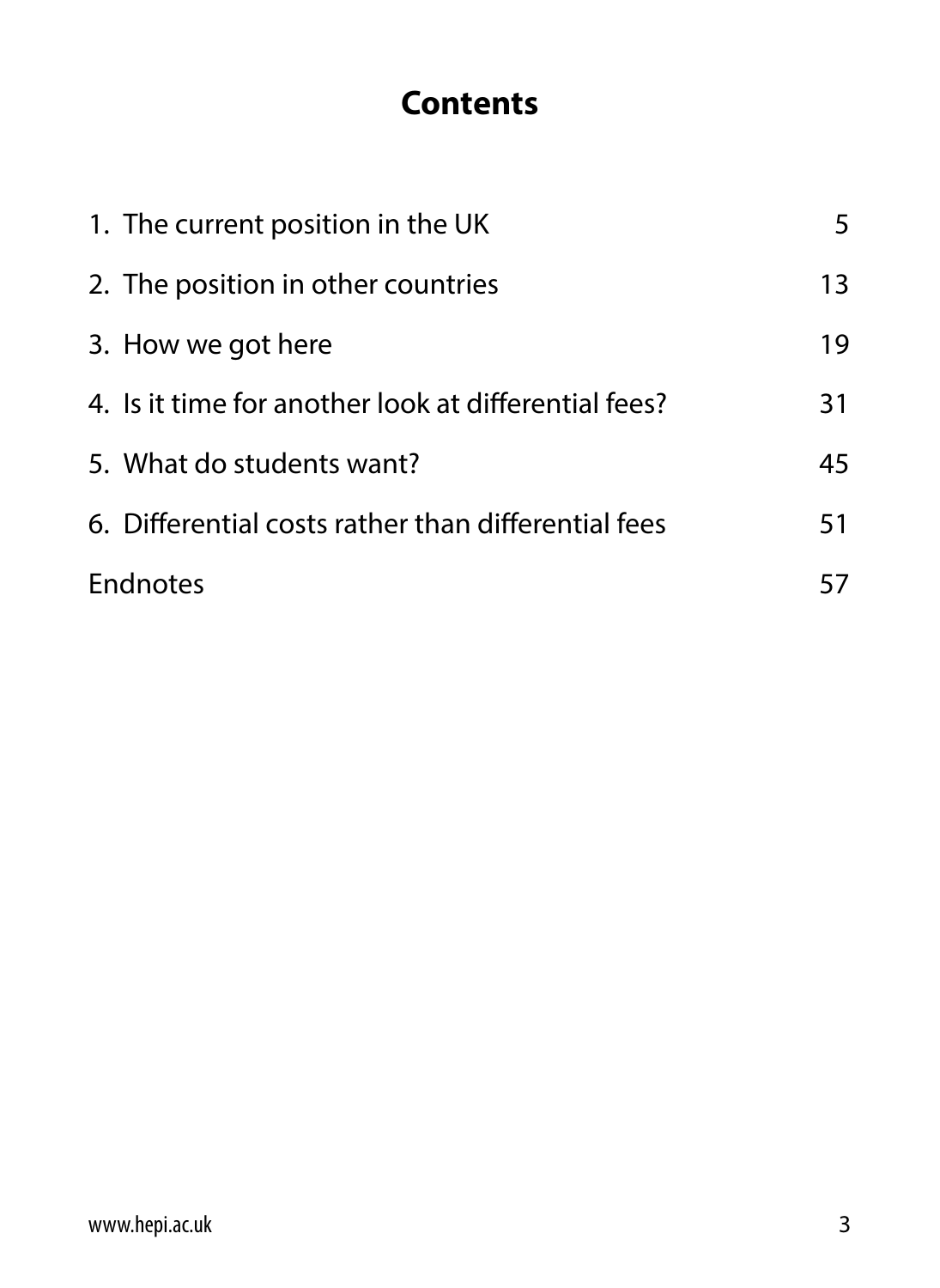# Contents

| | |
|---|---|
| 1. The current position in the UK | 5 |
| 2. The position in other countries | 13 |
| 3. How we got here | 19 |
| 4. Is it time for another look at differential fees? | 31 |
| 5. What do students want? | 45 |
| 6. Differential costs rather than differential fees | 51 |
| Endnotes | 57 |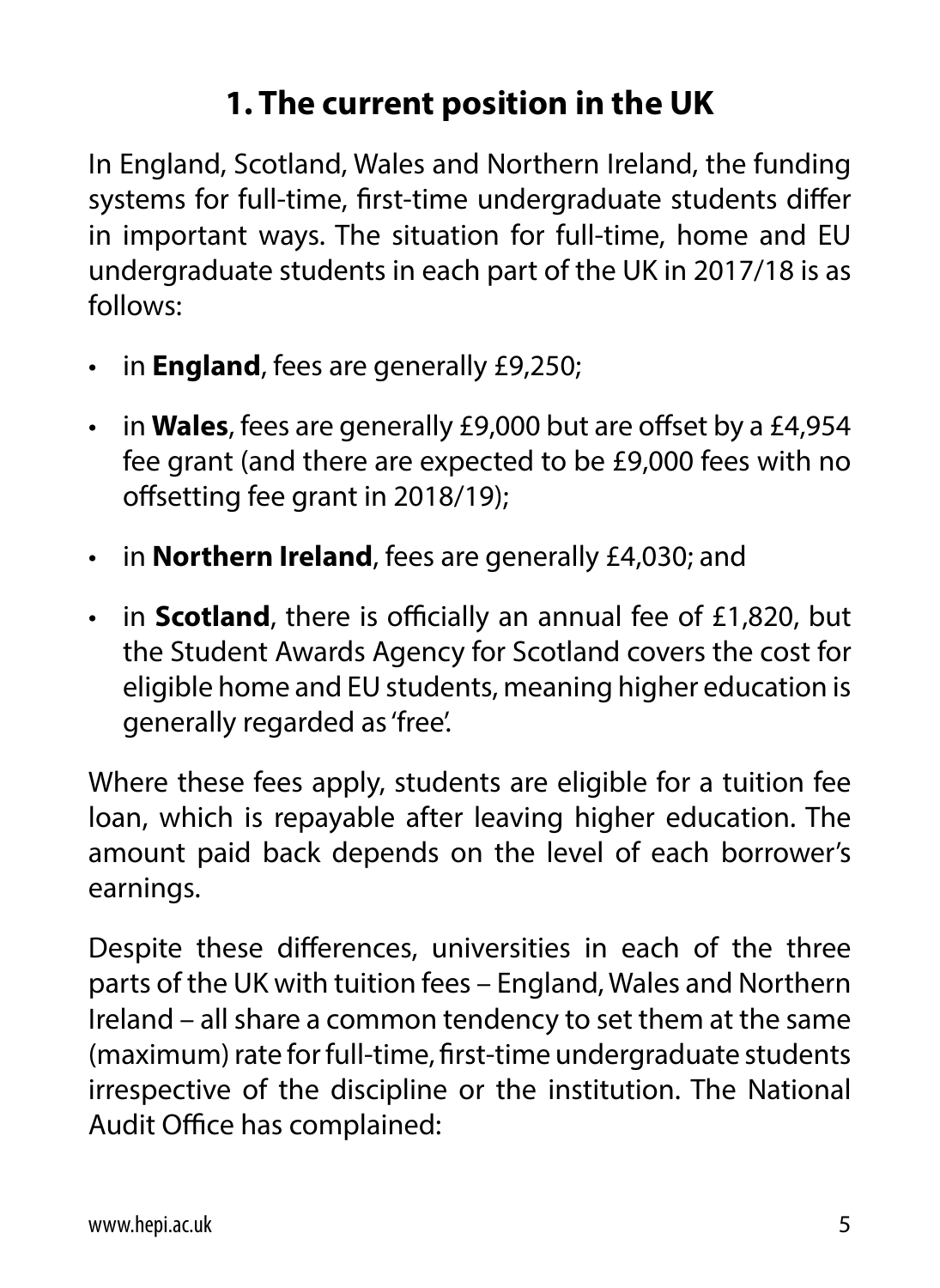# 1. The current position in the UK

In England, Scotland, Wales and Northern Ireland, the funding systems for full-time, first-time undergraduate students differ in important ways. The situation for full-time, home and EU undergraduate students in each part of the UK in 2017/18 is as follows:

- in **England**, fees are generally £9,250;
- in **Wales**, fees are generally £9,000 but are offset by a £4,954 fee grant (and there are expected to be £9,000 fees with no offsetting fee grant in 2018/19);
- in **Northern Ireland**, fees are generally £4,030; and
- in **Scotland**, there is officially an annual fee of £1,820, but the Student Awards Agency for Scotland covers the cost for eligible home and EU students, meaning higher education is generally regarded as 'free'.

Where these fees apply, students are eligible for a tuition fee loan, which is repayable after leaving higher education. The amount paid back depends on the level of each borrower's earnings.

Despite these differences, universities in each of the three parts of the UK with tuition fees – England, Wales and Northern Ireland – all share a common tendency to set them at the same (maximum) rate for full-time, first-time undergraduate students irrespective of the discipline or the institution. The National Audit Office has complained: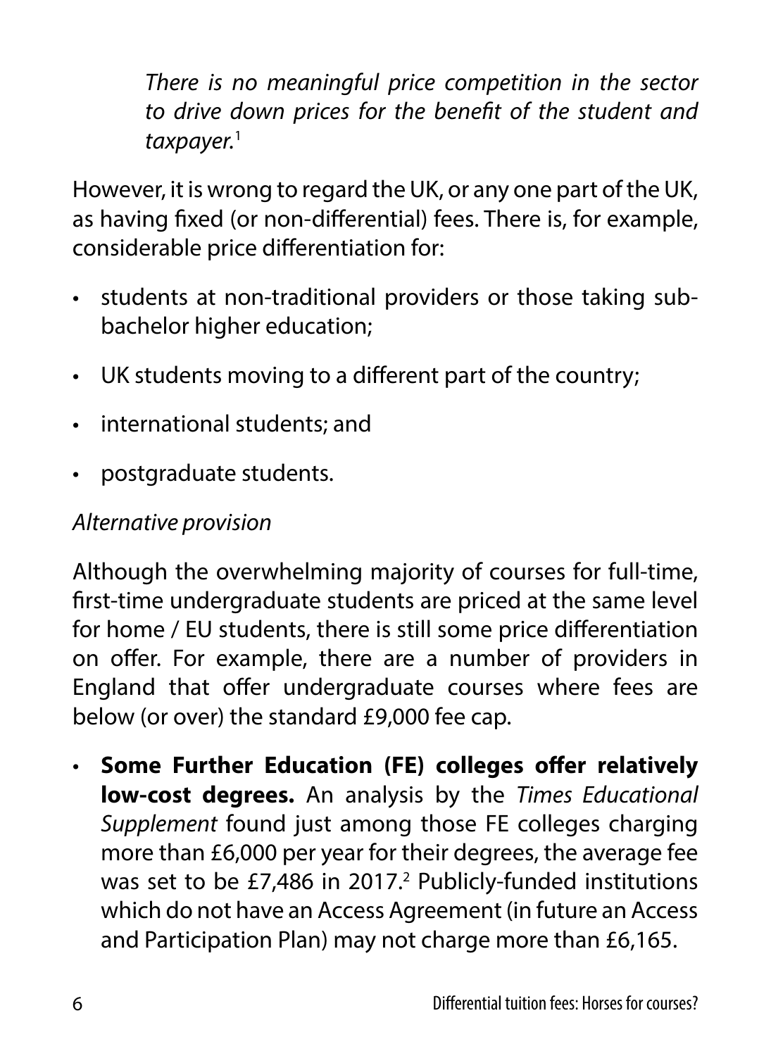*There is no meaningful price competition in the sector to drive down prices for the benefit of the student and taxpayer.*[1]

However, it is wrong to regard the UK, or any one part of the UK, as having fixed (or non-differential) fees. There is, for example, considerable price differentiation for:

- students at non-traditional providers or those taking sub-bachelor higher education;
- UK students moving to a different part of the country;
- international students; and
- postgraduate students.

*Alternative provision*

Although the overwhelming majority of courses for full-time, first-time undergraduate students are priced at the same level for home / EU students, there is still some price differentiation on offer. For example, there are a number of providers in England that offer undergraduate courses where fees are below (or over) the standard £9,000 fee cap.

- **Some Further Education (FE) colleges offer relatively low-cost degrees.** An analysis by the *Times Educational Supplement* found just among those FE colleges charging more than £6,000 per year for their degrees, the average fee was set to be £7,486 in 2017.[2] Publicly-funded institutions which do not have an Access Agreement (in future an Access and Participation Plan) may not charge more than £6,165.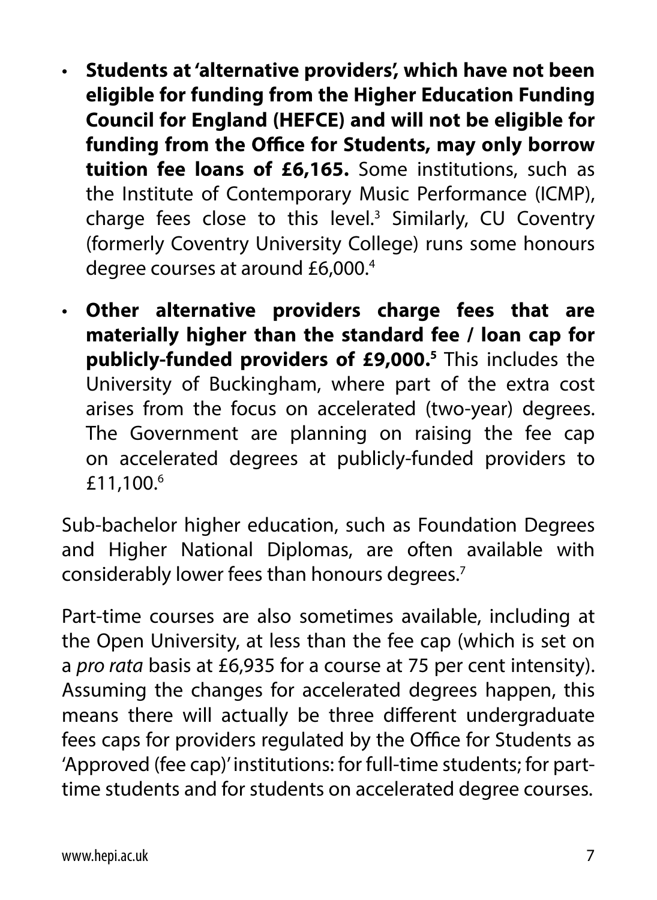- **Students at 'alternative providers', which have not been eligible for funding from the Higher Education Funding Council for England (HEFCE) and will not be eligible for funding from the Office for Students, may only borrow tuition fee loans of £6,165.** Some institutions, such as the Institute of Contemporary Music Performance (ICMP), charge fees close to this level.[3] Similarly, CU Coventry (formerly Coventry University College) runs some honours degree courses at around £6,000.[4]
- **Other alternative providers charge fees that are materially higher than the standard fee / loan cap for publicly-funded providers of £9,000.[5]** This includes the University of Buckingham, where part of the extra cost arises from the focus on accelerated (two-year) degrees. The Government are planning on raising the fee cap on accelerated degrees at publicly-funded providers to £11,100.[6]

Sub-bachelor higher education, such as Foundation Degrees and Higher National Diplomas, are often available with considerably lower fees than honours degrees.[7]

Part-time courses are also sometimes available, including at the Open University, at less than the fee cap (which is set on a *pro rata* basis at £6,935 for a course at 75 per cent intensity). Assuming the changes for accelerated degrees happen, this means there will actually be three different undergraduate fees caps for providers regulated by the Office for Students as 'Approved (fee cap)' institutions: for full-time students; for part-time students and for students on accelerated degree courses.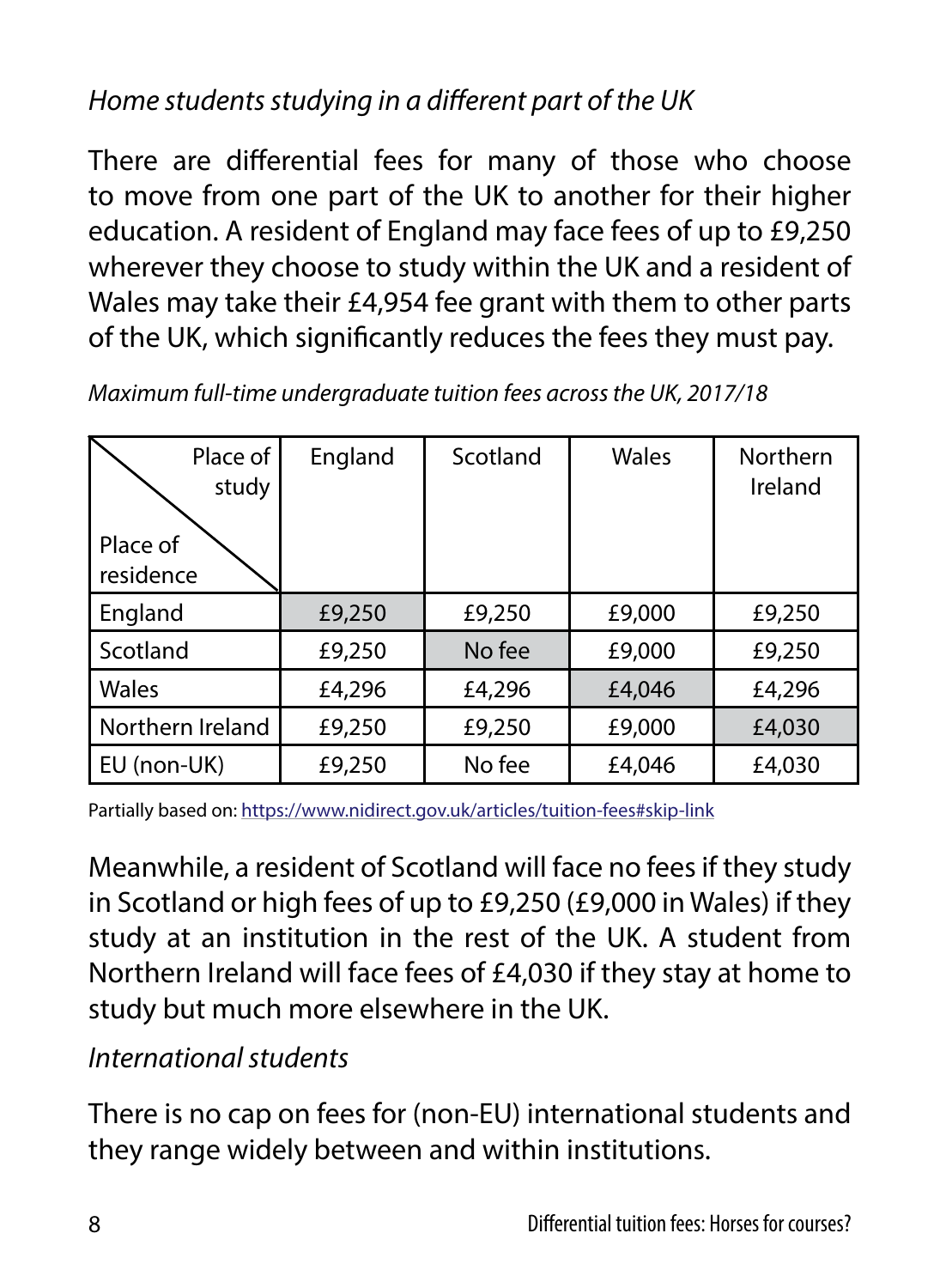*Home students studying in a different part of the UK*

There are differential fees for many of those who choose to move from one part of the UK to another for their higher education. A resident of England may face fees of up to £9,250 wherever they choose to study within the UK and a resident of Wales may take their £4,954 fee grant with them to other parts of the UK, which significantly reduces the fees they must pay.

*Maximum full-time undergraduate tuition fees across the UK, 2017/18*

| Place of residence \ Place of study | England | Scotland | Wales | Northern Ireland |
|---|---|---|---|---|
| England | £9,250 | £9,250 | £9,000 | £9,250 |
| Scotland | £9,250 | No fee | £9,000 | £9,250 |
| Wales | £4,296 | £4,296 | £4,046 | £4,296 |
| Northern Ireland | £9,250 | £9,250 | £9,000 | £4,030 |
| EU (non-UK) | £9,250 | No fee | £4,046 | £4,030 |

Partially based on: https://www.nidirect.gov.uk/articles/tuition-fees#skip-link

Meanwhile, a resident of Scotland will face no fees if they study in Scotland or high fees of up to £9,250 (£9,000 in Wales) if they study at an institution in the rest of the UK. A student from Northern Ireland will face fees of £4,030 if they stay at home to study but much more elsewhere in the UK.

*International students*

There is no cap on fees for (non-EU) international students and they range widely between and within institutions.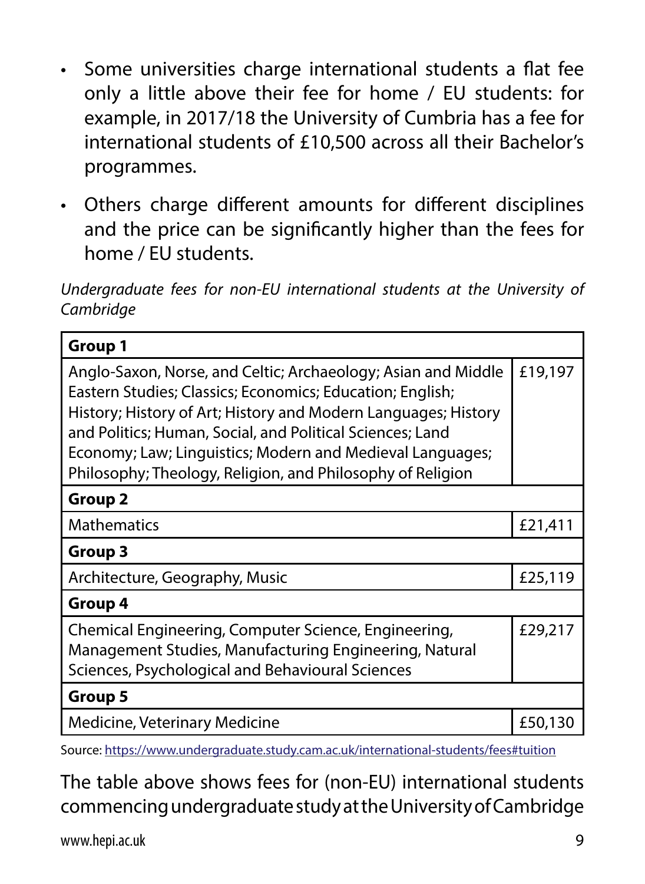- Some universities charge international students a flat fee only a little above their fee for home / EU students: for example, in 2017/18 the University of Cumbria has a fee for international students of £10,500 across all their Bachelor's programmes.
- Others charge different amounts for different disciplines and the price can be significantly higher than the fees for home / EU students.

*Undergraduate fees for non-EU international students at the University of Cambridge*

| **Group 1** | |
|---|---|
| Anglo-Saxon, Norse, and Celtic; Archaeology; Asian and Middle Eastern Studies; Classics; Economics; Education; English; History; History of Art; History and Modern Languages; History and Politics; Human, Social, and Political Sciences; Land Economy; Law; Linguistics; Modern and Medieval Languages; Philosophy; Theology, Religion, and Philosophy of Religion | £19,197 |
| **Group 2** | |
| Mathematics | £21,411 |
| **Group 3** | |
| Architecture, Geography, Music | £25,119 |
| **Group 4** | |
| Chemical Engineering, Computer Science, Engineering, Management Studies, Manufacturing Engineering, Natural Sciences, Psychological and Behavioural Sciences | £29,217 |
| **Group 5** | |
| Medicine, Veterinary Medicine | £50,130 |

Source: https://www.undergraduate.study.cam.ac.uk/international-students/fees#tuition

The table above shows fees for (non-EU) international students commencing undergraduate study at the University of Cambridge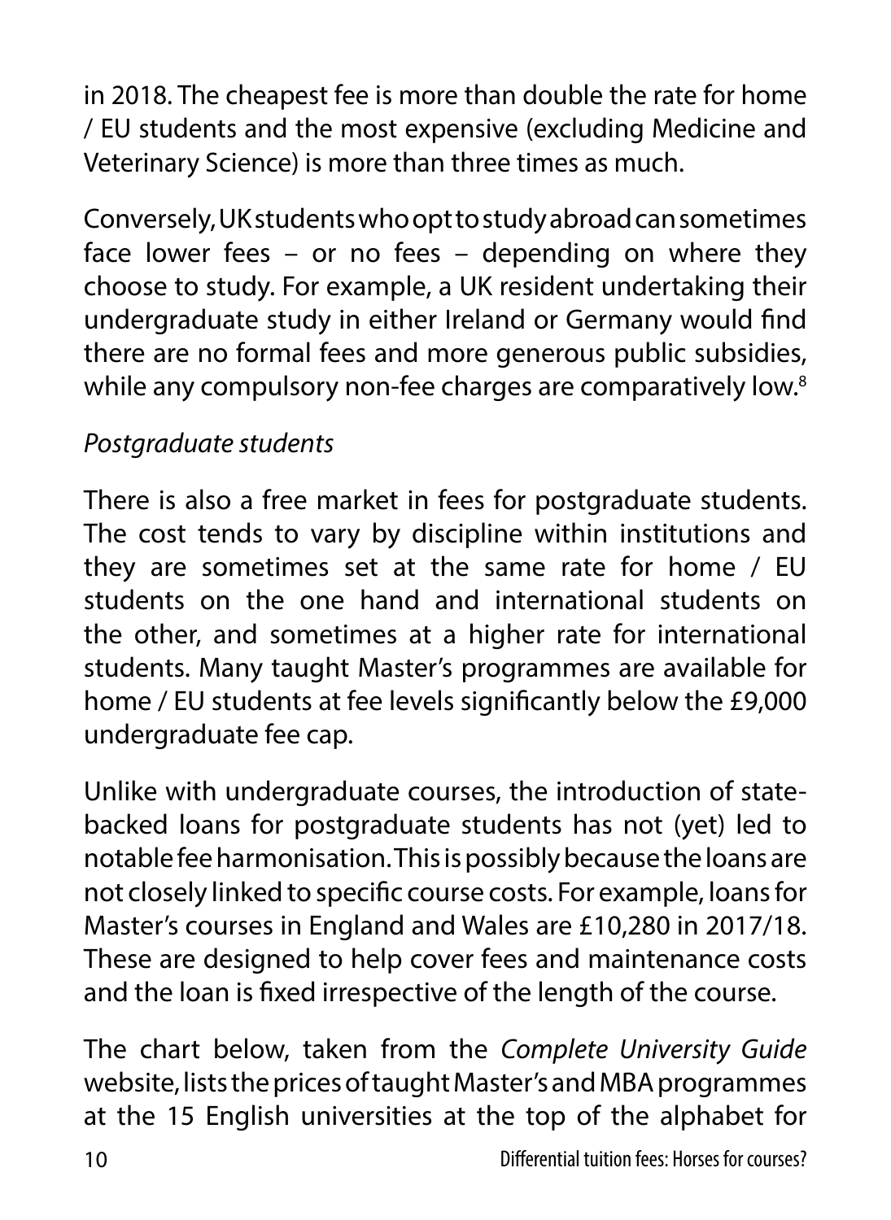in 2018. The cheapest fee is more than double the rate for home / EU students and the most expensive (excluding Medicine and Veterinary Science) is more than three times as much.

Conversely, UK students who opt to study abroad can sometimes face lower fees – or no fees – depending on where they choose to study. For example, a UK resident undertaking their undergraduate study in either Ireland or Germany would find there are no formal fees and more generous public subsidies, while any compulsory non-fee charges are comparatively low.[8]

*Postgraduate students*

There is also a free market in fees for postgraduate students. The cost tends to vary by discipline within institutions and they are sometimes set at the same rate for home / EU students on the one hand and international students on the other, and sometimes at a higher rate for international students. Many taught Master's programmes are available for home / EU students at fee levels significantly below the £9,000 undergraduate fee cap.

Unlike with undergraduate courses, the introduction of state-backed loans for postgraduate students has not (yet) led to notable fee harmonisation. This is possibly because the loans are not closely linked to specific course costs. For example, loans for Master's courses in England and Wales are £10,280 in 2017/18. These are designed to help cover fees and maintenance costs and the loan is fixed irrespective of the length of the course.

The chart below, taken from the *Complete University Guide* website, lists the prices of taught Master's and MBA programmes at the 15 English universities at the top of the alphabet for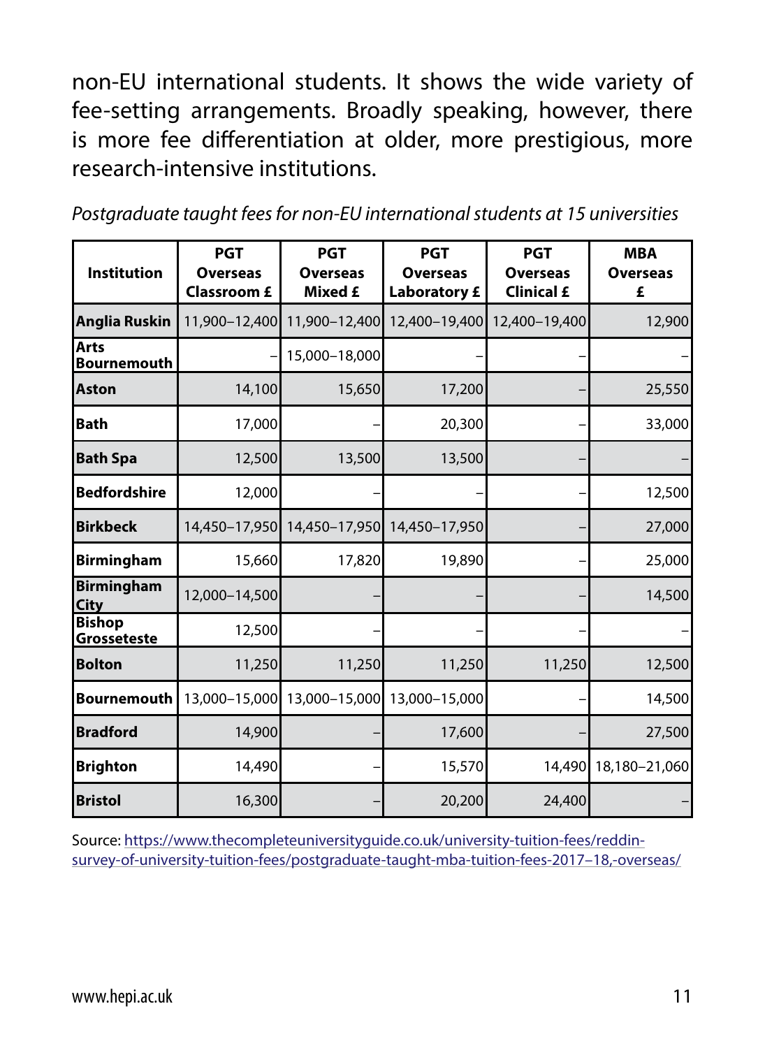non-EU international students. It shows the wide variety of fee-setting arrangements. Broadly speaking, however, there is more fee differentiation at older, more prestigious, more research-intensive institutions.

*Postgraduate taught fees for non-EU international students at 15 universities*

| Institution | PGT Overseas Classroom £ | PGT Overseas Mixed £ | PGT Overseas Laboratory £ | PGT Overseas Clinical £ | MBA Overseas £ |
|---|---|---|---|---|---|
| **Anglia Ruskin** | 11,900–12,400 | 11,900–12,400 | 12,400–19,400 | 12,400–19,400 | 12,900 |
| **Arts Bournemouth** | – | 15,000–18,000 | – | – | – |
| **Aston** | 14,100 | 15,650 | 17,200 | – | 25,550 |
| **Bath** | 17,000 | – | 20,300 | – | 33,000 |
| **Bath Spa** | 12,500 | 13,500 | 13,500 | – | – |
| **Bedfordshire** | 12,000 | – | – | – | 12,500 |
| **Birkbeck** | 14,450–17,950 | 14,450–17,950 | 14,450–17,950 | – | 27,000 |
| **Birmingham** | 15,660 | 17,820 | 19,890 | – | 25,000 |
| **Birmingham City** | 12,000–14,500 | – | – | – | 14,500 |
| **Bishop Grosseteste** | 12,500 | – | – | – | – |
| **Bolton** | 11,250 | 11,250 | 11,250 | 11,250 | 12,500 |
| **Bournemouth** | 13,000–15,000 | 13,000–15,000 | 13,000–15,000 | – | 14,500 |
| **Bradford** | 14,900 | – | 17,600 | – | 27,500 |
| **Brighton** | 14,490 | – | 15,570 | 14,490 | 18,180–21,060 |
| **Bristol** | 16,300 | – | 20,200 | 24,400 | – |

Source: https://www.thecompleteuniversityguide.co.uk/university-tuition-fees/reddin-survey-of-university-tuition-fees/postgraduate-taught-mba-tuition-fees-2017–18,-overseas/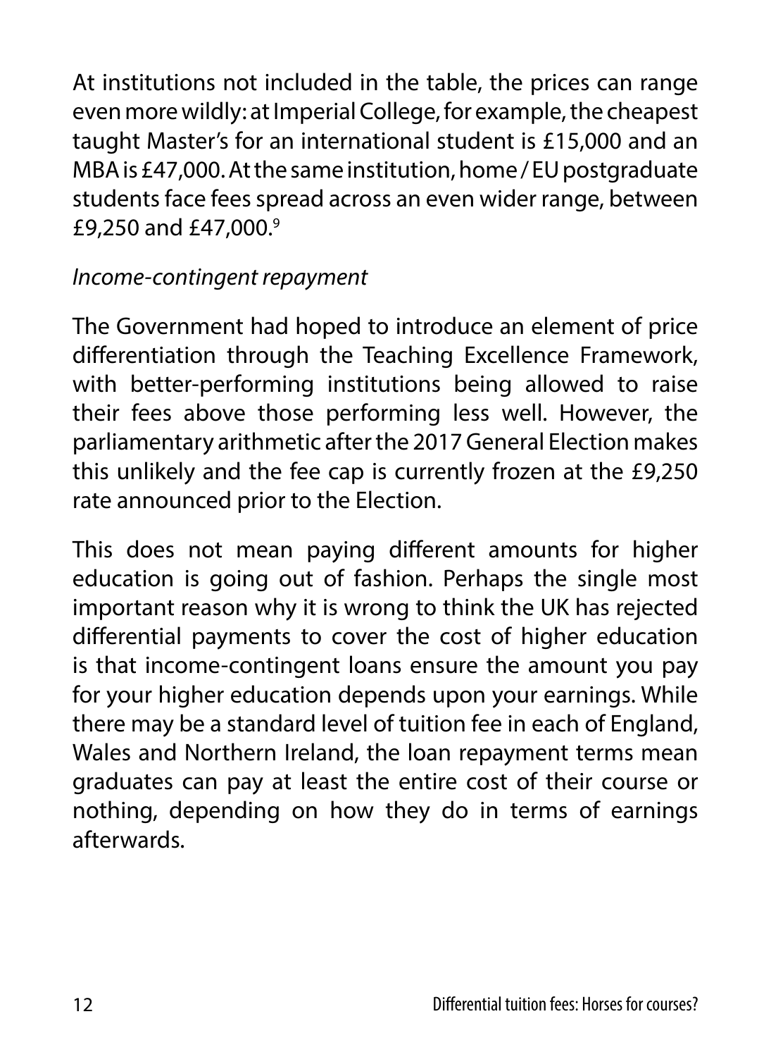At institutions not included in the table, the prices can range even more wildly: at Imperial College, for example, the cheapest taught Master's for an international student is £15,000 and an MBA is £47,000. At the same institution, home / EU postgraduate students face fees spread across an even wider range, between £9,250 and £47,000.[9]

*Income-contingent repayment*

The Government had hoped to introduce an element of price differentiation through the Teaching Excellence Framework, with better-performing institutions being allowed to raise their fees above those performing less well. However, the parliamentary arithmetic after the 2017 General Election makes this unlikely and the fee cap is currently frozen at the £9,250 rate announced prior to the Election.

This does not mean paying different amounts for higher education is going out of fashion. Perhaps the single most important reason why it is wrong to think the UK has rejected differential payments to cover the cost of higher education is that income-contingent loans ensure the amount you pay for your higher education depends upon your earnings. While there may be a standard level of tuition fee in each of England, Wales and Northern Ireland, the loan repayment terms mean graduates can pay at least the entire cost of their course or nothing, depending on how they do in terms of earnings afterwards.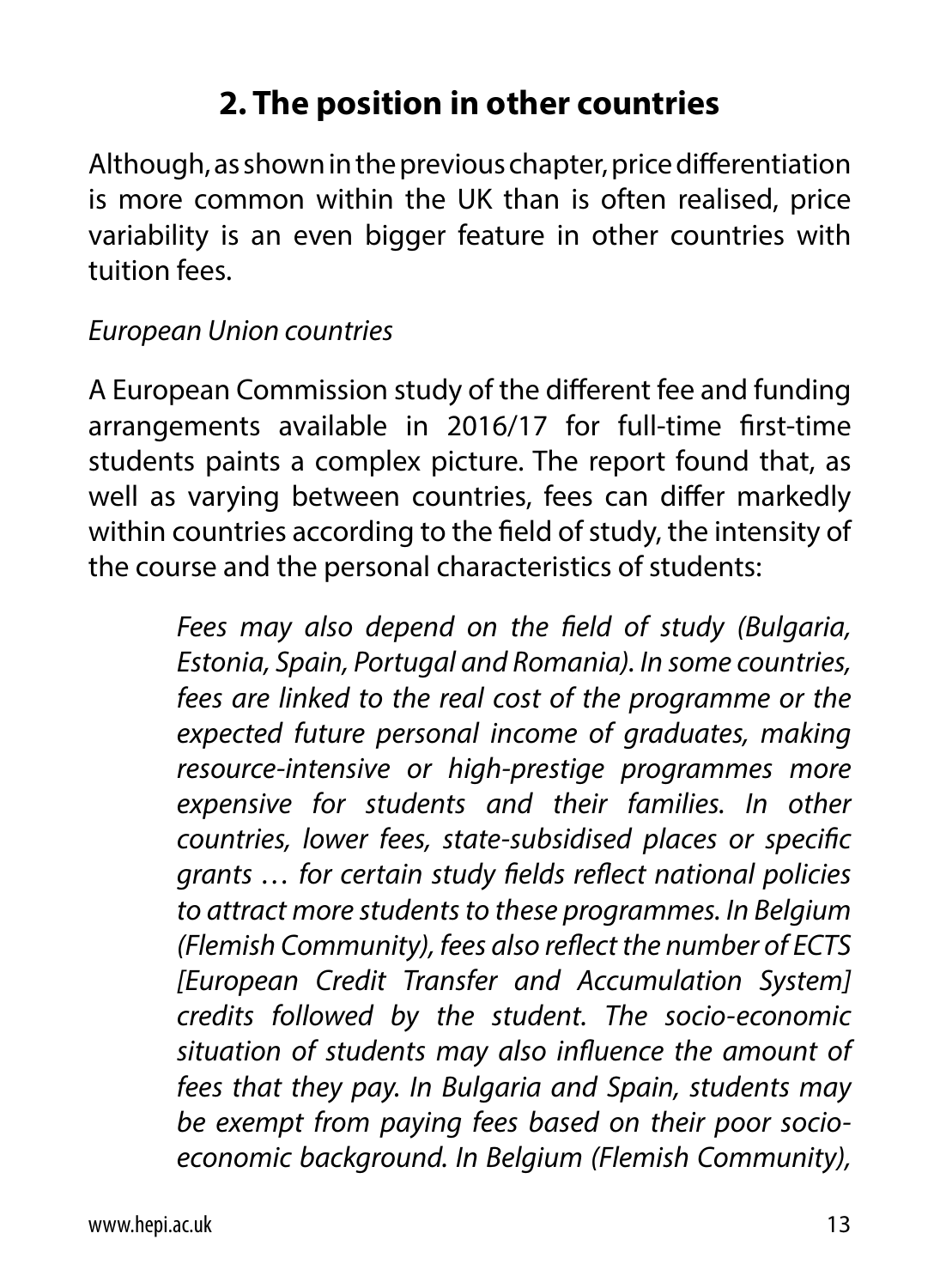## 2. The position in other countries

Although, as shown in the previous chapter, price differentiation is more common within the UK than is often realised, price variability is an even bigger feature in other countries with tuition fees.

*European Union countries*

A European Commission study of the different fee and funding arrangements available in 2016/17 for full-time first-time students paints a complex picture. The report found that, as well as varying between countries, fees can differ markedly within countries according to the field of study, the intensity of the course and the personal characteristics of students:

> *Fees may also depend on the field of study (Bulgaria, Estonia, Spain, Portugal and Romania). In some countries, fees are linked to the real cost of the programme or the expected future personal income of graduates, making resource-intensive or high-prestige programmes more expensive for students and their families. In other countries, lower fees, state-subsidised places or specific grants … for certain study fields reflect national policies to attract more students to these programmes. In Belgium (Flemish Community), fees also reflect the number of ECTS [European Credit Transfer and Accumulation System] credits followed by the student. The socio-economic situation of students may also influence the amount of fees that they pay. In Bulgaria and Spain, students may be exempt from paying fees based on their poor socio-economic background. In Belgium (Flemish Community),*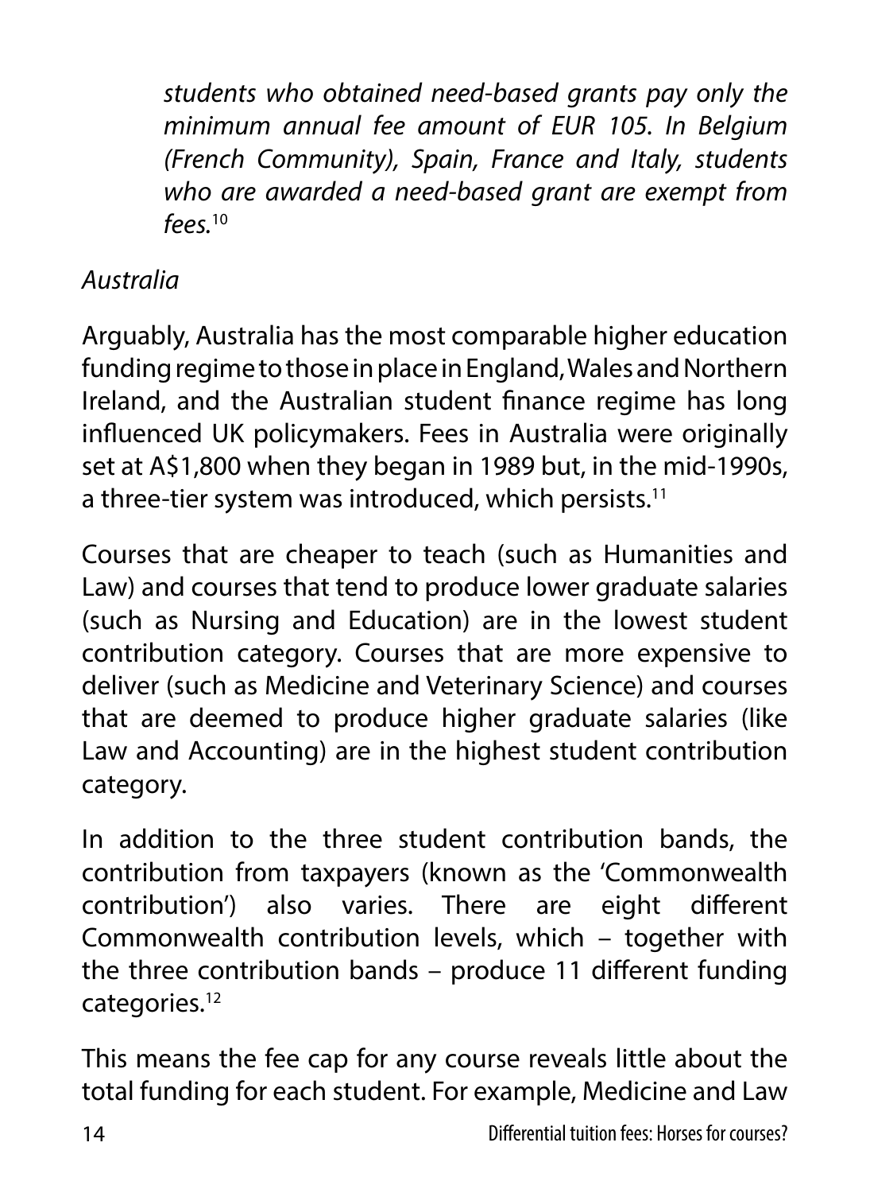*students who obtained need-based grants pay only the minimum annual fee amount of EUR 105. In Belgium (French Community), Spain, France and Italy, students who are awarded a need-based grant are exempt from fees.*[10]

*Australia*

Arguably, Australia has the most comparable higher education funding regime to those in place in England, Wales and Northern Ireland, and the Australian student finance regime has long influenced UK policymakers. Fees in Australia were originally set at A$1,800 when they began in 1989 but, in the mid-1990s, a three-tier system was introduced, which persists.[11]

Courses that are cheaper to teach (such as Humanities and Law) and courses that tend to produce lower graduate salaries (such as Nursing and Education) are in the lowest student contribution category. Courses that are more expensive to deliver (such as Medicine and Veterinary Science) and courses that are deemed to produce higher graduate salaries (like Law and Accounting) are in the highest student contribution category.

In addition to the three student contribution bands, the contribution from taxpayers (known as the 'Commonwealth contribution') also varies. There are eight different Commonwealth contribution levels, which – together with the three contribution bands – produce 11 different funding categories.[12]

This means the fee cap for any course reveals little about the total funding for each student. For example, Medicine and Law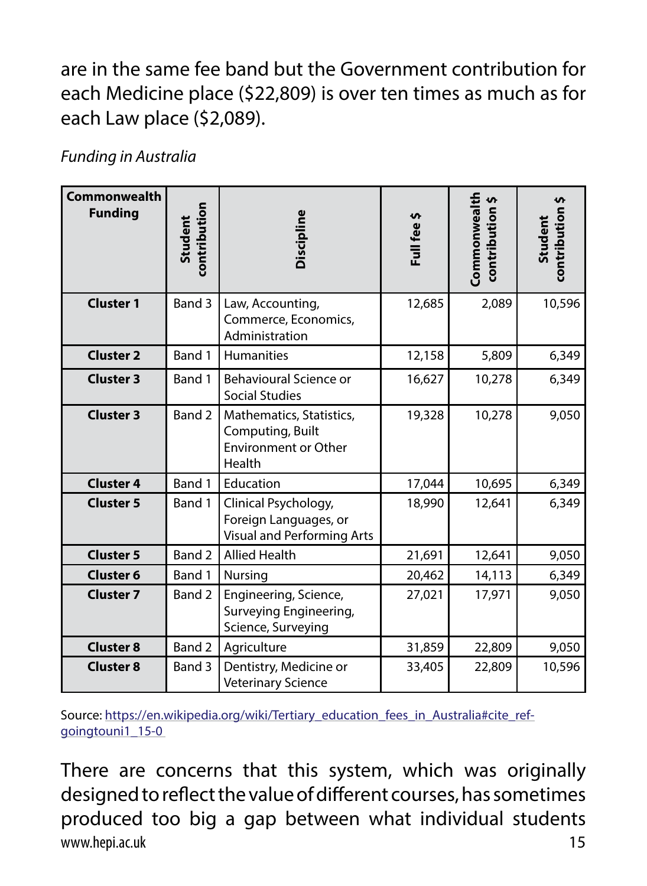are in the same fee band but the Government contribution for each Medicine place ($22,809) is over ten times as much as for each Law place ($2,089).

*Funding in Australia*

| Commonwealth Funding | Student contribution | Discipline | Full fee $ | Commonwealth contribution $ | Student contribution $ |
|---|---|---|---|---|---|
| **Cluster 1** | Band 3 | Law, Accounting, Commerce, Economics, Administration | 12,685 | 2,089 | 10,596 |
| **Cluster 2** | Band 1 | Humanities | 12,158 | 5,809 | 6,349 |
| **Cluster 3** | Band 1 | Behavioural Science or Social Studies | 16,627 | 10,278 | 6,349 |
| **Cluster 3** | Band 2 | Mathematics, Statistics, Computing, Built Environment or Other Health | 19,328 | 10,278 | 9,050 |
| **Cluster 4** | Band 1 | Education | 17,044 | 10,695 | 6,349 |
| **Cluster 5** | Band 1 | Clinical Psychology, Foreign Languages, or Visual and Performing Arts | 18,990 | 12,641 | 6,349 |
| **Cluster 5** | Band 2 | Allied Health | 21,691 | 12,641 | 9,050 |
| **Cluster 6** | Band 1 | Nursing | 20,462 | 14,113 | 6,349 |
| **Cluster 7** | Band 2 | Engineering, Science, Surveying Engineering, Science, Surveying | 27,021 | 17,971 | 9,050 |
| **Cluster 8** | Band 2 | Agriculture | 31,859 | 22,809 | 9,050 |
| **Cluster 8** | Band 3 | Dentistry, Medicine or Veterinary Science | 33,405 | 22,809 | 10,596 |

Source: https://en.wikipedia.org/wiki/Tertiary_education_fees_in_Australia#cite_ref-goingtouni1_15-0

There are concerns that this system, which was originally designed to reflect the value of different courses, has sometimes produced too big a gap between what individual students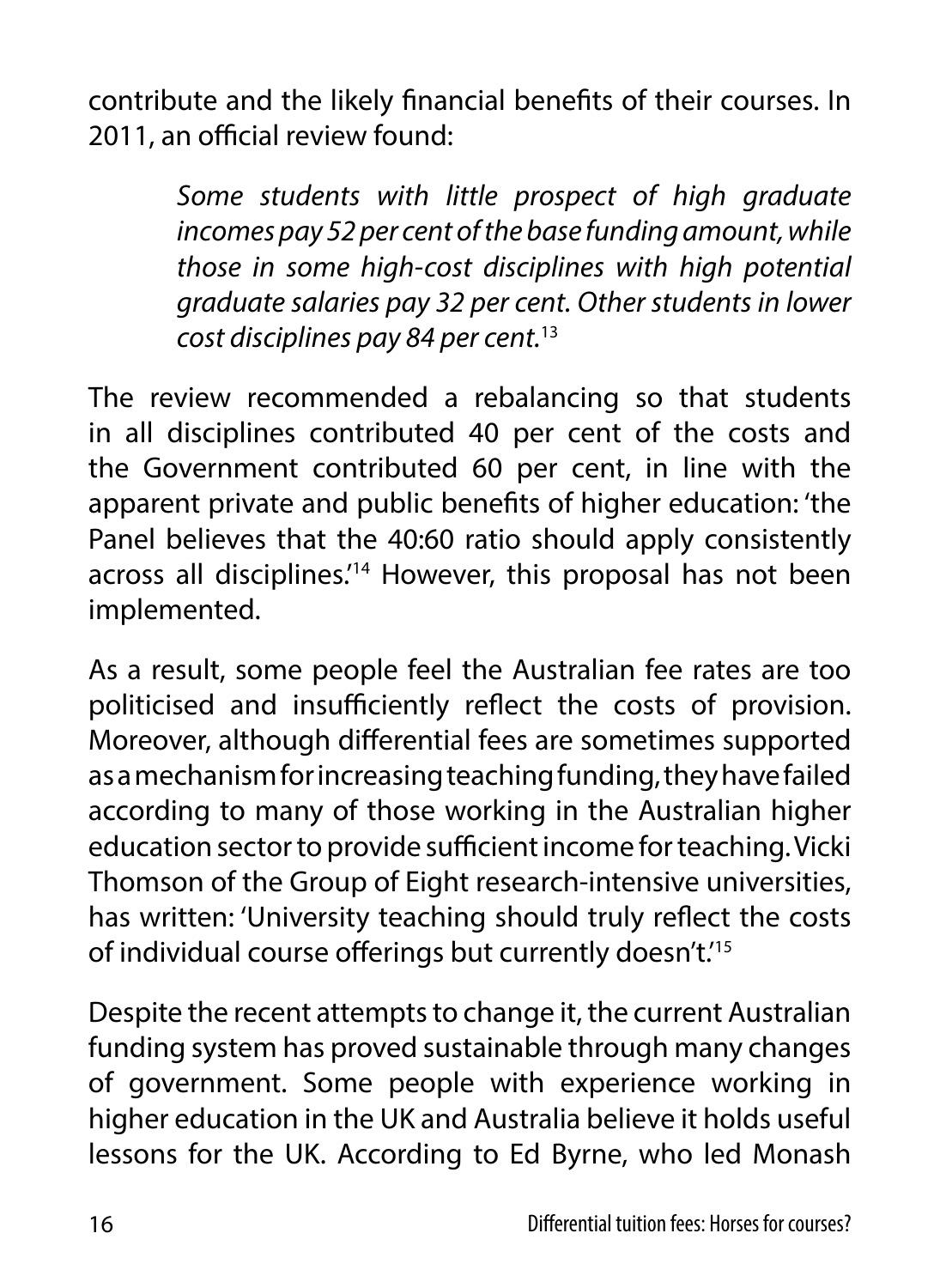contribute and the likely financial benefits of their courses. In 2011, an official review found:

> *Some students with little prospect of high graduate incomes pay 52 per cent of the base funding amount, while those in some high-cost disciplines with high potential graduate salaries pay 32 per cent. Other students in lower cost disciplines pay 84 per cent.*[13]

The review recommended a rebalancing so that students in all disciplines contributed 40 per cent of the costs and the Government contributed 60 per cent, in line with the apparent private and public benefits of higher education: 'the Panel believes that the 40:60 ratio should apply consistently across all disciplines.'[14] However, this proposal has not been implemented.

As a result, some people feel the Australian fee rates are too politicised and insufficiently reflect the costs of provision. Moreover, although differential fees are sometimes supported as a mechanism for increasing teaching funding, they have failed according to many of those working in the Australian higher education sector to provide sufficient income for teaching. Vicki Thomson of the Group of Eight research-intensive universities, has written: 'University teaching should truly reflect the costs of individual course offerings but currently doesn't.'[15]

Despite the recent attempts to change it, the current Australian funding system has proved sustainable through many changes of government. Some people with experience working in higher education in the UK and Australia believe it holds useful lessons for the UK. According to Ed Byrne, who led Monash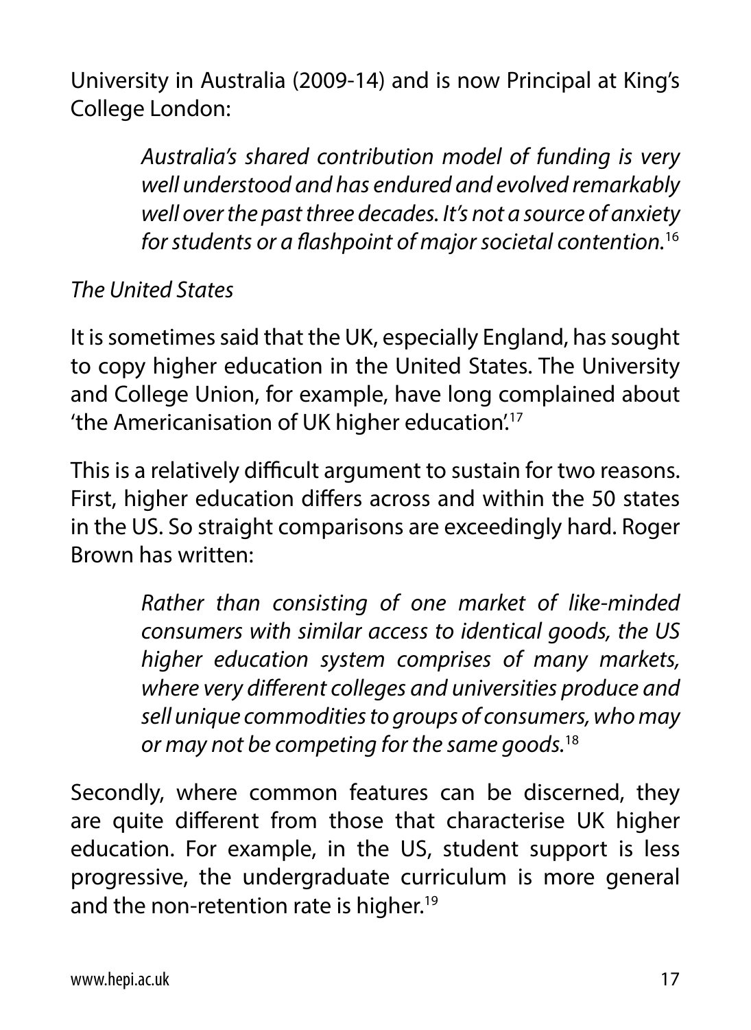University in Australia (2009-14) and is now Principal at King's College London:

> *Australia's shared contribution model of funding is very well understood and has endured and evolved remarkably well over the past three decades. It's not a source of anxiety for students or a flashpoint of major societal contention.*[16]

*The United States*

It is sometimes said that the UK, especially England, has sought to copy higher education in the United States. The University and College Union, for example, have long complained about 'the Americanisation of UK higher education'.[17]

This is a relatively difficult argument to sustain for two reasons. First, higher education differs across and within the 50 states in the US. So straight comparisons are exceedingly hard. Roger Brown has written:

> *Rather than consisting of one market of like-minded consumers with similar access to identical goods, the US higher education system comprises of many markets, where very different colleges and universities produce and sell unique commodities to groups of consumers, who may or may not be competing for the same goods.*[18]

Secondly, where common features can be discerned, they are quite different from those that characterise UK higher education. For example, in the US, student support is less progressive, the undergraduate curriculum is more general and the non-retention rate is higher.[19]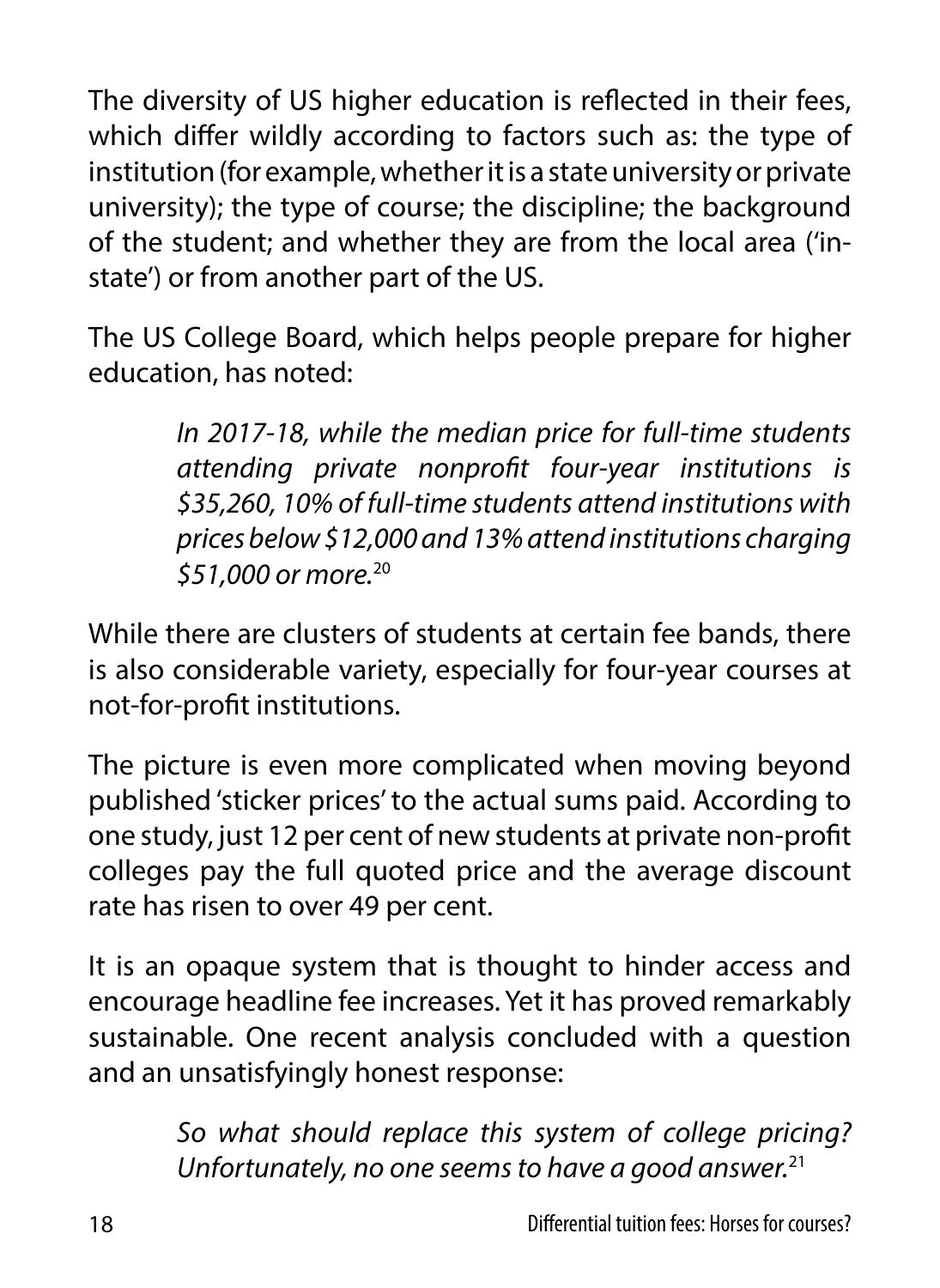The diversity of US higher education is reflected in their fees, which differ wildly according to factors such as: the type of institution (for example, whether it is a state university or private university); the type of course; the discipline; the background of the student; and whether they are from the local area ('in-state') or from another part of the US.

The US College Board, which helps people prepare for higher education, has noted:

> *In 2017-18, while the median price for full-time students attending private nonprofit four-year institutions is $35,260, 10% of full-time students attend institutions with prices below $12,000 and 13% attend institutions charging $51,000 or more.*[20]

While there are clusters of students at certain fee bands, there is also considerable variety, especially for four-year courses at not-for-profit institutions.

The picture is even more complicated when moving beyond published 'sticker prices' to the actual sums paid. According to one study, just 12 per cent of new students at private non-profit colleges pay the full quoted price and the average discount rate has risen to over 49 per cent.

It is an opaque system that is thought to hinder access and encourage headline fee increases. Yet it has proved remarkably sustainable. One recent analysis concluded with a question and an unsatisfyingly honest response:

> *So what should replace this system of college pricing? Unfortunately, no one seems to have a good answer.*[21]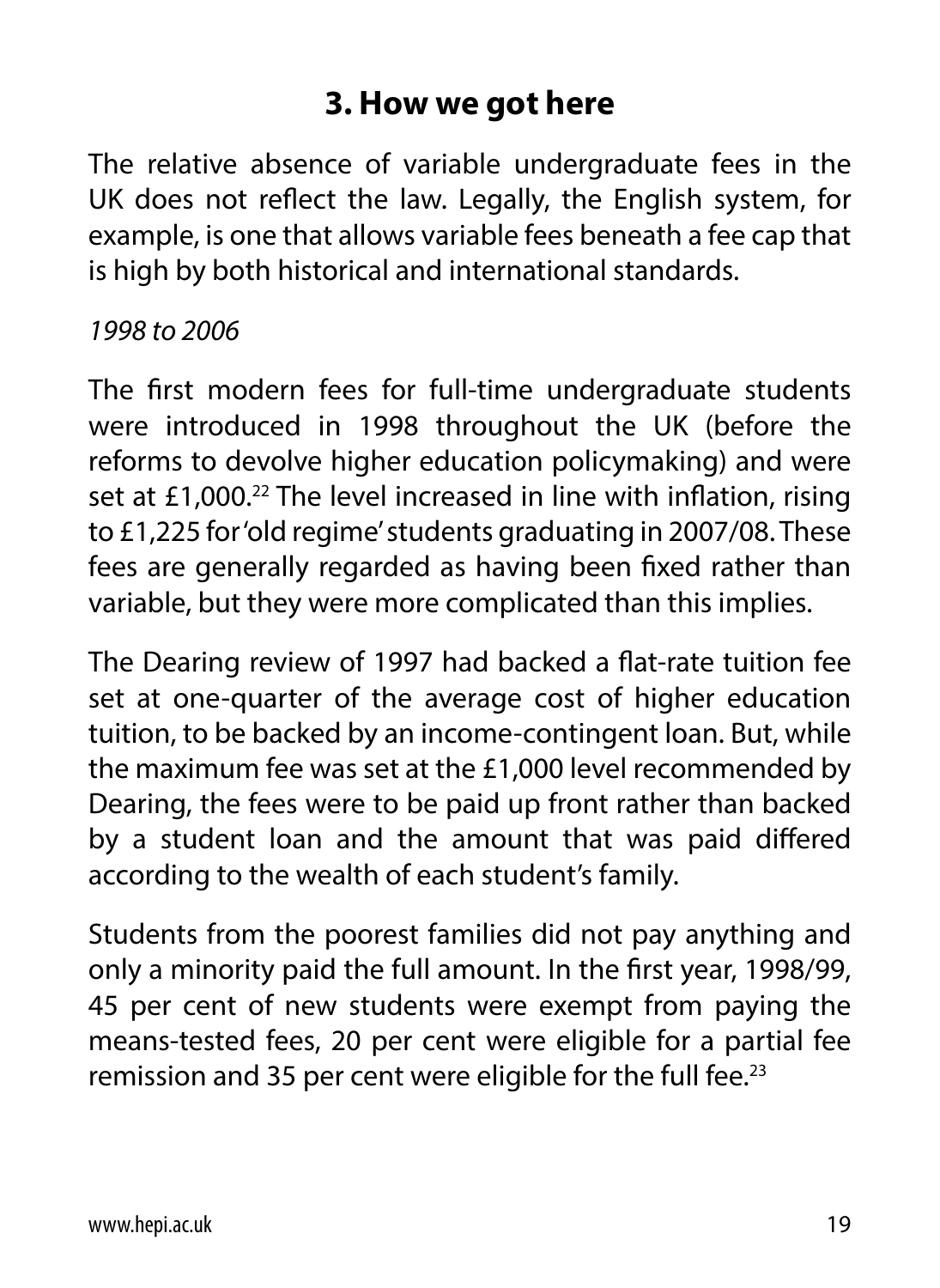## 3. How we got here

The relative absence of variable undergraduate fees in the UK does not reflect the law. Legally, the English system, for example, is one that allows variable fees beneath a fee cap that is high by both historical and international standards.

*1998 to 2006*

The first modern fees for full-time undergraduate students were introduced in 1998 throughout the UK (before the reforms to devolve higher education policymaking) and were set at £1,000.[22] The level increased in line with inflation, rising to £1,225 for 'old regime' students graduating in 2007/08. These fees are generally regarded as having been fixed rather than variable, but they were more complicated than this implies.

The Dearing review of 1997 had backed a flat-rate tuition fee set at one-quarter of the average cost of higher education tuition, to be backed by an income-contingent loan. But, while the maximum fee was set at the £1,000 level recommended by Dearing, the fees were to be paid up front rather than backed by a student loan and the amount that was paid differed according to the wealth of each student's family.

Students from the poorest families did not pay anything and only a minority paid the full amount. In the first year, 1998/99, 45 per cent of new students were exempt from paying the means-tested fees, 20 per cent were eligible for a partial fee remission and 35 per cent were eligible for the full fee.[23]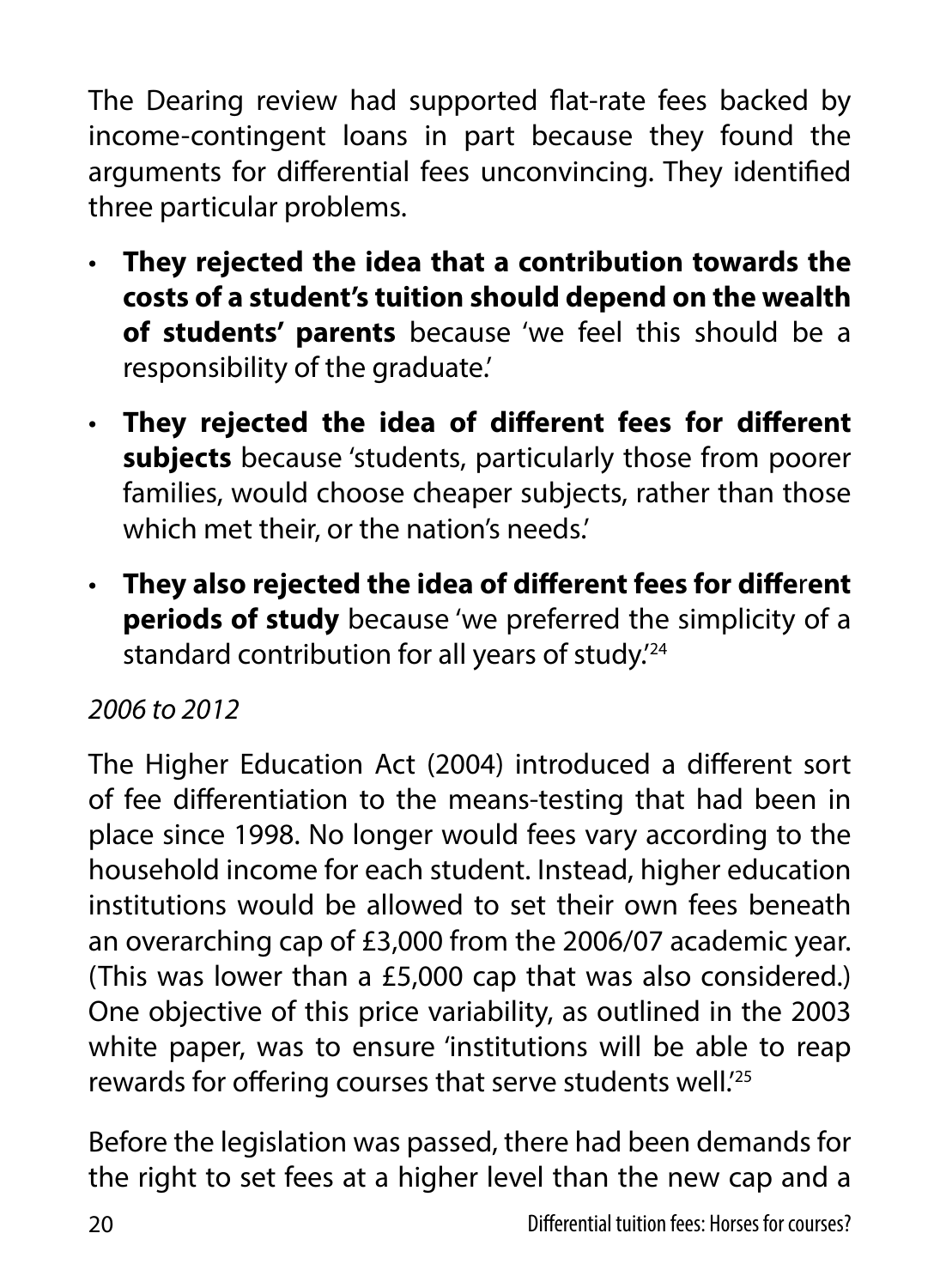The Dearing review had supported flat-rate fees backed by income-contingent loans in part because they found the arguments for differential fees unconvincing. They identified three particular problems.

- **They rejected the idea that a contribution towards the costs of a student's tuition should depend on the wealth of students' parents** because 'we feel this should be a responsibility of the graduate.'
- **They rejected the idea of different fees for different subjects** because 'students, particularly those from poorer families, would choose cheaper subjects, rather than those which met their, or the nation's needs.'
- **They also rejected the idea of different fees for different periods of study** because 'we preferred the simplicity of a standard contribution for all years of study.'[24]

*2006 to 2012*

The Higher Education Act (2004) introduced a different sort of fee differentiation to the means-testing that had been in place since 1998. No longer would fees vary according to the household income for each student. Instead, higher education institutions would be allowed to set their own fees beneath an overarching cap of £3,000 from the 2006/07 academic year. (This was lower than a £5,000 cap that was also considered.) One objective of this price variability, as outlined in the 2003 white paper, was to ensure 'institutions will be able to reap rewards for offering courses that serve students well.'[25]

Before the legislation was passed, there had been demands for the right to set fees at a higher level than the new cap and a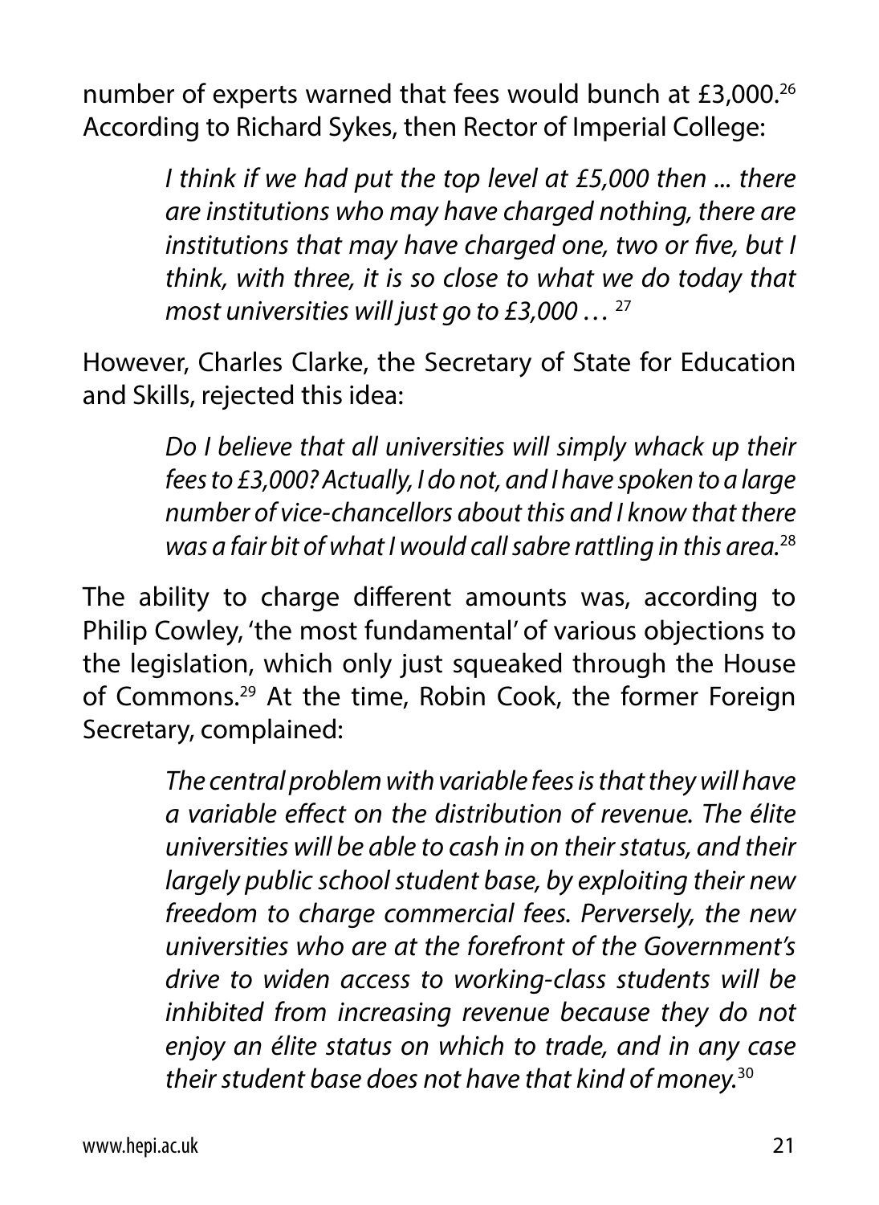number of experts warned that fees would bunch at £3,000.[26] According to Richard Sykes, then Rector of Imperial College:

> *I think if we had put the top level at £5,000 then ... there are institutions who may have charged nothing, there are institutions that may have charged one, two or five, but I think, with three, it is so close to what we do today that most universities will just go to £3,000 …* [27]

However, Charles Clarke, the Secretary of State for Education and Skills, rejected this idea:

> *Do I believe that all universities will simply whack up their fees to £3,000? Actually, I do not, and I have spoken to a large number of vice-chancellors about this and I know that there was a fair bit of what I would call sabre rattling in this area.*[28]

The ability to charge different amounts was, according to Philip Cowley, 'the most fundamental' of various objections to the legislation, which only just squeaked through the House of Commons.[29] At the time, Robin Cook, the former Foreign Secretary, complained:

> *The central problem with variable fees is that they will have a variable effect on the distribution of revenue. The élite universities will be able to cash in on their status, and their largely public school student base, by exploiting their new freedom to charge commercial fees. Perversely, the new universities who are at the forefront of the Government's drive to widen access to working-class students will be inhibited from increasing revenue because they do not enjoy an élite status on which to trade, and in any case their student base does not have that kind of money.*[30]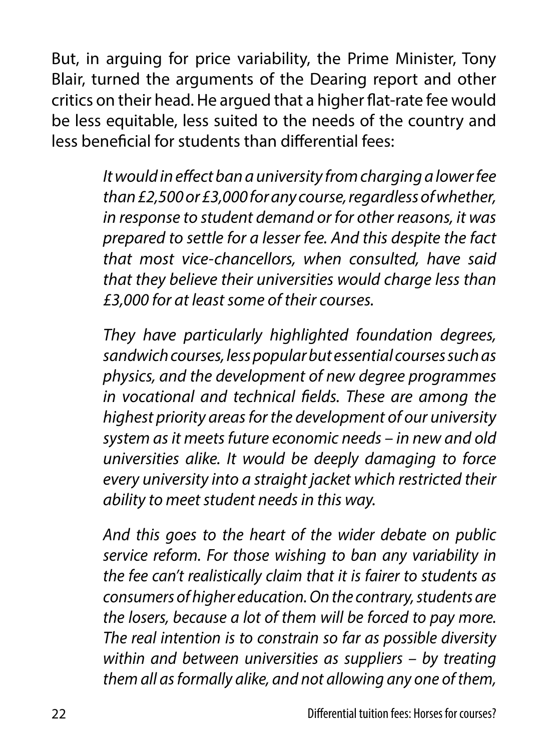But, in arguing for price variability, the Prime Minister, Tony Blair, turned the arguments of the Dearing report and other critics on their head. He argued that a higher flat-rate fee would be less equitable, less suited to the needs of the country and less beneficial for students than differential fees:

> *It would in effect ban a university from charging a lower fee than £2,500 or £3,000 for any course, regardless of whether, in response to student demand or for other reasons, it was prepared to settle for a lesser fee. And this despite the fact that most vice-chancellors, when consulted, have said that they believe their universities would charge less than £3,000 for at least some of their courses.*
>
> *They have particularly highlighted foundation degrees, sandwich courses, less popular but essential courses such as physics, and the development of new degree programmes in vocational and technical fields. These are among the highest priority areas for the development of our university system as it meets future economic needs – in new and old universities alike. It would be deeply damaging to force every university into a straight jacket which restricted their ability to meet student needs in this way.*
>
> *And this goes to the heart of the wider debate on public service reform. For those wishing to ban any variability in the fee can't realistically claim that it is fairer to students as consumers of higher education. On the contrary, students are the losers, because a lot of them will be forced to pay more. The real intention is to constrain so far as possible diversity within and between universities as suppliers – by treating them all as formally alike, and not allowing any one of them,*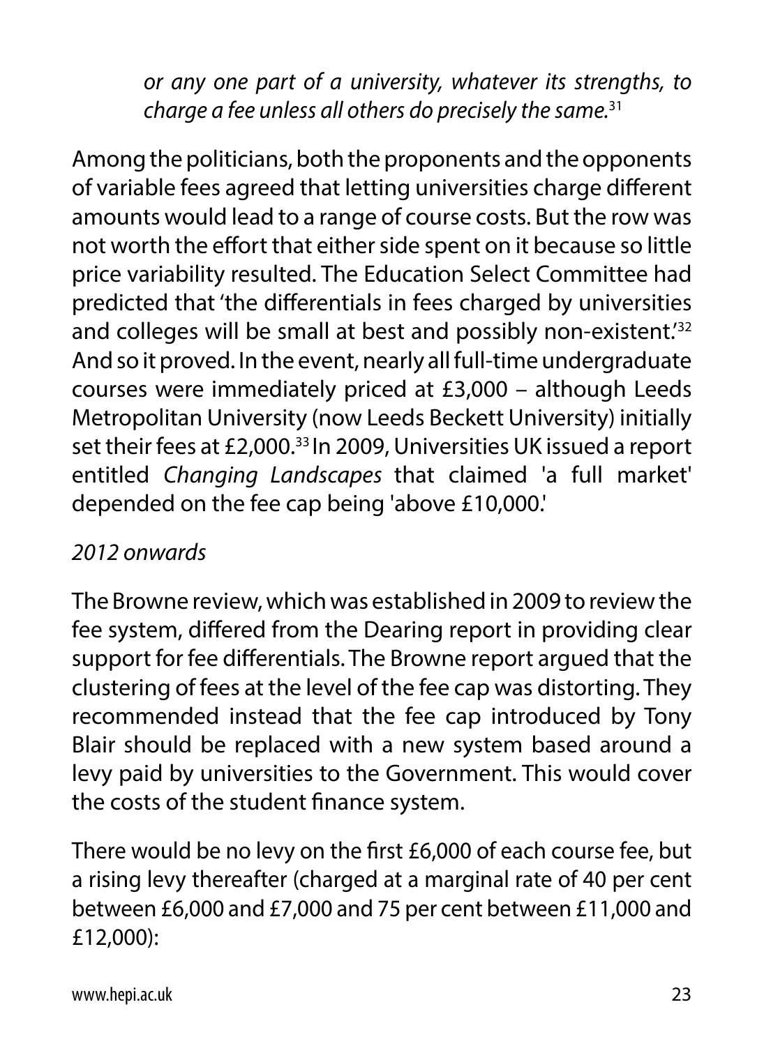*or any one part of a university, whatever its strengths, to charge a fee unless all others do precisely the same.*[31]

Among the politicians, both the proponents and the opponents of variable fees agreed that letting universities charge different amounts would lead to a range of course costs. But the row was not worth the effort that either side spent on it because so little price variability resulted. The Education Select Committee had predicted that 'the differentials in fees charged by universities and colleges will be small at best and possibly non-existent.'[32] And so it proved. In the event, nearly all full-time undergraduate courses were immediately priced at £3,000 – although Leeds Metropolitan University (now Leeds Beckett University) initially set their fees at £2,000.[33] In 2009, Universities UK issued a report entitled *Changing Landscapes* that claimed 'a full market' depended on the fee cap being 'above £10,000.'

*2012 onwards*

The Browne review, which was established in 2009 to review the fee system, differed from the Dearing report in providing clear support for fee differentials. The Browne report argued that the clustering of fees at the level of the fee cap was distorting. They recommended instead that the fee cap introduced by Tony Blair should be replaced with a new system based around a levy paid by universities to the Government. This would cover the costs of the student finance system.

There would be no levy on the first £6,000 of each course fee, but a rising levy thereafter (charged at a marginal rate of 40 per cent between £6,000 and £7,000 and 75 per cent between £11,000 and £12,000):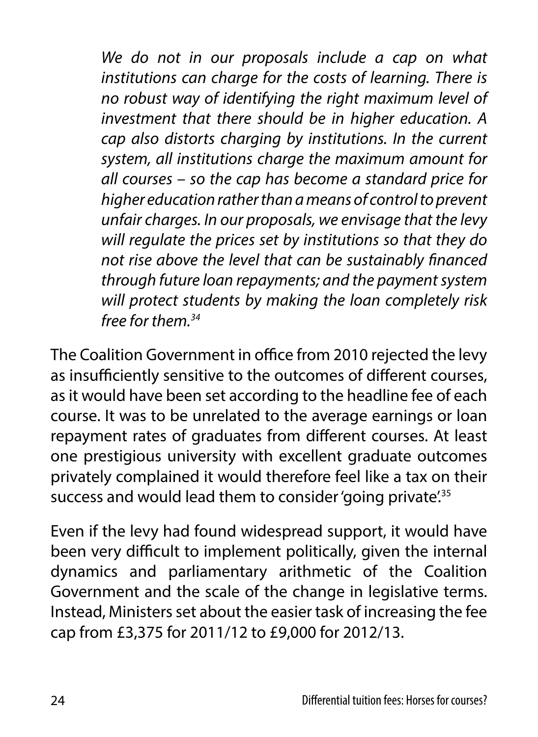> *We do not in our proposals include a cap on what institutions can charge for the costs of learning. There is no robust way of identifying the right maximum level of investment that there should be in higher education. A cap also distorts charging by institutions. In the current system, all institutions charge the maximum amount for all courses – so the cap has become a standard price for higher education rather than a means of control to prevent unfair charges. In our proposals, we envisage that the levy will regulate the prices set by institutions so that they do not rise above the level that can be sustainably financed through future loan repayments; and the payment system will protect students by making the loan completely risk free for them.*[34]

The Coalition Government in office from 2010 rejected the levy as insufficiently sensitive to the outcomes of different courses, as it would have been set according to the headline fee of each course. It was to be unrelated to the average earnings or loan repayment rates of graduates from different courses. At least one prestigious university with excellent graduate outcomes privately complained it would therefore feel like a tax on their success and would lead them to consider 'going private'.[35]

Even if the levy had found widespread support, it would have been very difficult to implement politically, given the internal dynamics and parliamentary arithmetic of the Coalition Government and the scale of the change in legislative terms. Instead, Ministers set about the easier task of increasing the fee cap from £3,375 for 2011/12 to £9,000 for 2012/13.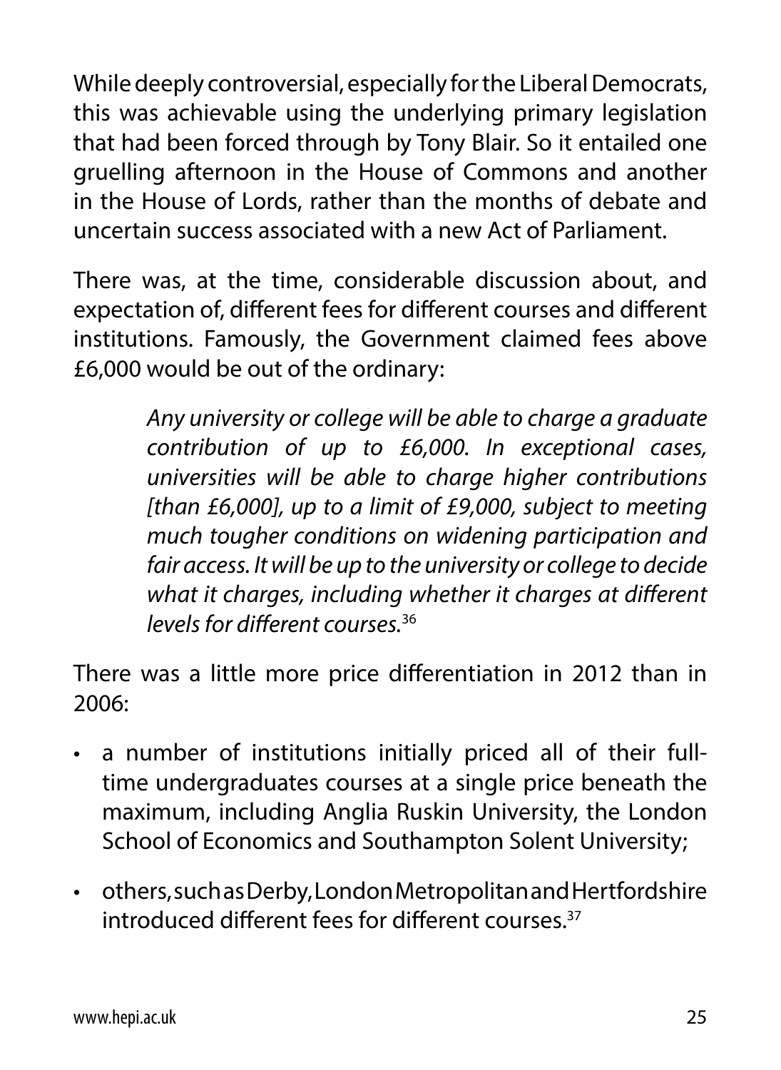While deeply controversial, especially for the Liberal Democrats, this was achievable using the underlying primary legislation that had been forced through by Tony Blair. So it entailed one gruelling afternoon in the House of Commons and another in the House of Lords, rather than the months of debate and uncertain success associated with a new Act of Parliament.

There was, at the time, considerable discussion about, and expectation of, different fees for different courses and different institutions. Famously, the Government claimed fees above £6,000 would be out of the ordinary:

> *Any university or college will be able to charge a graduate contribution of up to £6,000. In exceptional cases, universities will be able to charge higher contributions [than £6,000], up to a limit of £9,000, subject to meeting much tougher conditions on widening participation and fair access. It will be up to the university or college to decide what it charges, including whether it charges at different levels for different courses.*[36]

There was a little more price differentiation in 2012 than in 2006:

- a number of institutions initially priced all of their full-time undergraduates courses at a single price beneath the maximum, including Anglia Ruskin University, the London School of Economics and Southampton Solent University;
- others, such as Derby, London Metropolitan and Hertfordshire introduced different fees for different courses.[37]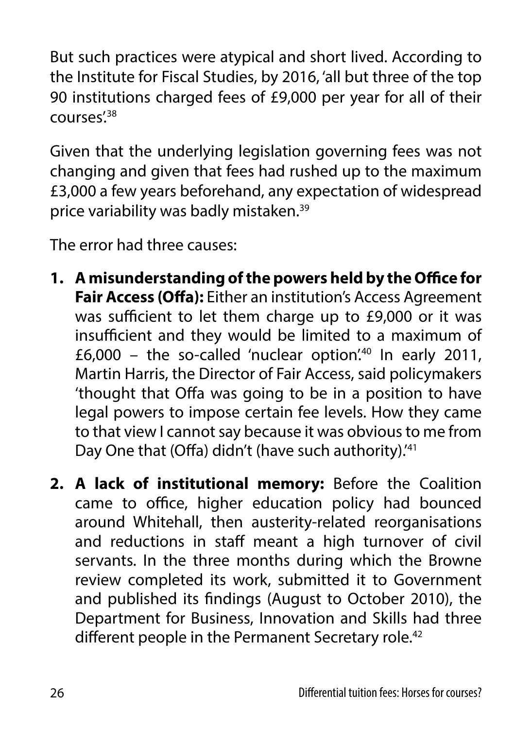But such practices were atypical and short lived. According to the Institute for Fiscal Studies, by 2016, 'all but three of the top 90 institutions charged fees of £9,000 per year for all of their courses'.[38]

Given that the underlying legislation governing fees was not changing and given that fees had rushed up to the maximum £3,000 a few years beforehand, any expectation of widespread price variability was badly mistaken.[39]

The error had three causes:

1. **A misunderstanding of the powers held by the Office for Fair Access (Offa):** Either an institution's Access Agreement was sufficient to let them charge up to £9,000 or it was insufficient and they would be limited to a maximum of £6,000 – the so-called 'nuclear option'.[40] In early 2011, Martin Harris, the Director of Fair Access, said policymakers 'thought that Offa was going to be in a position to have legal powers to impose certain fee levels. How they came to that view I cannot say because it was obvious to me from Day One that (Offa) didn't (have such authority).'[41]

2. **A lack of institutional memory:** Before the Coalition came to office, higher education policy had bounced around Whitehall, then austerity-related reorganisations and reductions in staff meant a high turnover of civil servants. In the three months during which the Browne review completed its work, submitted it to Government and published its findings (August to October 2010), the Department for Business, Innovation and Skills had three different people in the Permanent Secretary role.[42]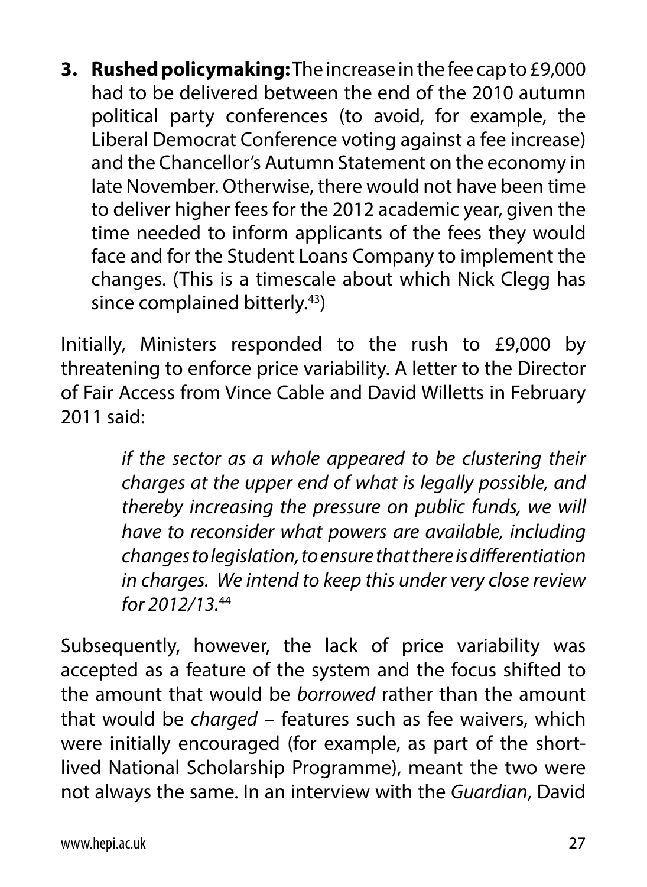3. **Rushed policymaking:** The increase in the fee cap to £9,000 had to be delivered between the end of the 2010 autumn political party conferences (to avoid, for example, the Liberal Democrat Conference voting against a fee increase) and the Chancellor's Autumn Statement on the economy in late November. Otherwise, there would not have been time to deliver higher fees for the 2012 academic year, given the time needed to inform applicants of the fees they would face and for the Student Loans Company to implement the changes. (This is a timescale about which Nick Clegg has since complained bitterly.[43])

Initially, Ministers responded to the rush to £9,000 by threatening to enforce price variability. A letter to the Director of Fair Access from Vince Cable and David Willetts in February 2011 said:

> *if the sector as a whole appeared to be clustering their charges at the upper end of what is legally possible, and thereby increasing the pressure on public funds, we will have to reconsider what powers are available, including changes to legislation, to ensure that there is differentiation in charges. We intend to keep this under very close review for 2012/13.*[44]

Subsequently, however, the lack of price variability was accepted as a feature of the system and the focus shifted to the amount that would be *borrowed* rather than the amount that would be *charged* – features such as fee waivers, which were initially encouraged (for example, as part of the short-lived National Scholarship Programme), meant the two were not always the same. In an interview with the *Guardian*, David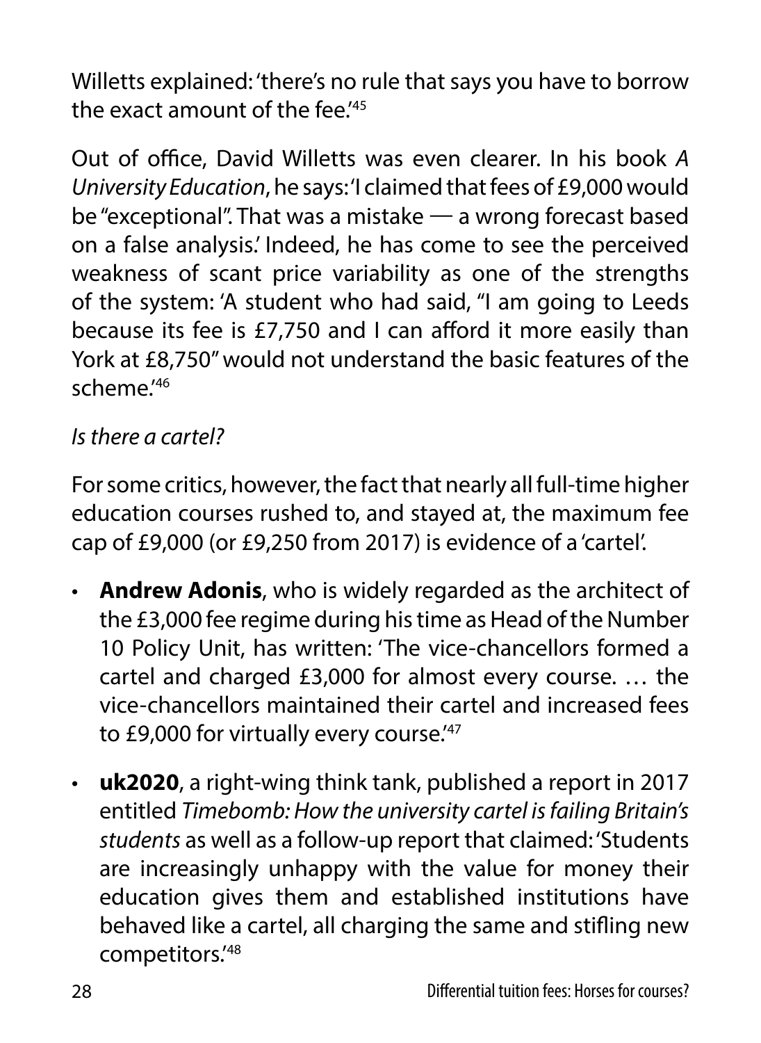Willetts explained: 'there's no rule that says you have to borrow the exact amount of the fee.'[45]

Out of office, David Willetts was even clearer. In his book *A University Education*, he says: 'I claimed that fees of £9,000 would be "exceptional". That was a mistake — a wrong forecast based on a false analysis.' Indeed, he has come to see the perceived weakness of scant price variability as one of the strengths of the system: 'A student who had said, "I am going to Leeds because its fee is £7,750 and I can afford it more easily than York at £8,750" would not understand the basic features of the scheme.'[46]

*Is there a cartel?*

For some critics, however, the fact that nearly all full-time higher education courses rushed to, and stayed at, the maximum fee cap of £9,000 (or £9,250 from 2017) is evidence of a 'cartel'.

- **Andrew Adonis**, who is widely regarded as the architect of the £3,000 fee regime during his time as Head of the Number 10 Policy Unit, has written: 'The vice-chancellors formed a cartel and charged £3,000 for almost every course. … the vice-chancellors maintained their cartel and increased fees to £9,000 for virtually every course.'[47]
- **uk2020**, a right-wing think tank, published a report in 2017 entitled *Timebomb: How the university cartel is failing Britain's students* as well as a follow-up report that claimed: 'Students are increasingly unhappy with the value for money their education gives them and established institutions have behaved like a cartel, all charging the same and stifling new competitors.'[48]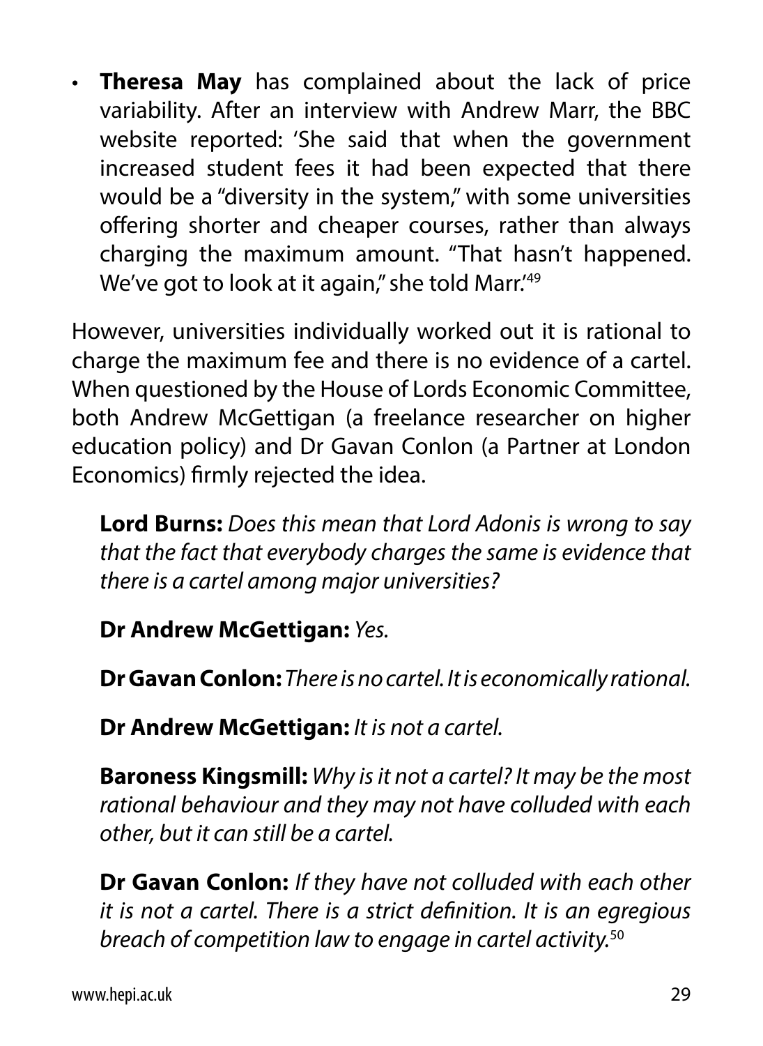- **Theresa May** has complained about the lack of price variability. After an interview with Andrew Marr, the BBC website reported: 'She said that when the government increased student fees it had been expected that there would be a "diversity in the system," with some universities offering shorter and cheaper courses, rather than always charging the maximum amount. "That hasn't happened. We've got to look at it again," she told Marr.'[49]

However, universities individually worked out it is rational to charge the maximum fee and there is no evidence of a cartel. When questioned by the House of Lords Economic Committee, both Andrew McGettigan (a freelance researcher on higher education policy) and Dr Gavan Conlon (a Partner at London Economics) firmly rejected the idea.

> **Lord Burns:** *Does this mean that Lord Adonis is wrong to say that the fact that everybody charges the same is evidence that there is a cartel among major universities?*
>
> **Dr Andrew McGettigan:** *Yes.*
>
> **Dr Gavan Conlon:** *There is no cartel. It is economically rational.*
>
> **Dr Andrew McGettigan:** *It is not a cartel.*
>
> **Baroness Kingsmill:** *Why is it not a cartel? It may be the most rational behaviour and they may not have colluded with each other, but it can still be a cartel.*
>
> **Dr Gavan Conlon:** *If they have not colluded with each other it is not a cartel. There is a strict definition. It is an egregious breach of competition law to engage in cartel activity.*[50]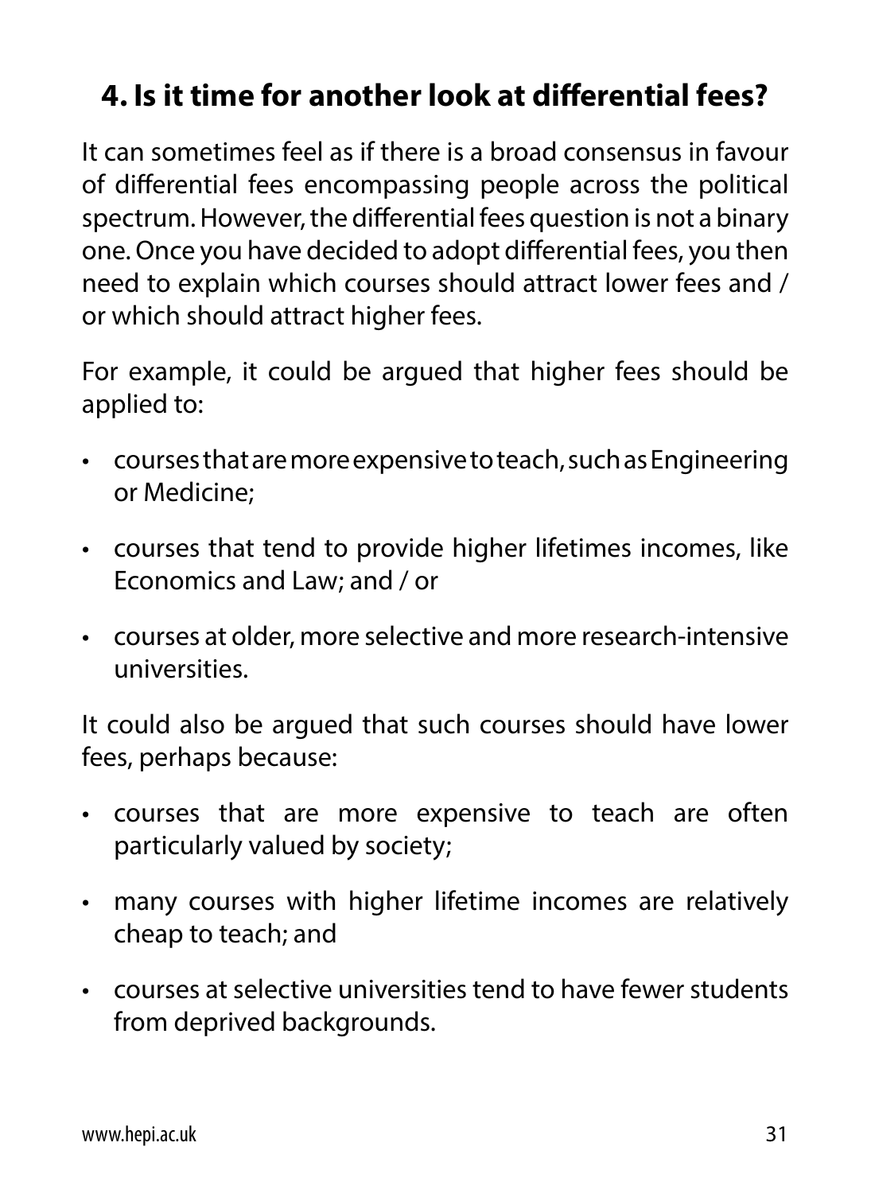## 4. Is it time for another look at differential fees?

It can sometimes feel as if there is a broad consensus in favour of differential fees encompassing people across the political spectrum. However, the differential fees question is not a binary one. Once you have decided to adopt differential fees, you then need to explain which courses should attract lower fees and / or which should attract higher fees.

For example, it could be argued that higher fees should be applied to:

- courses that are more expensive to teach, such as Engineering or Medicine;
- courses that tend to provide higher lifetimes incomes, like Economics and Law; and / or
- courses at older, more selective and more research-intensive universities.

It could also be argued that such courses should have lower fees, perhaps because:

- courses that are more expensive to teach are often particularly valued by society;
- many courses with higher lifetime incomes are relatively cheap to teach; and
- courses at selective universities tend to have fewer students from deprived backgrounds.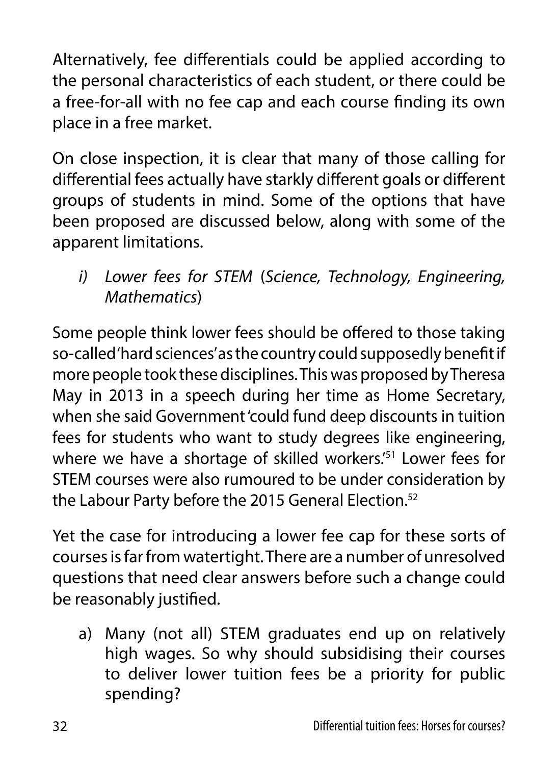Alternatively, fee differentials could be applied according to the personal characteristics of each student, or there could be a free-for-all with no fee cap and each course finding its own place in a free market.

On close inspection, it is clear that many of those calling for differential fees actually have starkly different goals or different groups of students in mind. Some of the options that have been proposed are discussed below, along with some of the apparent limitations.

i) *Lower fees for STEM* (*Science, Technology, Engineering, Mathematics*)

Some people think lower fees should be offered to those taking so-called 'hard sciences' as the country could supposedly benefit if more people took these disciplines. This was proposed by Theresa May in 2013 in a speech during her time as Home Secretary, when she said Government 'could fund deep discounts in tuition fees for students who want to study degrees like engineering, where we have a shortage of skilled workers.'[51] Lower fees for STEM courses were also rumoured to be under consideration by the Labour Party before the 2015 General Election.[52]

Yet the case for introducing a lower fee cap for these sorts of courses is far from watertight. There are a number of unresolved questions that need clear answers before such a change could be reasonably justified.

a) Many (not all) STEM graduates end up on relatively high wages. So why should subsidising their courses to deliver lower tuition fees be a priority for public spending?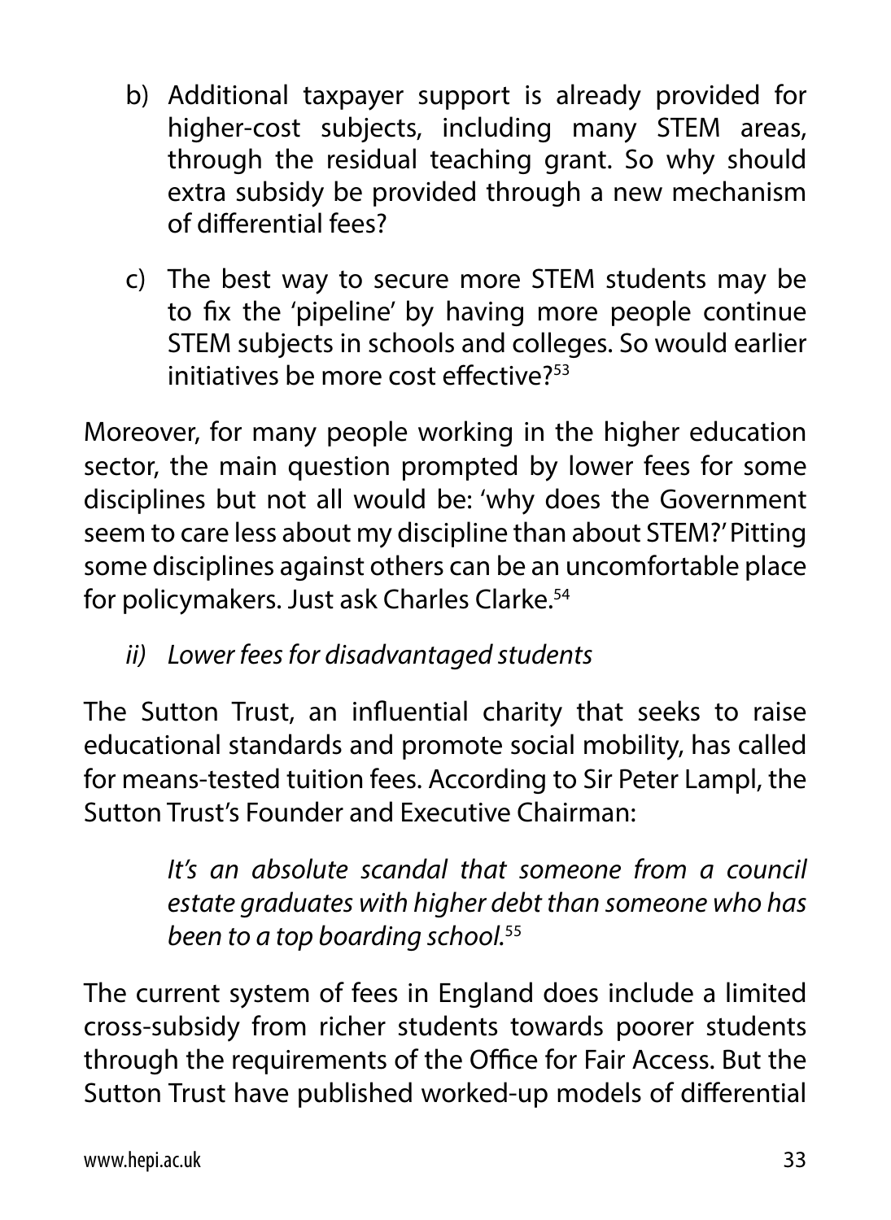b) Additional taxpayer support is already provided for higher-cost subjects, including many STEM areas, through the residual teaching grant. So why should extra subsidy be provided through a new mechanism of differential fees?

c) The best way to secure more STEM students may be to fix the 'pipeline' by having more people continue STEM subjects in schools and colleges. So would earlier initiatives be more cost effective?[53]

Moreover, for many people working in the higher education sector, the main question prompted by lower fees for some disciplines but not all would be: 'why does the Government seem to care less about my discipline than about STEM?' Pitting some disciplines against others can be an uncomfortable place for policymakers. Just ask Charles Clarke.[54]

*ii) Lower fees for disadvantaged students*

The Sutton Trust, an influential charity that seeks to raise educational standards and promote social mobility, has called for means-tested tuition fees. According to Sir Peter Lampl, the Sutton Trust's Founder and Executive Chairman:

> *It's an absolute scandal that someone from a council estate graduates with higher debt than someone who has been to a top boarding school.*[55]

The current system of fees in England does include a limited cross-subsidy from richer students towards poorer students through the requirements of the Office for Fair Access. But the Sutton Trust have published worked-up models of differential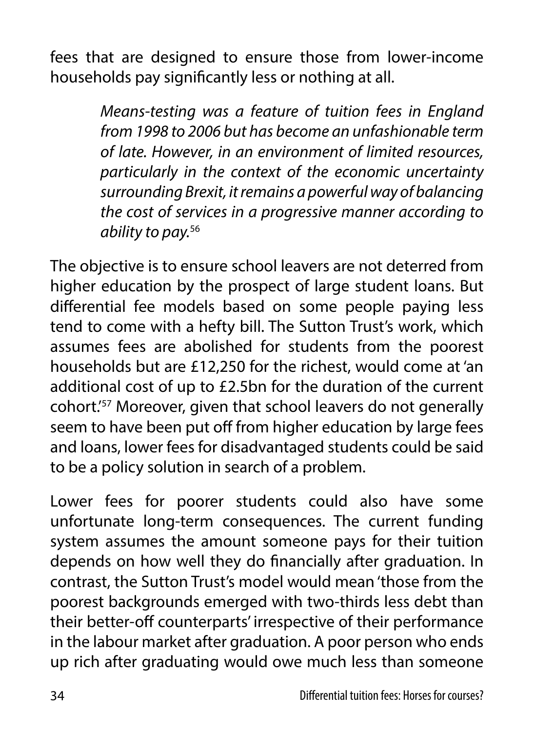fees that are designed to ensure those from lower-income households pay significantly less or nothing at all.

> *Means-testing was a feature of tuition fees in England from 1998 to 2006 but has become an unfashionable term of late. However, in an environment of limited resources, particularly in the context of the economic uncertainty surrounding Brexit, it remains a powerful way of balancing the cost of services in a progressive manner according to ability to pay.*[56]

The objective is to ensure school leavers are not deterred from higher education by the prospect of large student loans. But differential fee models based on some people paying less tend to come with a hefty bill. The Sutton Trust's work, which assumes fees are abolished for students from the poorest households but are £12,250 for the richest, would come at 'an additional cost of up to £2.5bn for the duration of the current cohort.'[57] Moreover, given that school leavers do not generally seem to have been put off from higher education by large fees and loans, lower fees for disadvantaged students could be said to be a policy solution in search of a problem.

Lower fees for poorer students could also have some unfortunate long-term consequences. The current funding system assumes the amount someone pays for their tuition depends on how well they do financially after graduation. In contrast, the Sutton Trust's model would mean 'those from the poorest backgrounds emerged with two-thirds less debt than their better-off counterparts' irrespective of their performance in the labour market after graduation. A poor person who ends up rich after graduating would owe much less than someone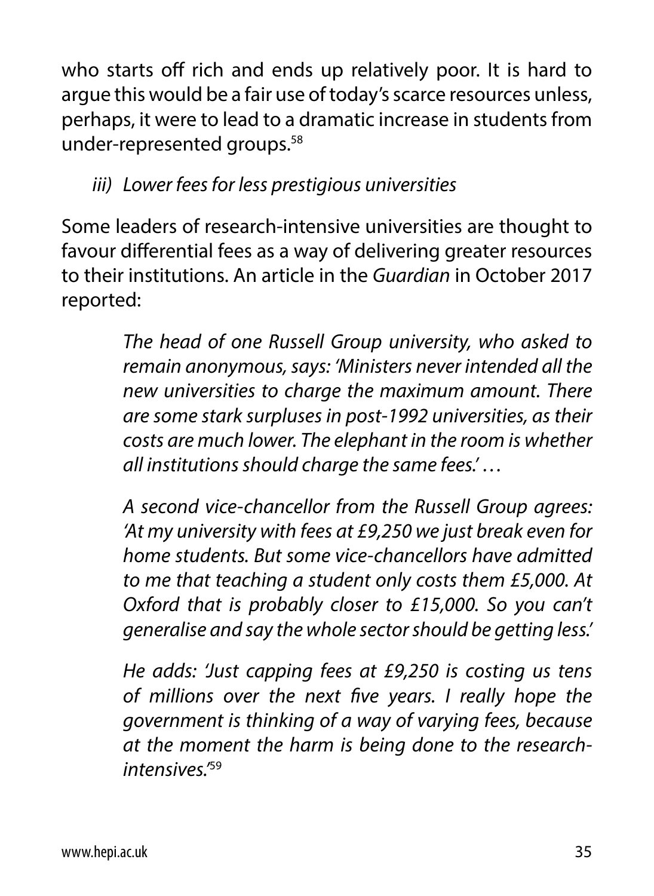who starts off rich and ends up relatively poor. It is hard to argue this would be a fair use of today's scarce resources unless, perhaps, it were to lead to a dramatic increase in students from under-represented groups.[58]

*iii) Lower fees for less prestigious universities*

Some leaders of research-intensive universities are thought to favour differential fees as a way of delivering greater resources to their institutions. An article in the *Guardian* in October 2017 reported:

> *The head of one Russell Group university, who asked to remain anonymous, says: 'Ministers never intended all the new universities to charge the maximum amount. There are some stark surpluses in post-1992 universities, as their costs are much lower. The elephant in the room is whether all institutions should charge the same fees.' …*
>
> *A second vice-chancellor from the Russell Group agrees: 'At my university with fees at £9,250 we just break even for home students. But some vice-chancellors have admitted to me that teaching a student only costs them £5,000. At Oxford that is probably closer to £15,000. So you can't generalise and say the whole sector should be getting less.'*
>
> *He adds: 'Just capping fees at £9,250 is costing us tens of millions over the next five years. I really hope the government is thinking of a way of varying fees, because at the moment the harm is being done to the research-intensives.'*[59]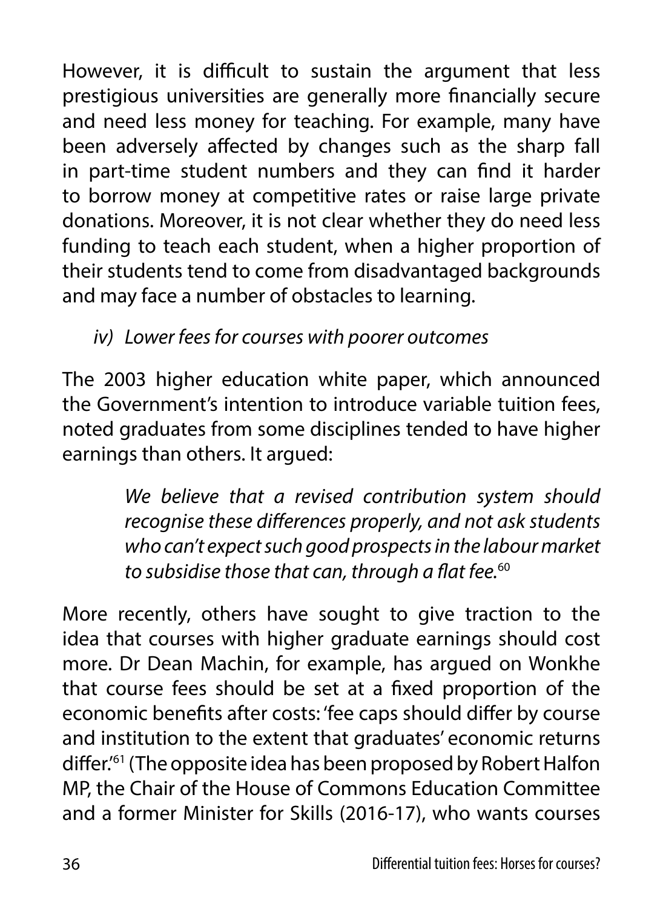However, it is difficult to sustain the argument that less prestigious universities are generally more financially secure and need less money for teaching. For example, many have been adversely affected by changes such as the sharp fall in part-time student numbers and they can find it harder to borrow money at competitive rates or raise large private donations. Moreover, it is not clear whether they do need less funding to teach each student, when a higher proportion of their students tend to come from disadvantaged backgrounds and may face a number of obstacles to learning.

*iv) Lower fees for courses with poorer outcomes*

The 2003 higher education white paper, which announced the Government's intention to introduce variable tuition fees, noted graduates from some disciplines tended to have higher earnings than others. It argued:

> *We believe that a revised contribution system should recognise these differences properly, and not ask students who can't expect such good prospects in the labour market to subsidise those that can, through a flat fee.*[60]

More recently, others have sought to give traction to the idea that courses with higher graduate earnings should cost more. Dr Dean Machin, for example, has argued on Wonkhe that course fees should be set at a fixed proportion of the economic benefits after costs: 'fee caps should differ by course and institution to the extent that graduates' economic returns differ.'[61] (The opposite idea has been proposed by Robert Halfon MP, the Chair of the House of Commons Education Committee and a former Minister for Skills (2016-17), who wants courses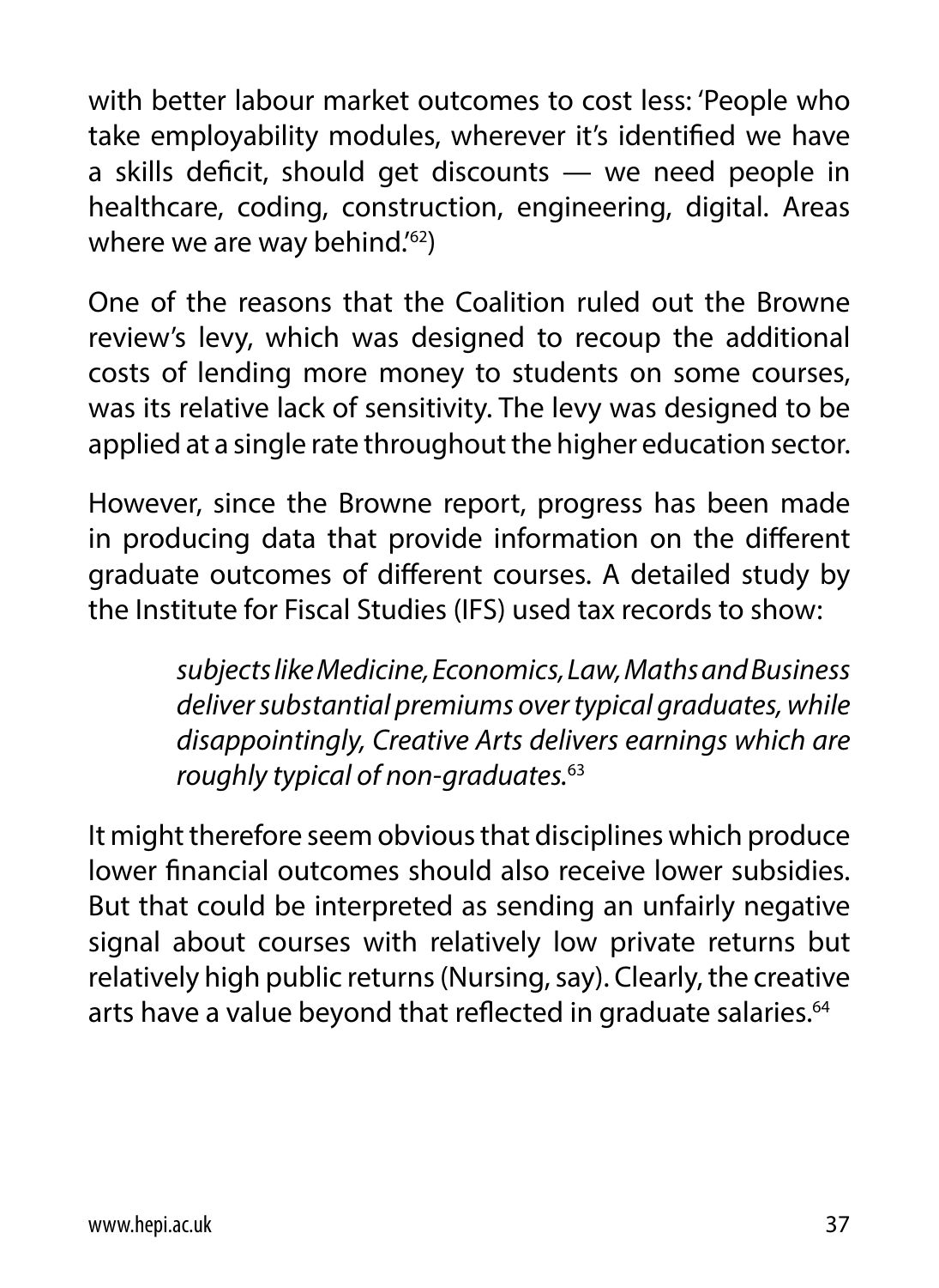with better labour market outcomes to cost less: 'People who take employability modules, wherever it's identified we have a skills deficit, should get discounts — we need people in healthcare, coding, construction, engineering, digital. Areas where we are way behind.'[62])

One of the reasons that the Coalition ruled out the Browne review's levy, which was designed to recoup the additional costs of lending more money to students on some courses, was its relative lack of sensitivity. The levy was designed to be applied at a single rate throughout the higher education sector.

However, since the Browne report, progress has been made in producing data that provide information on the different graduate outcomes of different courses. A detailed study by the Institute for Fiscal Studies (IFS) used tax records to show:

> *subjects like Medicine, Economics, Law, Maths and Business deliver substantial premiums over typical graduates, while disappointingly, Creative Arts delivers earnings which are roughly typical of non-graduates.*[63]

It might therefore seem obvious that disciplines which produce lower financial outcomes should also receive lower subsidies. But that could be interpreted as sending an unfairly negative signal about courses with relatively low private returns but relatively high public returns (Nursing, say). Clearly, the creative arts have a value beyond that reflected in graduate salaries.[64]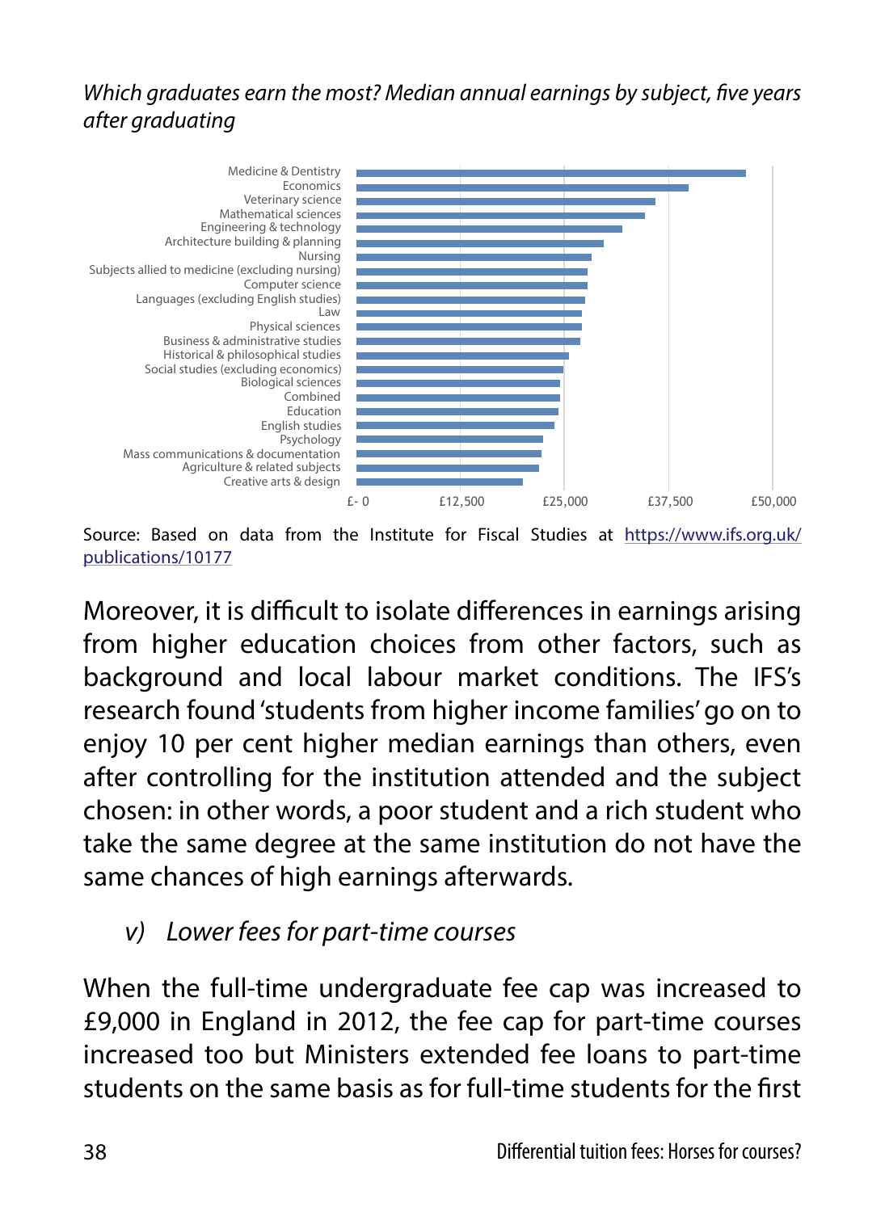*Which graduates earn the most? Median annual earnings by subject, five years after graduating*

Source: Based on data from the Institute for Fiscal Studies at https://www.ifs.org.uk/publications/10177

Moreover, it is difficult to isolate differences in earnings arising from higher education choices from other factors, such as background and local labour market conditions. The IFS's research found 'students from higher income families' go on to enjoy 10 per cent higher median earnings than others, even after controlling for the institution attended and the subject chosen: in other words, a poor student and a rich student who take the same degree at the same institution do not have the same chances of high earnings afterwards.

### *v) Lower fees for part-time courses*

When the full-time undergraduate fee cap was increased to £9,000 in England in 2012, the fee cap for part-time courses increased too but Ministers extended fee loans to part-time students on the same basis as for full-time students for the first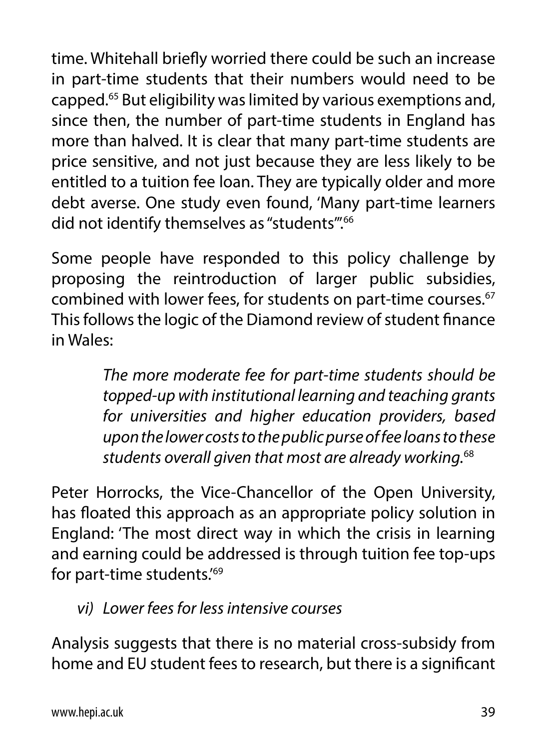time. Whitehall briefly worried there could be such an increase in part-time students that their numbers would need to be capped.[65] But eligibility was limited by various exemptions and, since then, the number of part-time students in England has more than halved. It is clear that many part-time students are price sensitive, and not just because they are less likely to be entitled to a tuition fee loan. They are typically older and more debt averse. One study even found, 'Many part-time learners did not identify themselves as "students"'.[66]

Some people have responded to this policy challenge by proposing the reintroduction of larger public subsidies, combined with lower fees, for students on part-time courses.[67] This follows the logic of the Diamond review of student finance in Wales:

> *The more moderate fee for part-time students should be topped-up with institutional learning and teaching grants for universities and higher education providers, based upon the lower costs to the public purse of fee loans to these students overall given that most are already working.*[68]

Peter Horrocks, the Vice-Chancellor of the Open University, has floated this approach as an appropriate policy solution in England: 'The most direct way in which the crisis in learning and earning could be addressed is through tuition fee top-ups for part-time students.'[69]

*vi) Lower fees for less intensive courses*

Analysis suggests that there is no material cross-subsidy from home and EU student fees to research, but there is a significant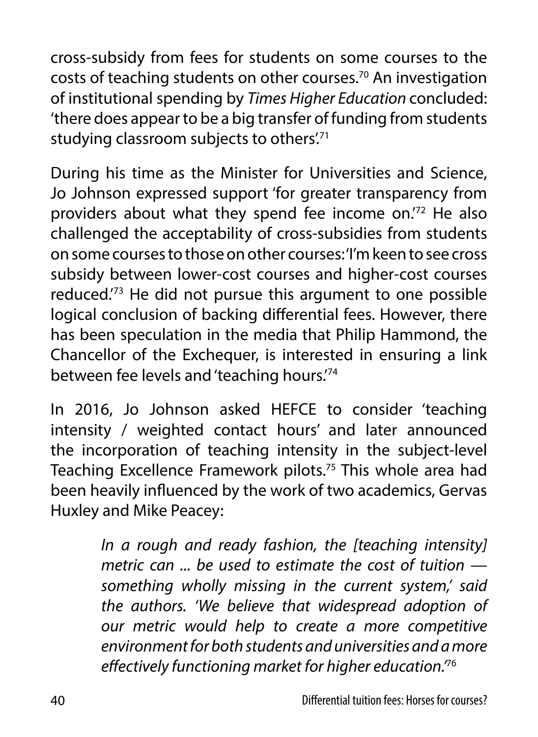cross-subsidy from fees for students on some courses to the costs of teaching students on other courses.[70] An investigation of institutional spending by *Times Higher Education* concluded: 'there does appear to be a big transfer of funding from students studying classroom subjects to others'.[71]

During his time as the Minister for Universities and Science, Jo Johnson expressed support 'for greater transparency from providers about what they spend fee income on.'[72] He also challenged the acceptability of cross-subsidies from students on some courses to those on other courses: 'I'm keen to see cross subsidy between lower-cost courses and higher-cost courses reduced.'[73] He did not pursue this argument to one possible logical conclusion of backing differential fees. However, there has been speculation in the media that Philip Hammond, the Chancellor of the Exchequer, is interested in ensuring a link between fee levels and 'teaching hours.'[74]

In 2016, Jo Johnson asked HEFCE to consider 'teaching intensity / weighted contact hours' and later announced the incorporation of teaching intensity in the subject-level Teaching Excellence Framework pilots.[75] This whole area had been heavily influenced by the work of two academics, Gervas Huxley and Mike Peacey:

> *In a rough and ready fashion, the [teaching intensity] metric can ... be used to estimate the cost of tuition — something wholly missing in the current system,' said the authors. 'We believe that widespread adoption of our metric would help to create a more competitive environment for both students and universities and a more effectively functioning market for higher education.'*[76]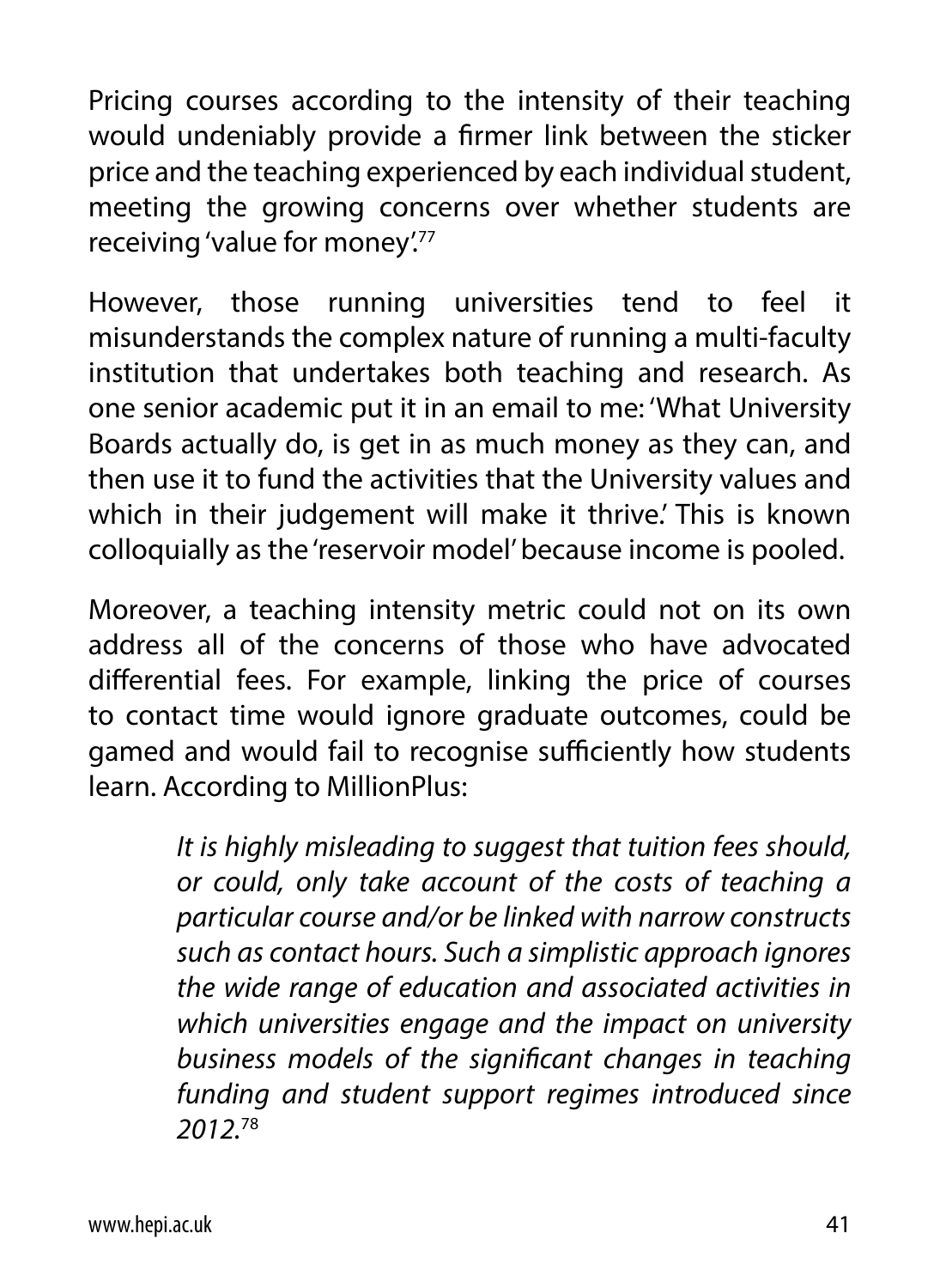Pricing courses according to the intensity of their teaching would undeniably provide a firmer link between the sticker price and the teaching experienced by each individual student, meeting the growing concerns over whether students are receiving 'value for money'.[77]

However, those running universities tend to feel it misunderstands the complex nature of running a multi-faculty institution that undertakes both teaching and research. As one senior academic put it in an email to me: 'What University Boards actually do, is get in as much money as they can, and then use it to fund the activities that the University values and which in their judgement will make it thrive.' This is known colloquially as the 'reservoir model' because income is pooled.

Moreover, a teaching intensity metric could not on its own address all of the concerns of those who have advocated differential fees. For example, linking the price of courses to contact time would ignore graduate outcomes, could be gamed and would fail to recognise sufficiently how students learn. According to MillionPlus:

> *It is highly misleading to suggest that tuition fees should, or could, only take account of the costs of teaching a particular course and/or be linked with narrow constructs such as contact hours. Such a simplistic approach ignores the wide range of education and associated activities in which universities engage and the impact on university business models of the significant changes in teaching funding and student support regimes introduced since 2012.*[78]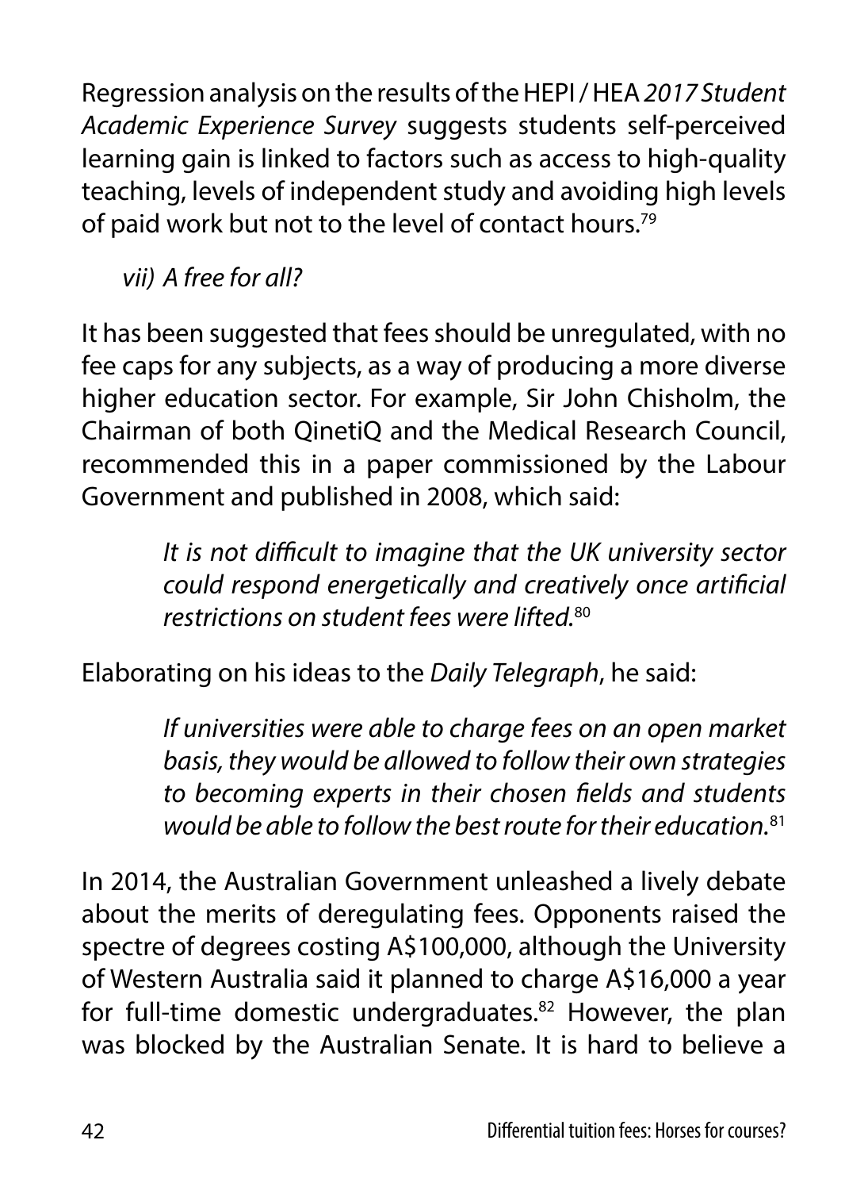Regression analysis on the results of the HEPI / HEA *2017 Student Academic Experience Survey* suggests students self-perceived learning gain is linked to factors such as access to high-quality teaching, levels of independent study and avoiding high levels of paid work but not to the level of contact hours.[79]

### *vii) A free for all?*

It has been suggested that fees should be unregulated, with no fee caps for any subjects, as a way of producing a more diverse higher education sector. For example, Sir John Chisholm, the Chairman of both QinetiQ and the Medical Research Council, recommended this in a paper commissioned by the Labour Government and published in 2008, which said:

> *It is not difficult to imagine that the UK university sector could respond energetically and creatively once artificial restrictions on student fees were lifted.*[80]

Elaborating on his ideas to the *Daily Telegraph*, he said:

> *If universities were able to charge fees on an open market basis, they would be allowed to follow their own strategies to becoming experts in their chosen fields and students would be able to follow the best route for their education.*[81]

In 2014, the Australian Government unleashed a lively debate about the merits of deregulating fees. Opponents raised the spectre of degrees costing A$100,000, although the University of Western Australia said it planned to charge A$16,000 a year for full-time domestic undergraduates.[82] However, the plan was blocked by the Australian Senate. It is hard to believe a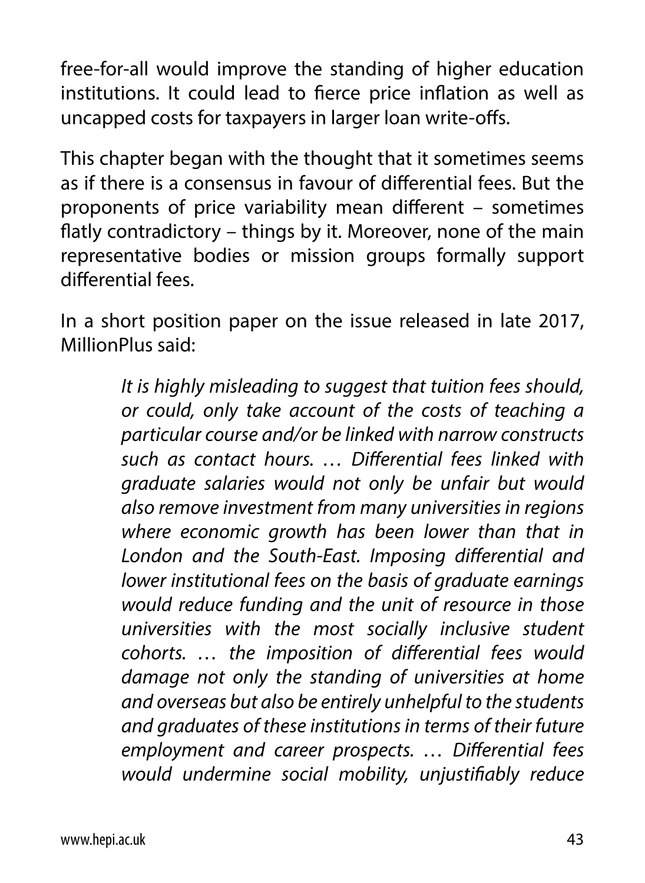free-for-all would improve the standing of higher education institutions. It could lead to fierce price inflation as well as uncapped costs for taxpayers in larger loan write-offs.

This chapter began with the thought that it sometimes seems as if there is a consensus in favour of differential fees. But the proponents of price variability mean different – sometimes flatly contradictory – things by it. Moreover, none of the main representative bodies or mission groups formally support differential fees.

In a short position paper on the issue released in late 2017, MillionPlus said:

> *It is highly misleading to suggest that tuition fees should, or could, only take account of the costs of teaching a particular course and/or be linked with narrow constructs such as contact hours. … Differential fees linked with graduate salaries would not only be unfair but would also remove investment from many universities in regions where economic growth has been lower than that in London and the South-East. Imposing differential and lower institutional fees on the basis of graduate earnings would reduce funding and the unit of resource in those universities with the most socially inclusive student cohorts. … the imposition of differential fees would damage not only the standing of universities at home and overseas but also be entirely unhelpful to the students and graduates of these institutions in terms of their future employment and career prospects. … Differential fees would undermine social mobility, unjustifiably reduce*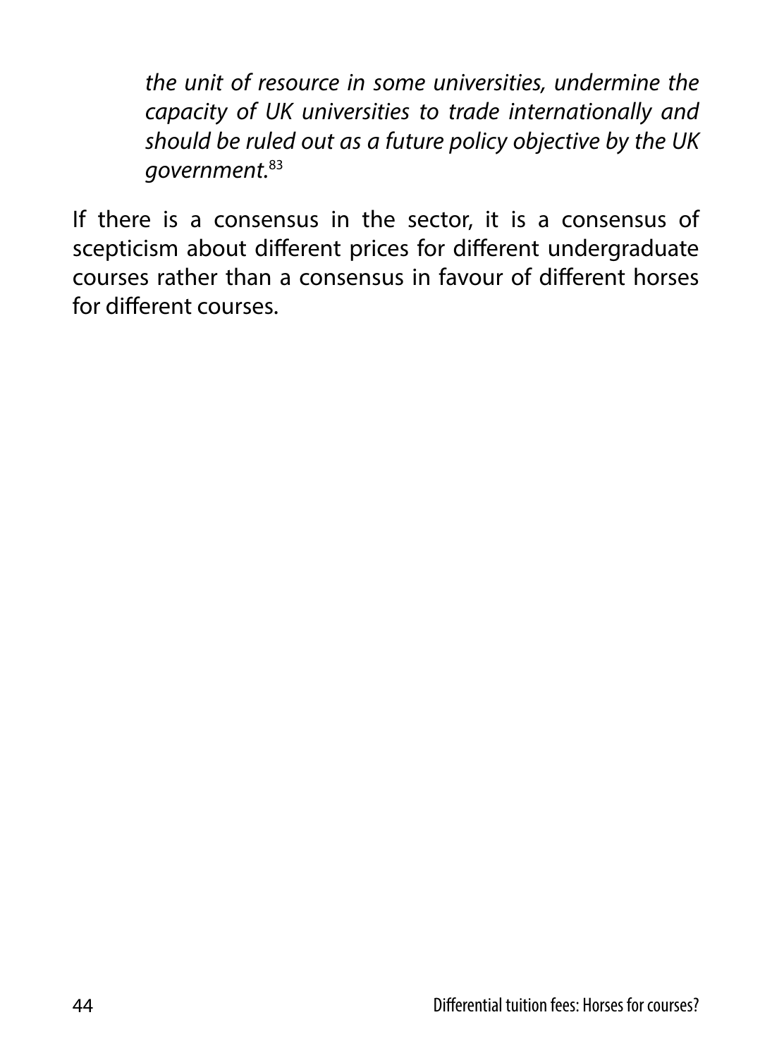> *the unit of resource in some universities, undermine the capacity of UK universities to trade internationally and should be ruled out as a future policy objective by the UK government.*[83]

If there is a consensus in the sector, it is a consensus of scepticism about different prices for different undergraduate courses rather than a consensus in favour of different horses for different courses.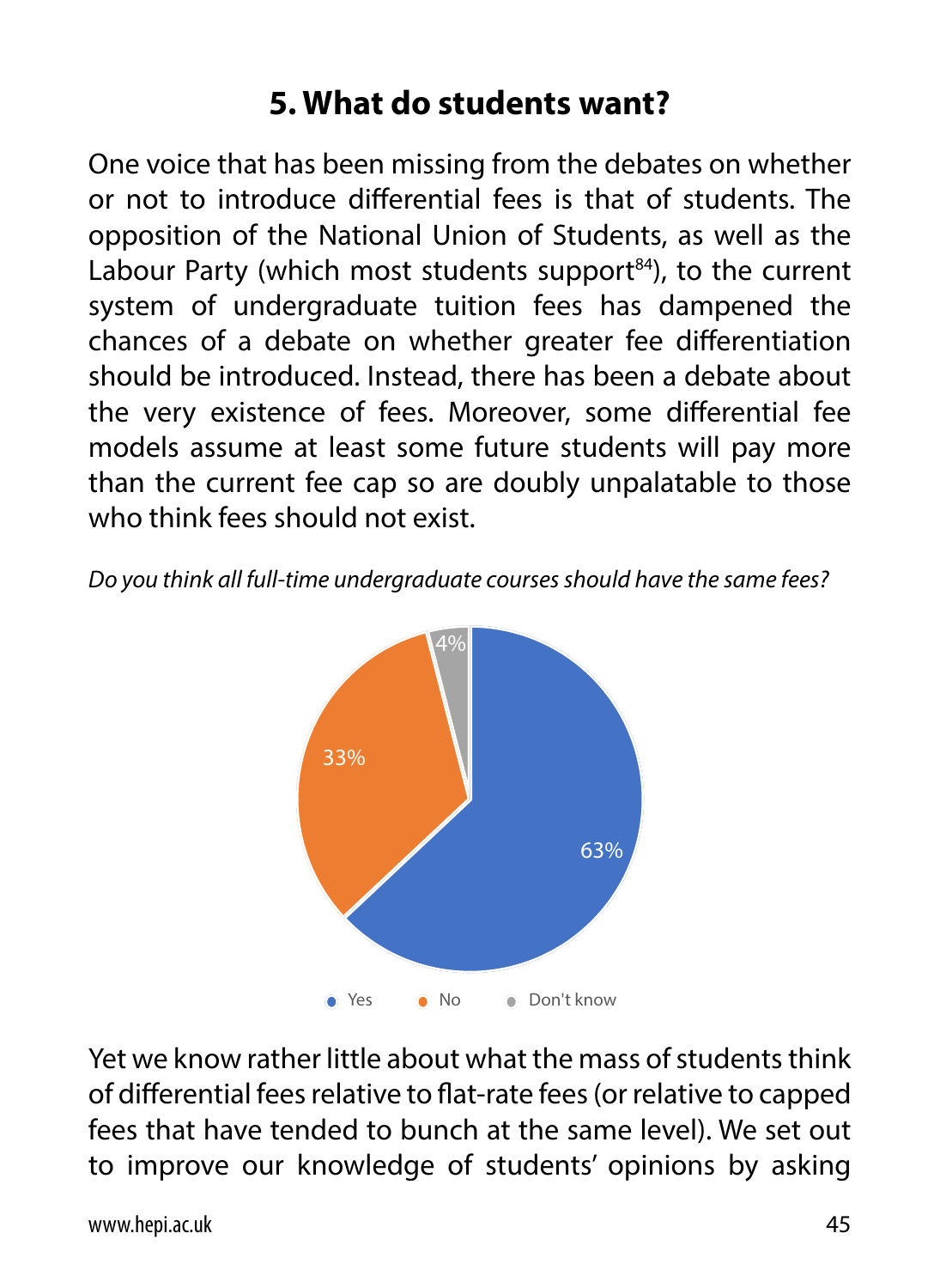## 5. What do students want?

One voice that has been missing from the debates on whether or not to introduce differential fees is that of students. The opposition of the National Union of Students, as well as the Labour Party (which most students support[84]), to the current system of undergraduate tuition fees has dampened the chances of a debate on whether greater fee differentiation should be introduced. Instead, there has been a debate about the very existence of fees. Moreover, some differential fee models assume at least some future students will pay more than the current fee cap so are doubly unpalatable to those who think fees should not exist.

*Do you think all full-time undergraduate courses should have the same fees?*

| Response | Share |
|---|---|
| Yes | 63% |
| No | 33% |
| Don't know | 4% |

Yet we know rather little about what the mass of students think of differential fees relative to flat-rate fees (or relative to capped fees that have tended to bunch at the same level). We set out to improve our knowledge of students' opinions by asking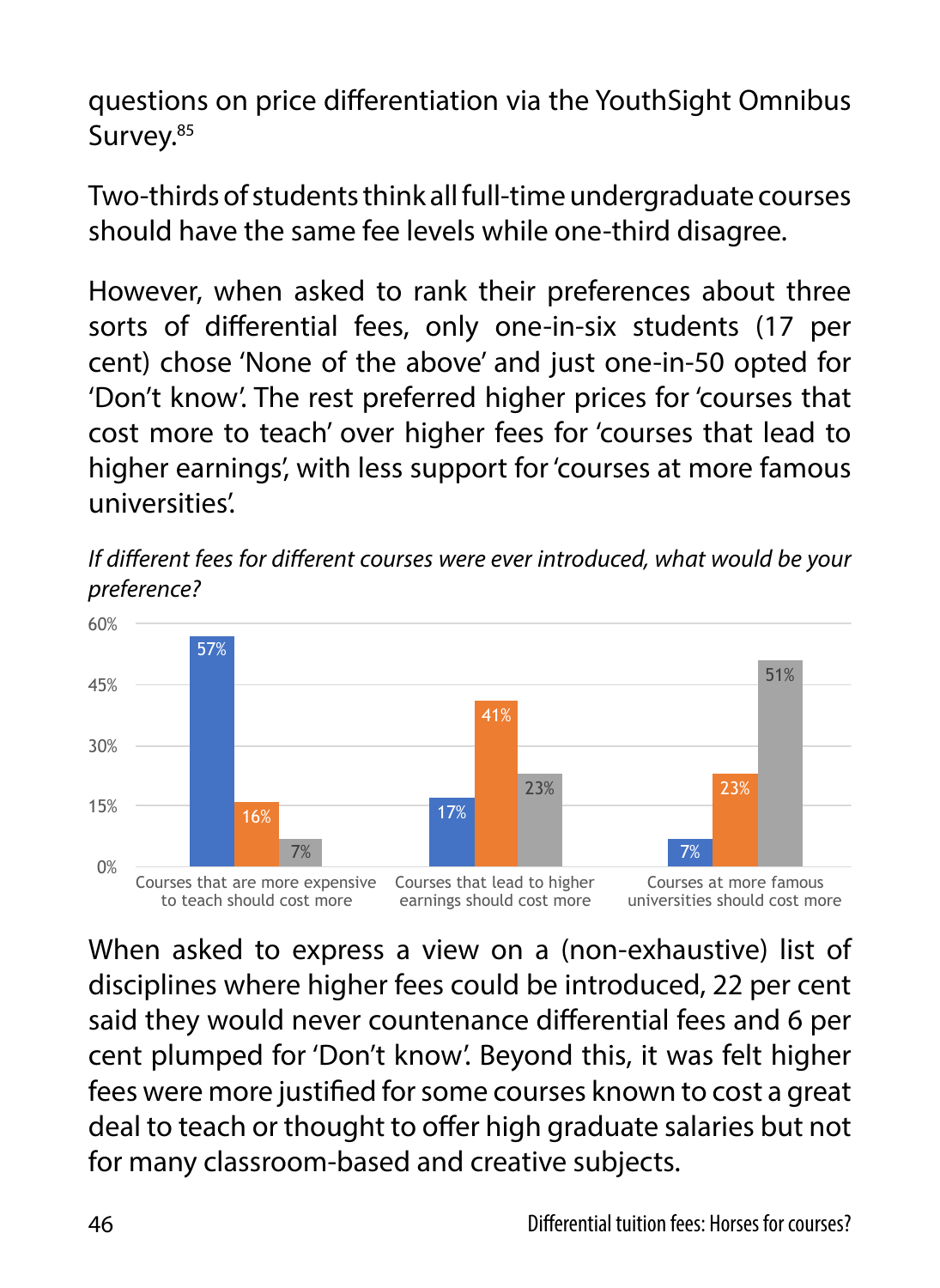questions on price differentiation via the YouthSight Omnibus Survey.[85]

Two-thirds of students think all full-time undergraduate courses should have the same fee levels while one-third disagree.

However, when asked to rank their preferences about three sorts of differential fees, only one-in-six students (17 per cent) chose 'None of the above' and just one-in-50 opted for 'Don't know'. The rest preferred higher prices for 'courses that cost more to teach' over higher fees for 'courses that lead to higher earnings', with less support for 'courses at more famous universities'.

*If different fees for different courses were ever introduced, what would be your preference?*

| | Blue | Orange | Grey |
|---|---|---|---|
| Courses that are more expensive to teach should cost more | 57% | 16% | 7% |
| Courses that lead to higher earnings should cost more | 17% | 41% | 23% |
| Courses at more famous universities should cost more | 7% | 23% | 51% |

When asked to express a view on a (non-exhaustive) list of disciplines where higher fees could be introduced, 22 per cent said they would never countenance differential fees and 6 per cent plumped for 'Don't know'. Beyond this, it was felt higher fees were more justified for some courses known to cost a great deal to teach or thought to offer high graduate salaries but not for many classroom-based and creative subjects.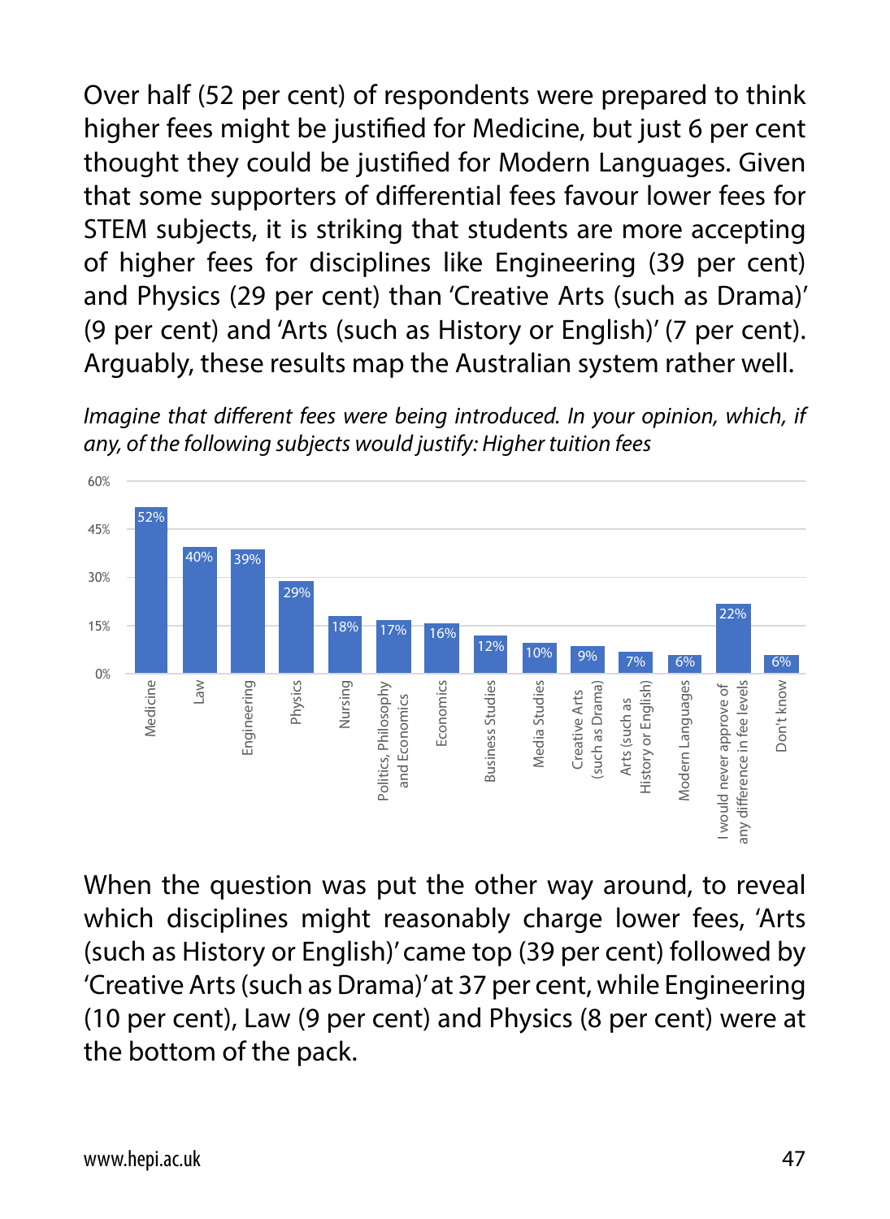Over half (52 per cent) of respondents were prepared to think higher fees might be justified for Medicine, but just 6 per cent thought they could be justified for Modern Languages. Given that some supporters of differential fees favour lower fees for STEM subjects, it is striking that students are more accepting of higher fees for disciplines like Engineering (39 per cent) and Physics (29 per cent) than 'Creative Arts (such as Drama)' (9 per cent) and 'Arts (such as History or English)' (7 per cent). Arguably, these results map the Australian system rather well.

*Imagine that different fees were being introduced. In your opinion, which, if any, of the following subjects would justify: Higher tuition fees*

| Subject | Per cent |
| --- | --- |
| Medicine | 52% |
| Law | 40% |
| Engineering | 39% |
| Physics | 29% |
| Nursing | 18% |
| Politics, Philosophy and Economics | 17% |
| Economics | 16% |
| Business Studies | 12% |
| Media Studies | 10% |
| Creative Arts (such as Drama) | 9% |
| Arts (such as History or English) | 7% |
| Modern Languages | 6% |
| I would never approve of any difference in fee levels | 22% |
| Don't know | 6% |

When the question was put the other way around, to reveal which disciplines might reasonably charge lower fees, 'Arts (such as History or English)' came top (39 per cent) followed by 'Creative Arts (such as Drama)' at 37 per cent, while Engineering (10 per cent), Law (9 per cent) and Physics (8 per cent) were at the bottom of the pack.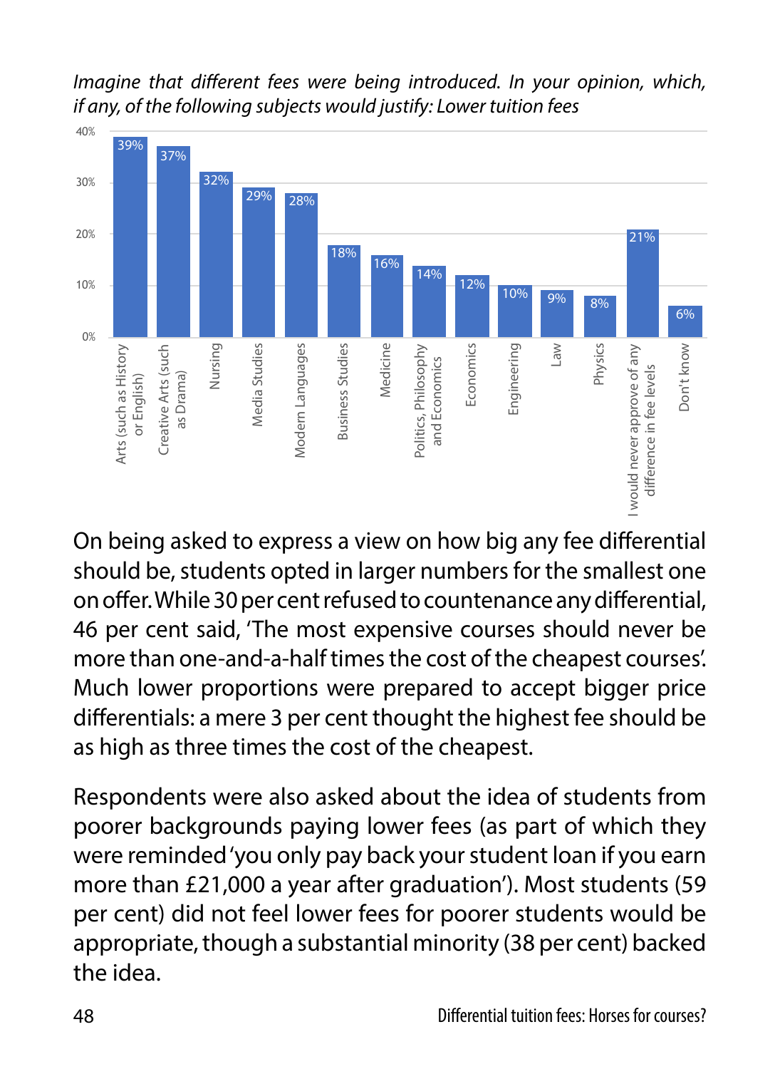*Imagine that different fees were being introduced. In your opinion, which, if any, of the following subjects would justify: Lower tuition fees*

| Subject | Percentage |
|---|---|
| Arts (such as History or English) | 39% |
| Creative Arts (such as Drama) | 37% |
| Nursing | 32% |
| Media Studies | 29% |
| Modern Languages | 28% |
| Business Studies | 18% |
| Medicine | 16% |
| Politics, Philosophy and Economics | 14% |
| Economics | 12% |
| Engineering | 10% |
| Law | 9% |
| Physics | 8% |
| I would never approve of any difference in fee levels | 21% |
| Don't know | 6% |

On being asked to express a view on how big any fee differential should be, students opted in larger numbers for the smallest one on offer. While 30 per cent refused to countenance any differential, 46 per cent said, 'The most expensive courses should never be more than one-and-a-half times the cost of the cheapest courses'. Much lower proportions were prepared to accept bigger price differentials: a mere 3 per cent thought the highest fee should be as high as three times the cost of the cheapest.

Respondents were also asked about the idea of students from poorer backgrounds paying lower fees (as part of which they were reminded 'you only pay back your student loan if you earn more than £21,000 a year after graduation'). Most students (59 per cent) did not feel lower fees for poorer students would be appropriate, though a substantial minority (38 per cent) backed the idea.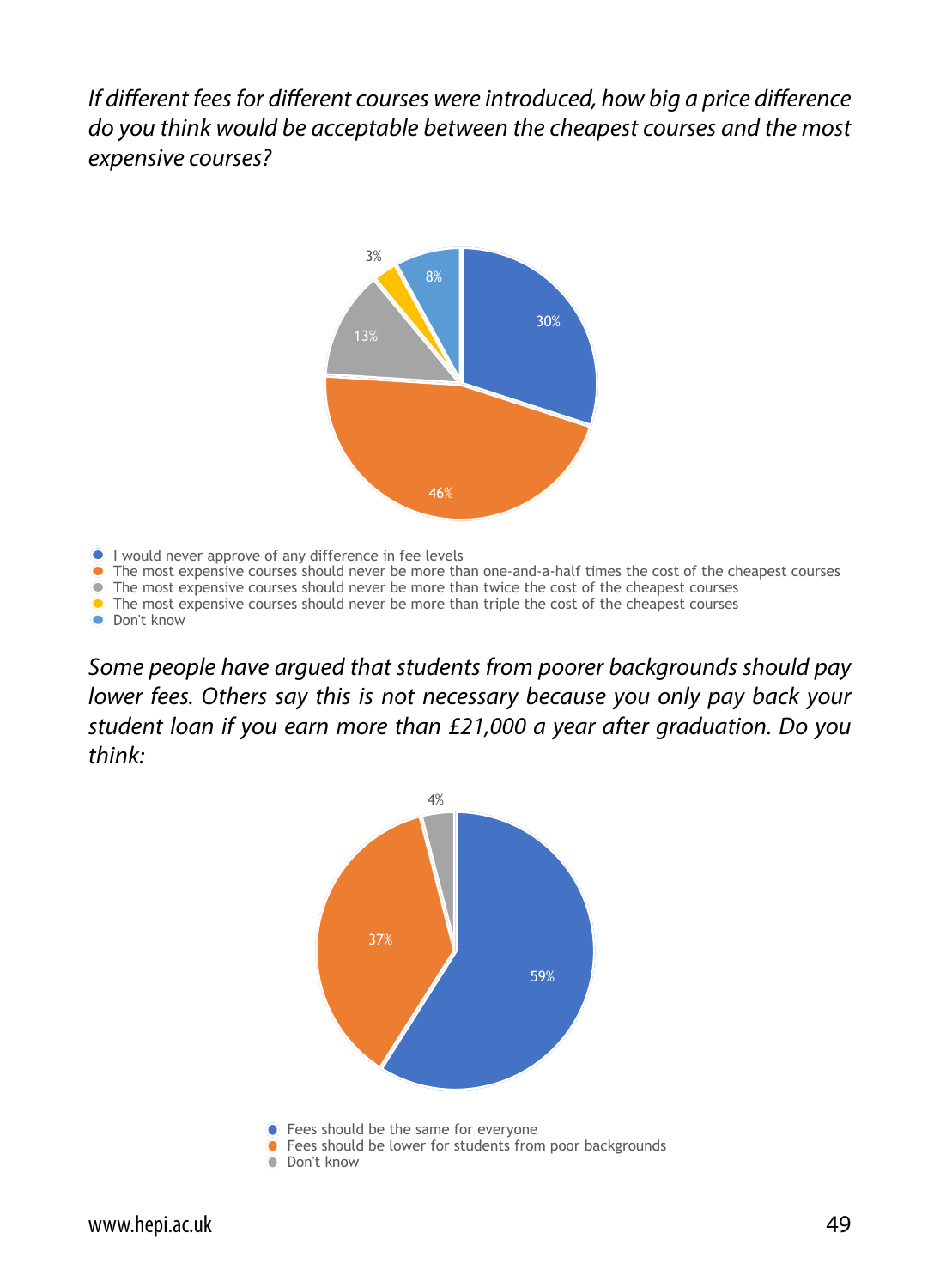*If different fees for different courses were introduced, how big a price difference do you think would be acceptable between the cheapest courses and the most expensive courses?*

| Response | % |
|---|---|
| I would never approve of any difference in fee levels | 30% |
| The most expensive courses should never be more than one-and-a-half times the cost of the cheapest courses | 46% |
| The most expensive courses should never be more than twice the cost of the cheapest courses | 13% |
| The most expensive courses should never be more than triple the cost of the cheapest courses | 3% |
| Don't know | 8% |

*Some people have argued that students from poorer backgrounds should pay lower fees. Others say this is not necessary because you only pay back your student loan if you earn more than £21,000 a year after graduation. Do you think:*

| Response | % |
|---|---|
| Fees should be the same for everyone | 59% |
| Fees should be lower for students from poor backgrounds | 37% |
| Don't know | 4% |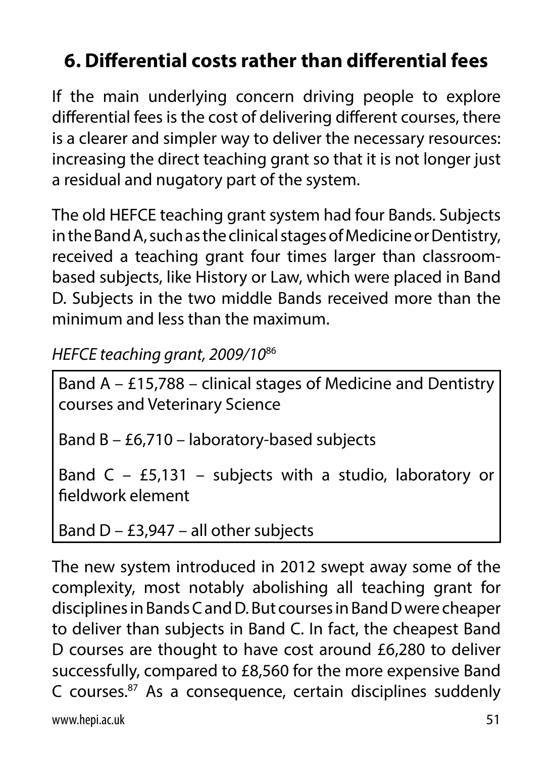## 6. Differential costs rather than differential fees

If the main underlying concern driving people to explore differential fees is the cost of delivering different courses, there is a clearer and simpler way to deliver the necessary resources: increasing the direct teaching grant so that it is not longer just a residual and nugatory part of the system.

The old HEFCE teaching grant system had four Bands. Subjects in the Band A, such as the clinical stages of Medicine or Dentistry, received a teaching grant four times larger than classroom-based subjects, like History or Law, which were placed in Band D. Subjects in the two middle Bands received more than the minimum and less than the maximum.

*HEFCE teaching grant, 2009/10*[86]

| |
|---|
| Band A – £15,788 – clinical stages of Medicine and Dentistry courses and Veterinary Science |
| Band B – £6,710 – laboratory-based subjects |
| Band C – £5,131 – subjects with a studio, laboratory or fieldwork element |
| Band D – £3,947 – all other subjects |

The new system introduced in 2012 swept away some of the complexity, most notably abolishing all teaching grant for disciplines in Bands C and D. But courses in Band D were cheaper to deliver than subjects in Band C. In fact, the cheapest Band D courses are thought to have cost around £6,280 to deliver successfully, compared to £8,560 for the more expensive Band C courses.[87] As a consequence, certain disciplines suddenly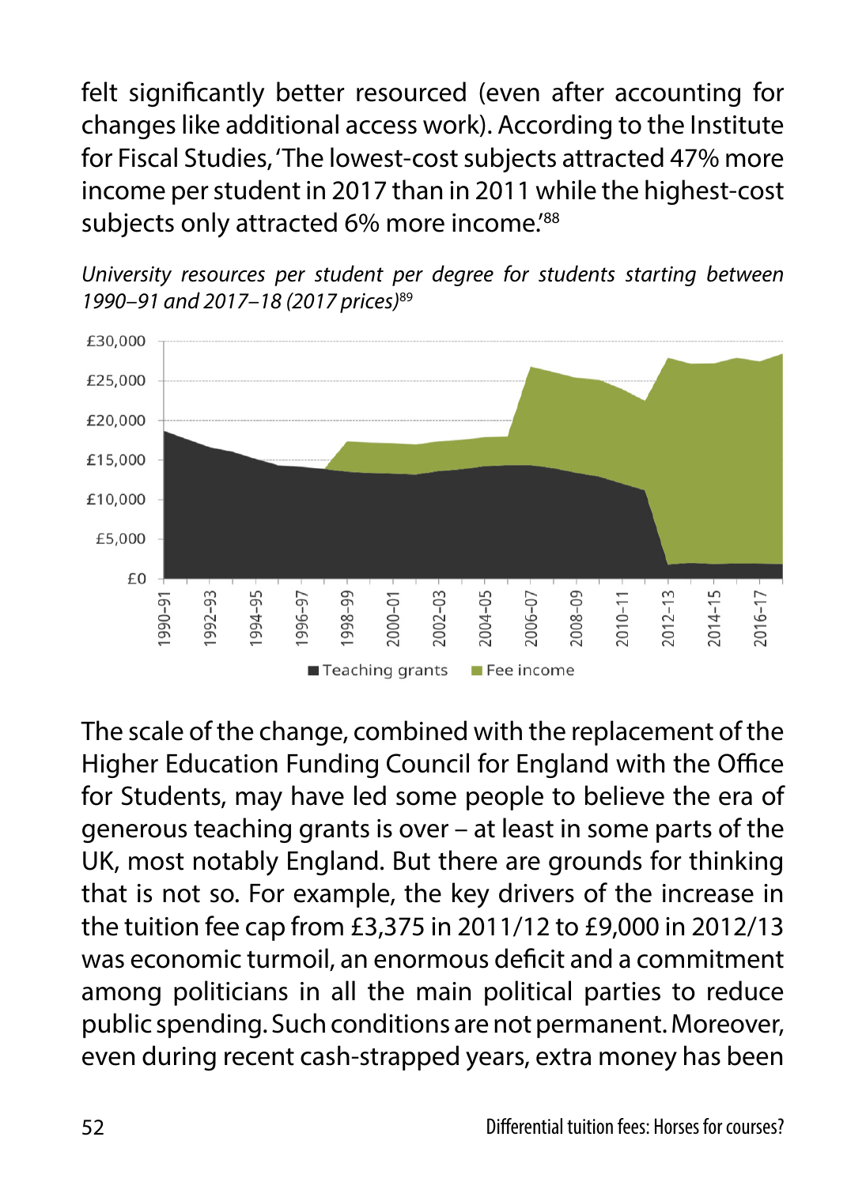felt significantly better resourced (even after accounting for changes like additional access work). According to the Institute for Fiscal Studies, 'The lowest-cost subjects attracted 47% more income per student in 2017 than in 2011 while the highest-cost subjects only attracted 6% more income.'[88]

*University resources per student per degree for students starting between 1990–91 and 2017–18 (2017 prices)*[89]

The scale of the change, combined with the replacement of the Higher Education Funding Council for England with the Office for Students, may have led some people to believe the era of generous teaching grants is over – at least in some parts of the UK, most notably England. But there are grounds for thinking that is not so. For example, the key drivers of the increase in the tuition fee cap from £3,375 in 2011/12 to £9,000 in 2012/13 was economic turmoil, an enormous deficit and a commitment among politicians in all the main political parties to reduce public spending. Such conditions are not permanent. Moreover, even during recent cash-strapped years, extra money has been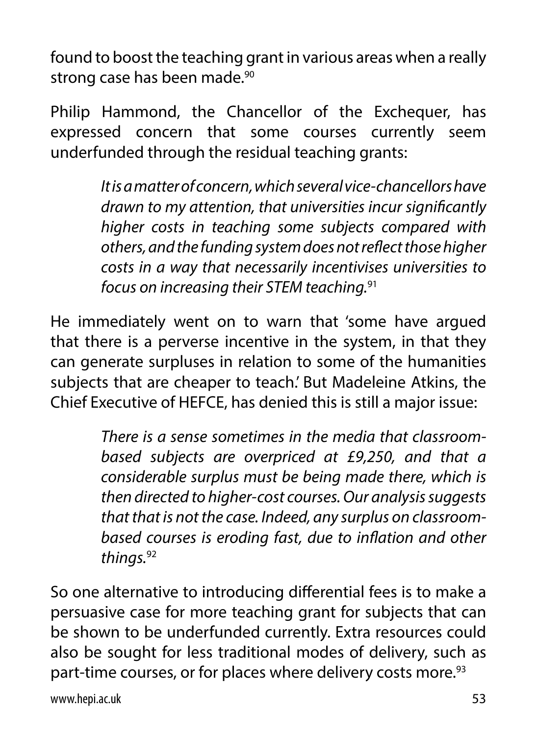found to boost the teaching grant in various areas when a really strong case has been made.[90]

Philip Hammond, the Chancellor of the Exchequer, has expressed concern that some courses currently seem underfunded through the residual teaching grants:

> *It is a matter of concern, which several vice-chancellors have drawn to my attention, that universities incur significantly higher costs in teaching some subjects compared with others, and the funding system does not reflect those higher costs in a way that necessarily incentivises universities to focus on increasing their STEM teaching.*[91]

He immediately went on to warn that 'some have argued that there is a perverse incentive in the system, in that they can generate surpluses in relation to some of the humanities subjects that are cheaper to teach.' But Madeleine Atkins, the Chief Executive of HEFCE, has denied this is still a major issue:

> *There is a sense sometimes in the media that classroom-based subjects are overpriced at £9,250, and that a considerable surplus must be being made there, which is then directed to higher-cost courses. Our analysis suggests that that is not the case. Indeed, any surplus on classroom-based courses is eroding fast, due to inflation and other things.*[92]

So one alternative to introducing differential fees is to make a persuasive case for more teaching grant for subjects that can be shown to be underfunded currently. Extra resources could also be sought for less traditional modes of delivery, such as part-time courses, or for places where delivery costs more.[93]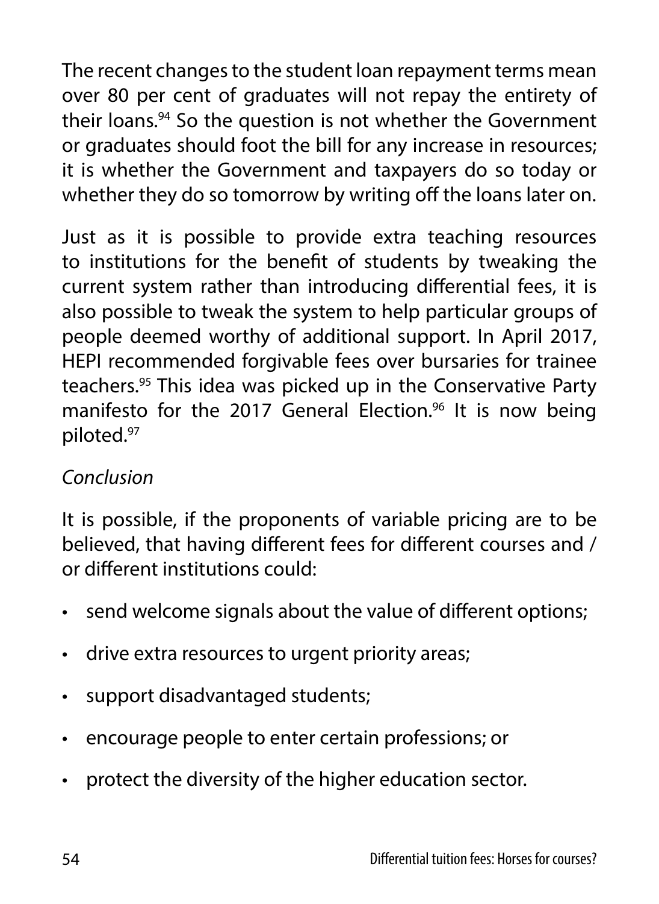The recent changes to the student loan repayment terms mean over 80 per cent of graduates will not repay the entirety of their loans.[94] So the question is not whether the Government or graduates should foot the bill for any increase in resources; it is whether the Government and taxpayers do so today or whether they do so tomorrow by writing off the loans later on.

Just as it is possible to provide extra teaching resources to institutions for the benefit of students by tweaking the current system rather than introducing differential fees, it is also possible to tweak the system to help particular groups of people deemed worthy of additional support. In April 2017, HEPI recommended forgivable fees over bursaries for trainee teachers.[95] This idea was picked up in the Conservative Party manifesto for the 2017 General Election.[96] It is now being piloted.[97]

*Conclusion*

It is possible, if the proponents of variable pricing are to be believed, that having different fees for different courses and / or different institutions could:

- send welcome signals about the value of different options;
- drive extra resources to urgent priority areas;
- support disadvantaged students;
- encourage people to enter certain professions; or
- protect the diversity of the higher education sector.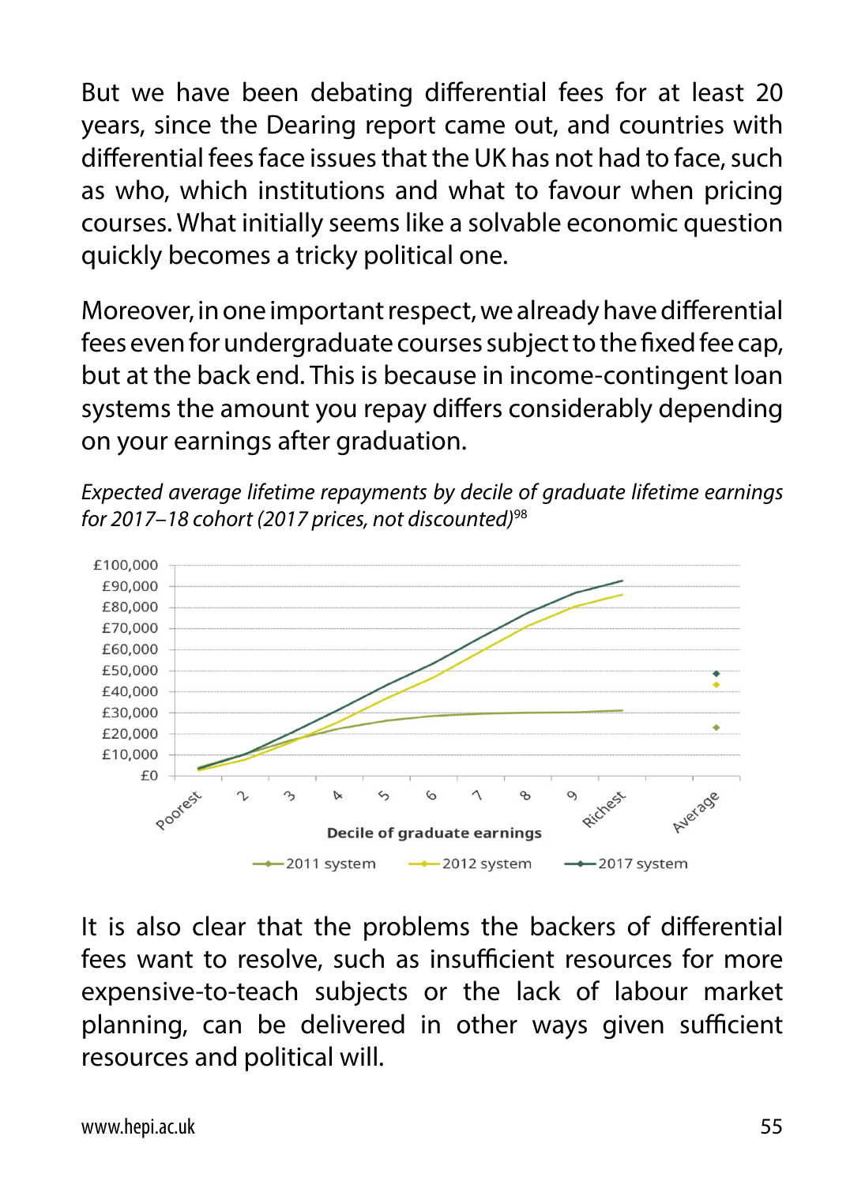But we have been debating differential fees for at least 20 years, since the Dearing report came out, and countries with differential fees face issues that the UK has not had to face, such as who, which institutions and what to favour when pricing courses. What initially seems like a solvable economic question quickly becomes a tricky political one.

Moreover, in one important respect, we already have differential fees even for undergraduate courses subject to the fixed fee cap, but at the back end. This is because in income-contingent loan systems the amount you repay differs considerably depending on your earnings after graduation.

*Expected average lifetime repayments by decile of graduate lifetime earnings for 2017–18 cohort (2017 prices, not discounted)*[98]

It is also clear that the problems the backers of differential fees want to resolve, such as insufficient resources for more expensive-to-teach subjects or the lack of labour market planning, can be delivered in other ways given sufficient resources and political will.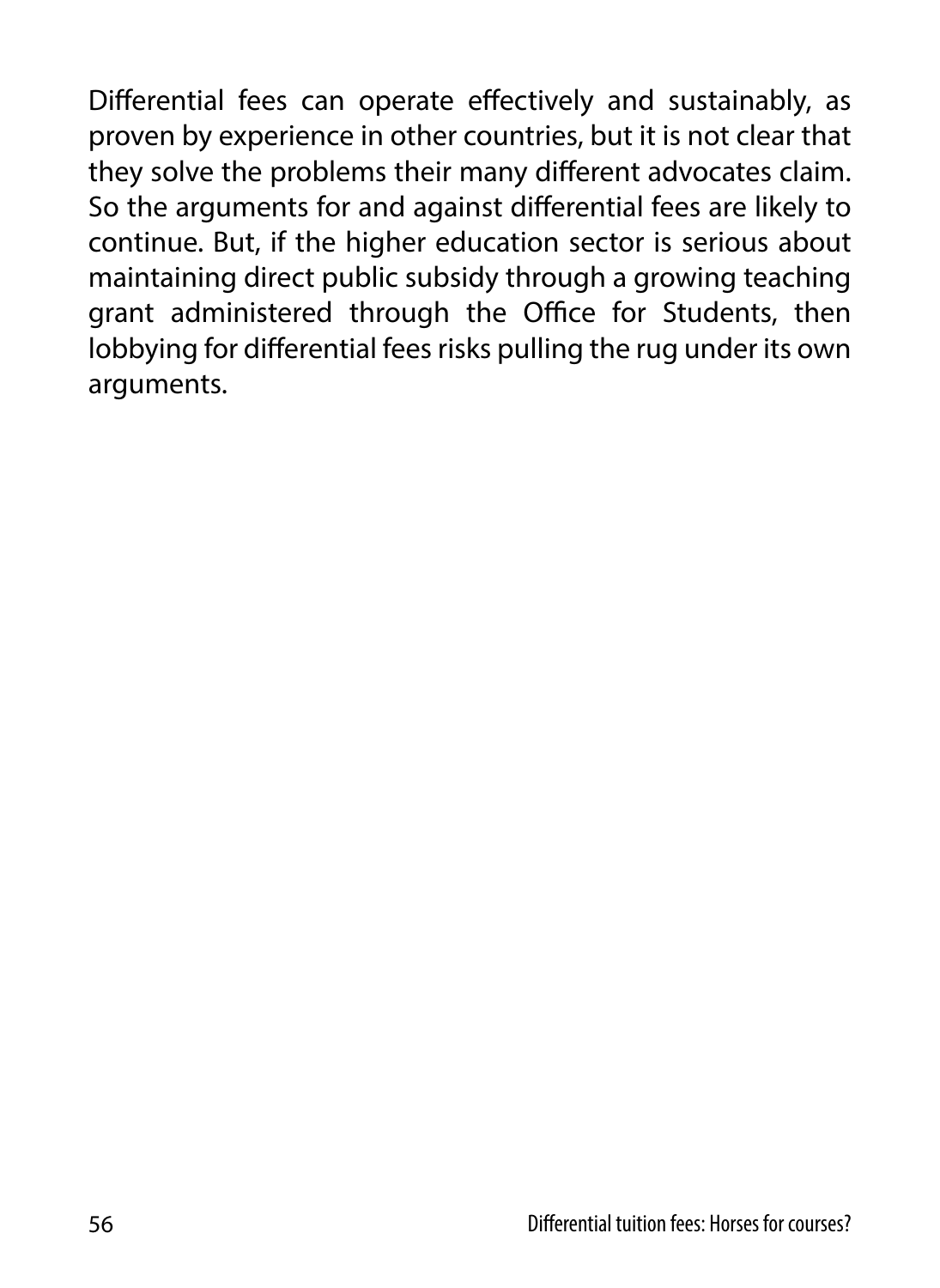Differential fees can operate effectively and sustainably, as proven by experience in other countries, but it is not clear that they solve the problems their many different advocates claim. So the arguments for and against differential fees are likely to continue. But, if the higher education sector is serious about maintaining direct public subsidy through a growing teaching grant administered through the Office for Students, then lobbying for differential fees risks pulling the rug under its own arguments.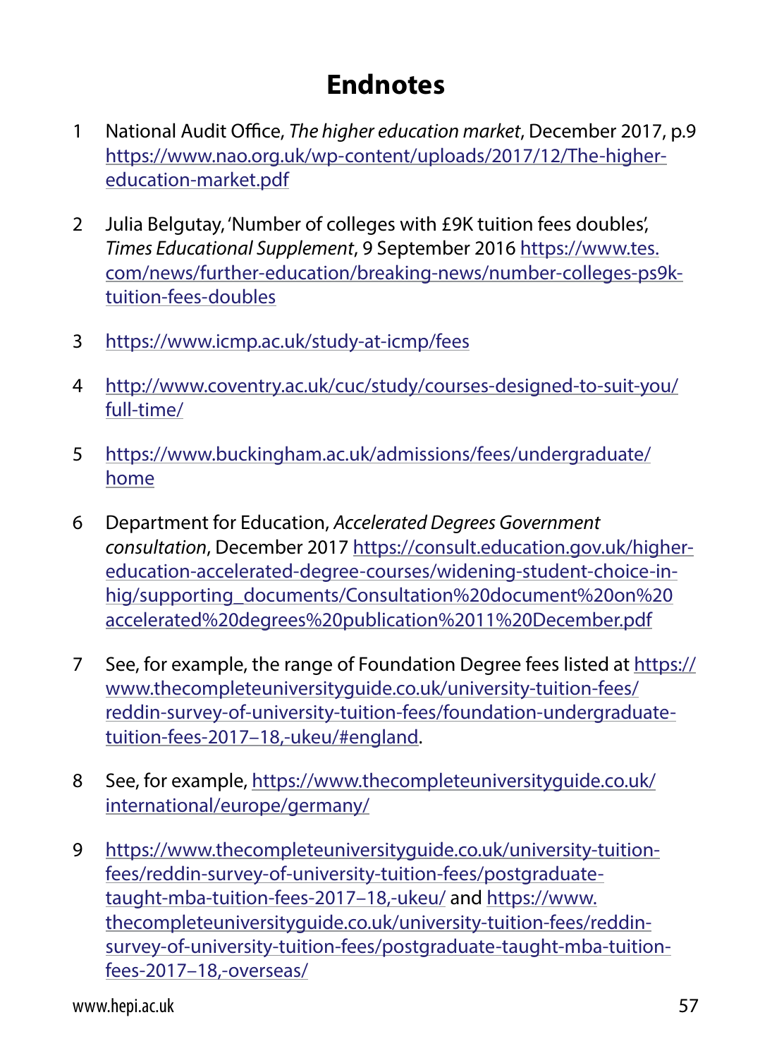# Endnotes

1. National Audit Office, *The higher education market*, December 2017, p.9 https://www.nao.org.uk/wp-content/uploads/2017/12/The-higher-education-market.pdf

2. Julia Belgutay, 'Number of colleges with £9K tuition fees doubles', *Times Educational Supplement*, 9 September 2016 https://www.tes.com/news/further-education/breaking-news/number-colleges-ps9k-tuition-fees-doubles

3. https://www.icmp.ac.uk/study-at-icmp/fees

4. http://www.coventry.ac.uk/cuc/study/courses-designed-to-suit-you/full-time/

5. https://www.buckingham.ac.uk/admissions/fees/undergraduate/home

6. Department for Education, *Accelerated Degrees Government consultation*, December 2017 https://consult.education.gov.uk/higher-education-accelerated-degree-courses/widening-student-choice-in-hig/supporting_documents/Consultation%20document%20on%20accelerated%20degrees%20publication%2011%20December.pdf

7. See, for example, the range of Foundation Degree fees listed at https://www.thecompleteuniversityguide.co.uk/university-tuition-fees/reddin-survey-of-university-tuition-fees/foundation-undergraduate-tuition-fees-2017–18,-ukeu/#england.

8. See, for example, https://www.thecompleteuniversityguide.co.uk/international/europe/germany/

9. https://www.thecompleteuniversityguide.co.uk/university-tuition-fees/reddin-survey-of-university-tuition-fees/postgraduate-taught-mba-tuition-fees-2017–18,-ukeu/ and https://www.thecompleteuniversityguide.co.uk/university-tuition-fees/reddin-survey-of-university-tuition-fees/postgraduate-taught-mba-tuition-fees-2017–18,-overseas/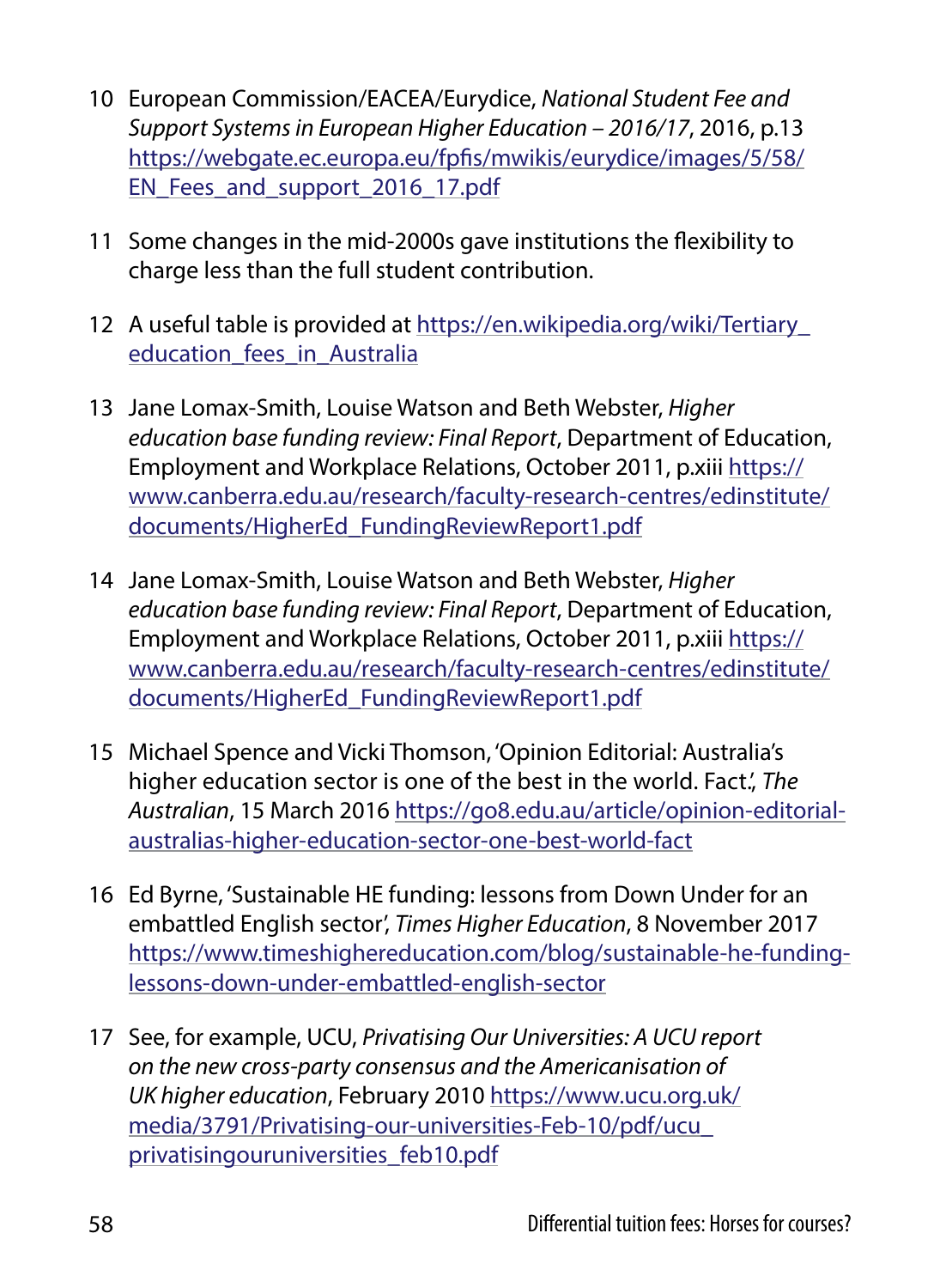10 European Commission/EACEA/Eurydice, *National Student Fee and Support Systems in European Higher Education – 2016/17*, 2016, p.13 https://webgate.ec.europa.eu/fpfis/mwikis/eurydice/images/5/58/EN_Fees_and_support_2016_17.pdf

11 Some changes in the mid-2000s gave institutions the flexibility to charge less than the full student contribution.

12 A useful table is provided at https://en.wikipedia.org/wiki/Tertiary_education_fees_in_Australia

13 Jane Lomax-Smith, Louise Watson and Beth Webster, *Higher education base funding review: Final Report*, Department of Education, Employment and Workplace Relations, October 2011, p.xiii https://www.canberra.edu.au/research/faculty-research-centres/edinstitute/documents/HigherEd_FundingReviewReport1.pdf

14 Jane Lomax-Smith, Louise Watson and Beth Webster, *Higher education base funding review: Final Report*, Department of Education, Employment and Workplace Relations, October 2011, p.xiii https://www.canberra.edu.au/research/faculty-research-centres/edinstitute/documents/HigherEd_FundingReviewReport1.pdf

15 Michael Spence and Vicki Thomson, 'Opinion Editorial: Australia's higher education sector is one of the best in the world. Fact.', *The Australian*, 15 March 2016 https://go8.edu.au/article/opinion-editorial-australias-higher-education-sector-one-best-world-fact

16 Ed Byrne, 'Sustainable HE funding: lessons from Down Under for an embattled English sector', *Times Higher Education*, 8 November 2017 https://www.timeshighereducation.com/blog/sustainable-he-funding-lessons-down-under-embattled-english-sector

17 See, for example, UCU, *Privatising Our Universities: A UCU report on the new cross-party consensus and the Americanisation of UK higher education*, February 2010 https://www.ucu.org.uk/media/3791/Privatising-our-universities-Feb-10/pdf/ucu_privatisingouruniversities_feb10.pdf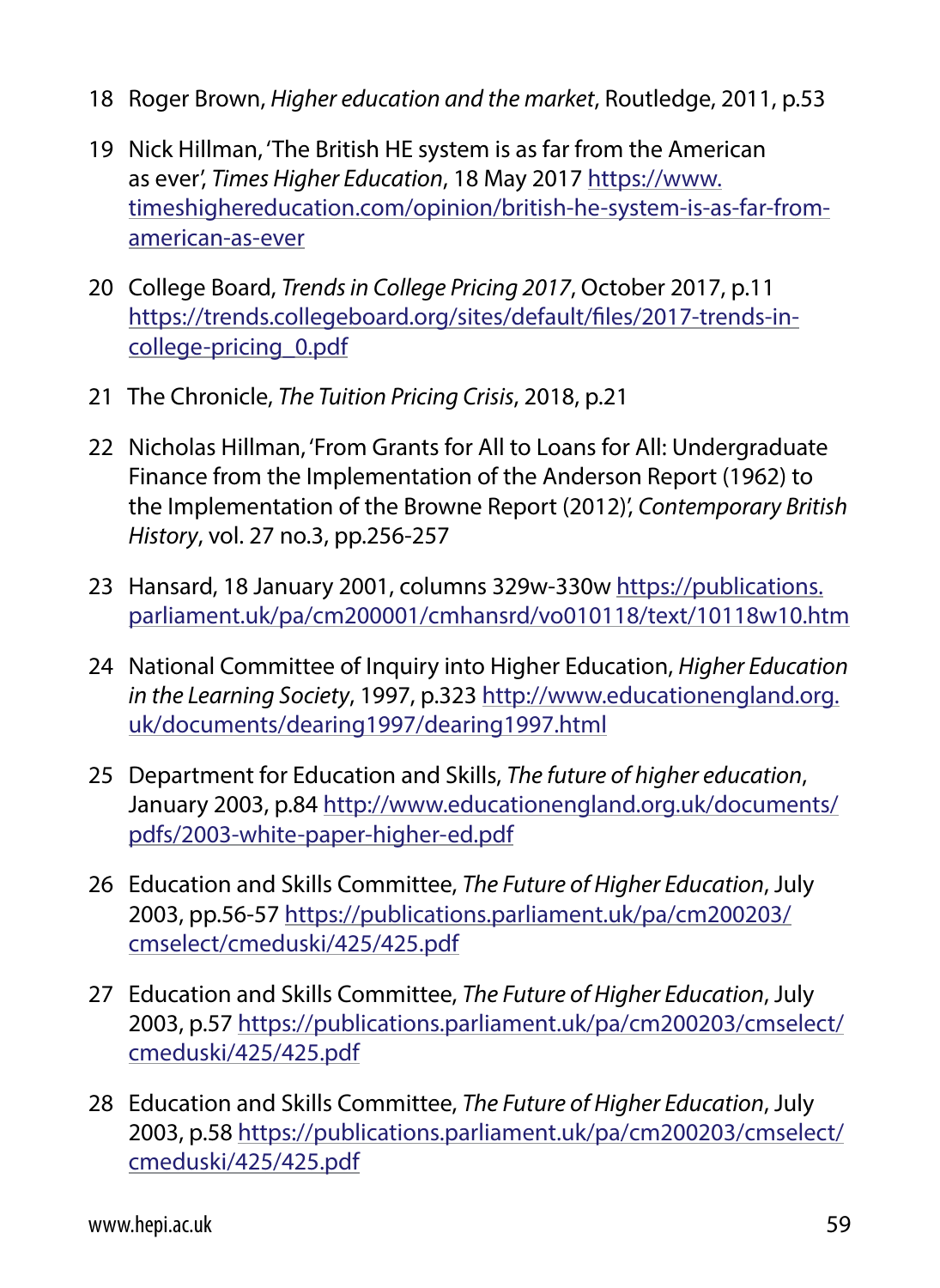18 Roger Brown, *Higher education and the market*, Routledge, 2011, p.53

19 Nick Hillman, 'The British HE system is as far from the American as ever', *Times Higher Education*, 18 May 2017 https://www.timeshighereducation.com/opinion/british-he-system-is-as-far-from-american-as-ever

20 College Board, *Trends in College Pricing 2017*, October 2017, p.11 https://trends.collegeboard.org/sites/default/files/2017-trends-in-college-pricing_0.pdf

21 The Chronicle, *The Tuition Pricing Crisis*, 2018, p.21

22 Nicholas Hillman, 'From Grants for All to Loans for All: Undergraduate Finance from the Implementation of the Anderson Report (1962) to the Implementation of the Browne Report (2012)', *Contemporary British History*, vol. 27 no.3, pp.256-257

23 Hansard, 18 January 2001, columns 329w-330w https://publications.parliament.uk/pa/cm200001/cmhansrd/vo010118/text/10118w10.htm

24 National Committee of Inquiry into Higher Education, *Higher Education in the Learning Society*, 1997, p.323 http://www.educationengland.org.uk/documents/dearing1997/dearing1997.html

25 Department for Education and Skills, *The future of higher education*, January 2003, p.84 http://www.educationengland.org.uk/documents/pdfs/2003-white-paper-higher-ed.pdf

26 Education and Skills Committee, *The Future of Higher Education*, July 2003, pp.56-57 https://publications.parliament.uk/pa/cm200203/cmselect/cmeduski/425/425.pdf

27 Education and Skills Committee, *The Future of Higher Education*, July 2003, p.57 https://publications.parliament.uk/pa/cm200203/cmselect/cmeduski/425/425.pdf

28 Education and Skills Committee, *The Future of Higher Education*, July 2003, p.58 https://publications.parliament.uk/pa/cm200203/cmselect/cmeduski/425/425.pdf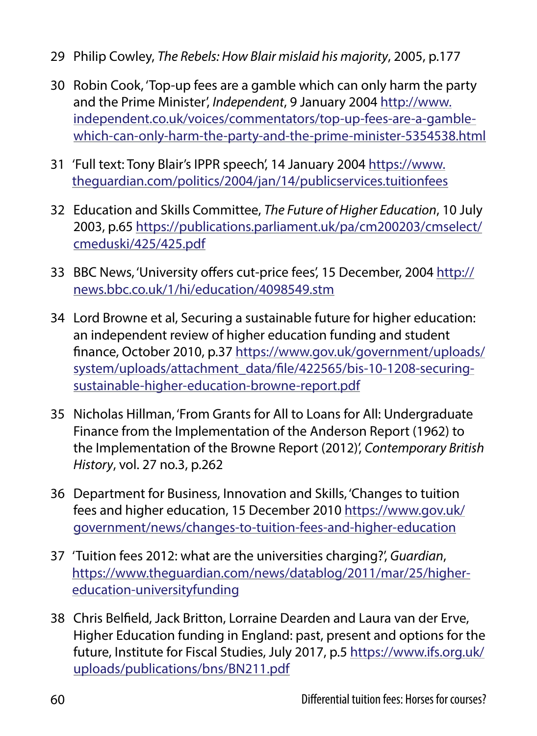29 Philip Cowley, *The Rebels: How Blair mislaid his majority*, 2005, p.177

30 Robin Cook, 'Top-up fees are a gamble which can only harm the party and the Prime Minister', *Independent*, 9 January 2004 http://www.independent.co.uk/voices/commentators/top-up-fees-are-a-gamble-which-can-only-harm-the-party-and-the-prime-minister-5354538.html

31 'Full text: Tony Blair's IPPR speech', 14 January 2004 https://www.theguardian.com/politics/2004/jan/14/publicservices.tuitionfees

32 Education and Skills Committee, *The Future of Higher Education*, 10 July 2003, p.65 https://publications.parliament.uk/pa/cm200203/cmselect/cmeduski/425/425.pdf

33 BBC News, 'University offers cut-price fees', 15 December, 2004 http://news.bbc.co.uk/1/hi/education/4098549.stm

34 Lord Browne et al, Securing a sustainable future for higher education: an independent review of higher education funding and student finance, October 2010, p.37 https://www.gov.uk/government/uploads/system/uploads/attachment_data/file/422565/bis-10-1208-securing-sustainable-higher-education-browne-report.pdf

35 Nicholas Hillman, 'From Grants for All to Loans for All: Undergraduate Finance from the Implementation of the Anderson Report (1962) to the Implementation of the Browne Report (2012)', *Contemporary British History*, vol. 27 no.3, p.262

36 Department for Business, Innovation and Skills, 'Changes to tuition fees and higher education, 15 December 2010 https://www.gov.uk/government/news/changes-to-tuition-fees-and-higher-education

37 'Tuition fees 2012: what are the universities charging?', *Guardian*, https://www.theguardian.com/news/datablog/2011/mar/25/higher-education-universityfunding

38 Chris Belfield, Jack Britton, Lorraine Dearden and Laura van der Erve, Higher Education funding in England: past, present and options for the future, Institute for Fiscal Studies, July 2017, p.5 https://www.ifs.org.uk/uploads/publications/bns/BN211.pdf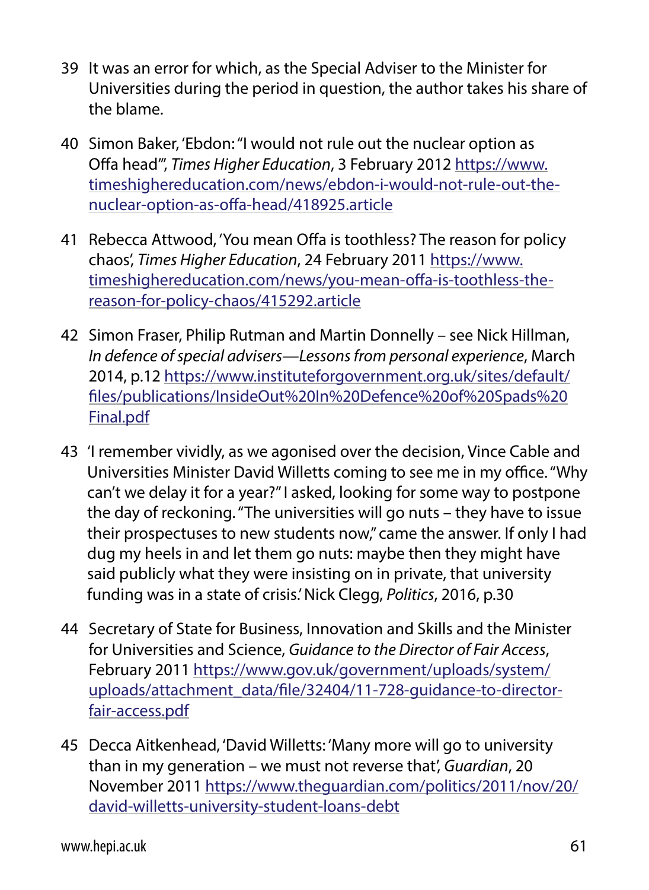39 It was an error for which, as the Special Adviser to the Minister for Universities during the period in question, the author takes his share of the blame.

40 Simon Baker, 'Ebdon: "I would not rule out the nuclear option as Offa head"', *Times Higher Education*, 3 February 2012 https://www.timeshighereducation.com/news/ebdon-i-would-not-rule-out-the-nuclear-option-as-offa-head/418925.article

41 Rebecca Attwood, 'You mean Offa is toothless? The reason for policy chaos', *Times Higher Education*, 24 February 2011 https://www.timeshighereducation.com/news/you-mean-offa-is-toothless-the-reason-for-policy-chaos/415292.article

42 Simon Fraser, Philip Rutman and Martin Donnelly – see Nick Hillman, *In defence of special advisers—Lessons from personal experience*, March 2014, p.12 https://www.instituteforgovernment.org.uk/sites/default/files/publications/InsideOut%20In%20Defence%20of%20Spads%20Final.pdf

43 'I remember vividly, as we agonised over the decision, Vince Cable and Universities Minister David Willetts coming to see me in my office. "Why can't we delay it for a year?" I asked, looking for some way to postpone the day of reckoning. "The universities will go nuts – they have to issue their prospectuses to new students now," came the answer. If only I had dug my heels in and let them go nuts: maybe then they might have said publicly what they were insisting on in private, that university funding was in a state of crisis.' Nick Clegg, *Politics*, 2016, p.30

44 Secretary of State for Business, Innovation and Skills and the Minister for Universities and Science, *Guidance to the Director of Fair Access*, February 2011 https://www.gov.uk/government/uploads/system/uploads/attachment_data/file/32404/11-728-guidance-to-director-fair-access.pdf

45 Decca Aitkenhead, 'David Willetts: 'Many more will go to university than in my generation – we must not reverse that', *Guardian*, 20 November 2011 https://www.theguardian.com/politics/2011/nov/20/david-willetts-university-student-loans-debt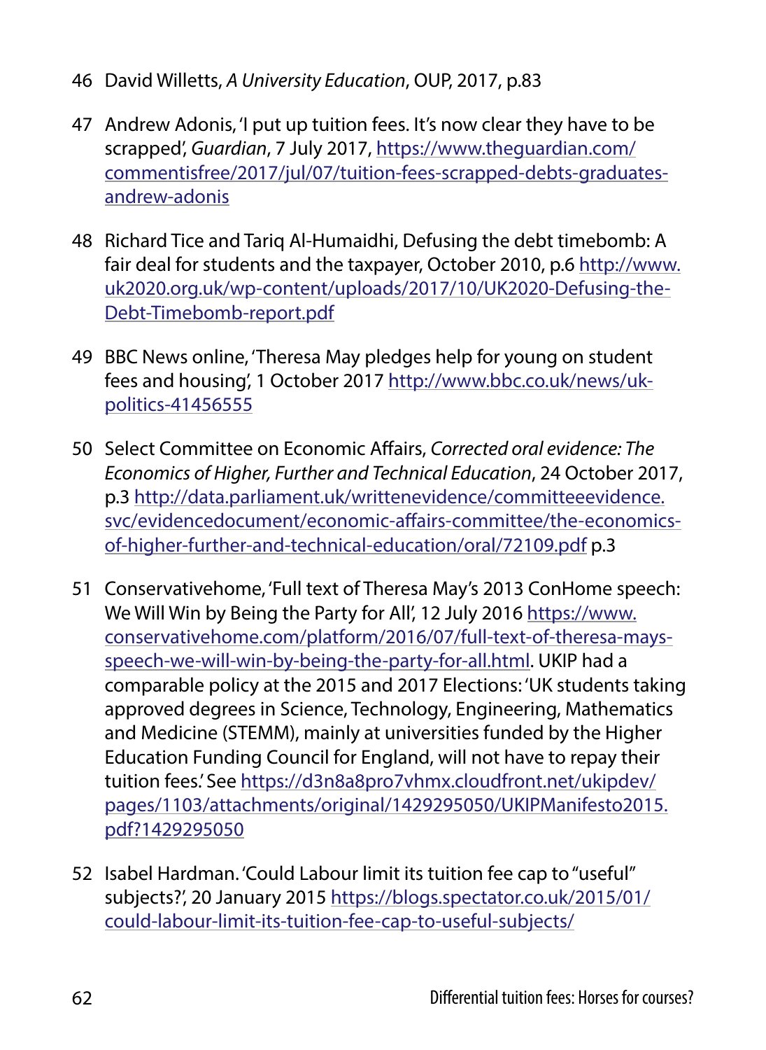46 David Willetts, *A University Education*, OUP, 2017, p.83

47 Andrew Adonis, 'I put up tuition fees. It's now clear they have to be scrapped', *Guardian*, 7 July 2017, https://www.theguardian.com/commentisfree/2017/jul/07/tuition-fees-scrapped-debts-graduates-andrew-adonis

48 Richard Tice and Tariq Al-Humaidhi, Defusing the debt timebomb: A fair deal for students and the taxpayer, October 2010, p.6 http://www.uk2020.org.uk/wp-content/uploads/2017/10/UK2020-Defusing-the-Debt-Timebomb-report.pdf

49 BBC News online, 'Theresa May pledges help for young on student fees and housing', 1 October 2017 http://www.bbc.co.uk/news/uk-politics-41456555

50 Select Committee on Economic Affairs, *Corrected oral evidence: The Economics of Higher, Further and Technical Education*, 24 October 2017, p.3 http://data.parliament.uk/writtenevidence/committeeevidence.svc/evidencedocument/economic-affairs-committee/the-economics-of-higher-further-and-technical-education/oral/72109.pdf p.3

51 Conservativehome, 'Full text of Theresa May's 2013 ConHome speech: We Will Win by Being the Party for All', 12 July 2016 https://www.conservativehome.com/platform/2016/07/full-text-of-theresa-mays-speech-we-will-win-by-being-the-party-for-all.html. UKIP had a comparable policy at the 2015 and 2017 Elections: 'UK students taking approved degrees in Science, Technology, Engineering, Mathematics and Medicine (STEMM), mainly at universities funded by the Higher Education Funding Council for England, will not have to repay their tuition fees.' See https://d3n8a8pro7vhmx.cloudfront.net/ukipdev/pages/1103/attachments/original/1429295050/UKIPManifesto2015.pdf?1429295050

52 Isabel Hardman. 'Could Labour limit its tuition fee cap to "useful" subjects?', 20 January 2015 https://blogs.spectator.co.uk/2015/01/could-labour-limit-its-tuition-fee-cap-to-useful-subjects/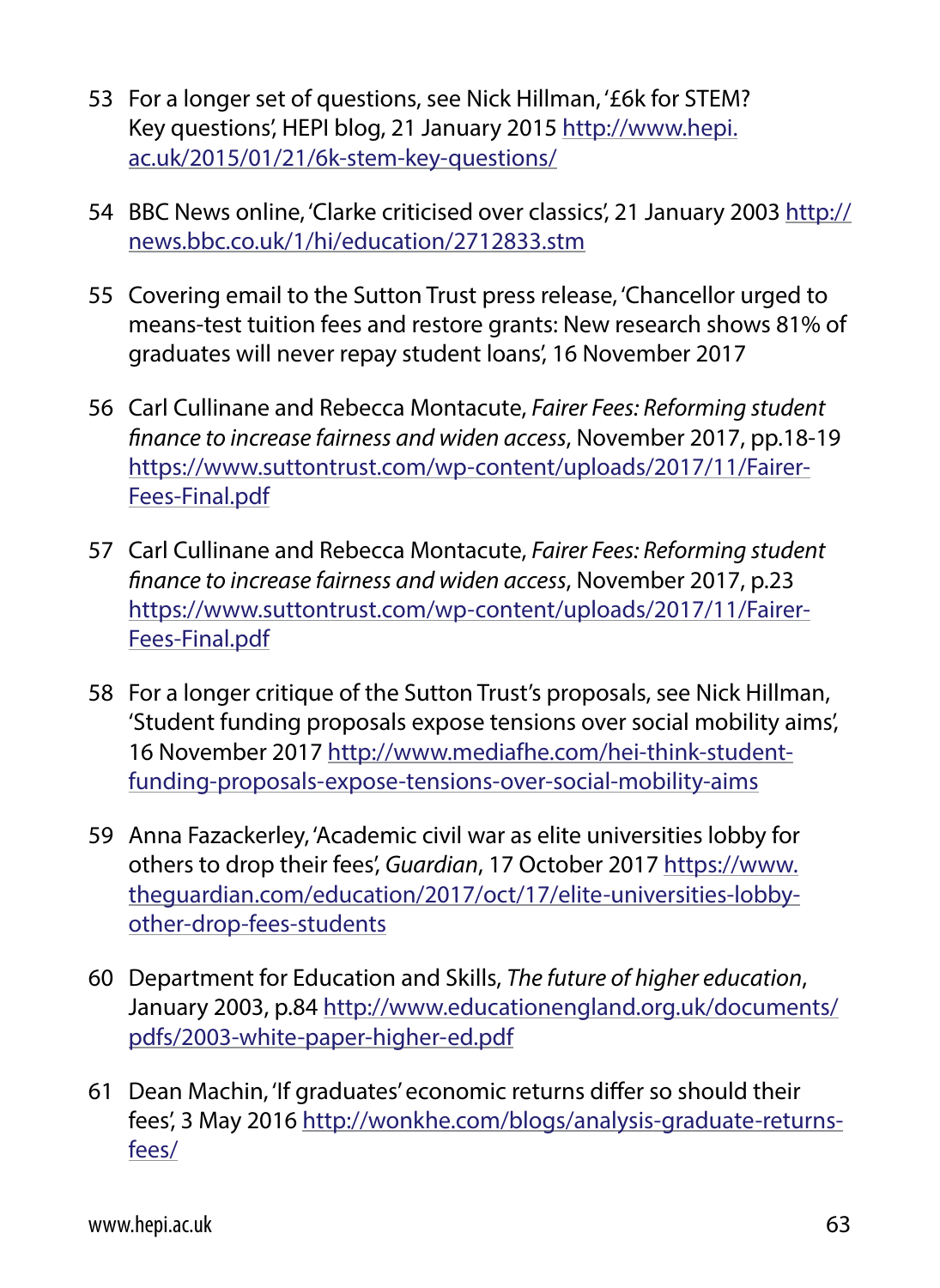53 For a longer set of questions, see Nick Hillman, '£6k for STEM? Key questions', HEPI blog, 21 January 2015 http://www.hepi.ac.uk/2015/01/21/6k-stem-key-questions/

54 BBC News online, 'Clarke criticised over classics', 21 January 2003 http://news.bbc.co.uk/1/hi/education/2712833.stm

55 Covering email to the Sutton Trust press release, 'Chancellor urged to means-test tuition fees and restore grants: New research shows 81% of graduates will never repay student loans', 16 November 2017

56 Carl Cullinane and Rebecca Montacute, *Fairer Fees: Reforming student finance to increase fairness and widen access*, November 2017, pp.18-19 https://www.suttontrust.com/wp-content/uploads/2017/11/Fairer-Fees-Final.pdf

57 Carl Cullinane and Rebecca Montacute, *Fairer Fees: Reforming student finance to increase fairness and widen access*, November 2017, p.23 https://www.suttontrust.com/wp-content/uploads/2017/11/Fairer-Fees-Final.pdf

58 For a longer critique of the Sutton Trust's proposals, see Nick Hillman, 'Student funding proposals expose tensions over social mobility aims', 16 November 2017 http://www.mediafhe.com/hei-think-student-funding-proposals-expose-tensions-over-social-mobility-aims

59 Anna Fazackerley, 'Academic civil war as elite universities lobby for others to drop their fees', *Guardian*, 17 October 2017 https://www.theguardian.com/education/2017/oct/17/elite-universities-lobby-other-drop-fees-students

60 Department for Education and Skills, *The future of higher education*, January 2003, p.84 http://www.educationengland.org.uk/documents/pdfs/2003-white-paper-higher-ed.pdf

61 Dean Machin, 'If graduates' economic returns differ so should their fees', 3 May 2016 http://wonkhe.com/blogs/analysis-graduate-returns-fees/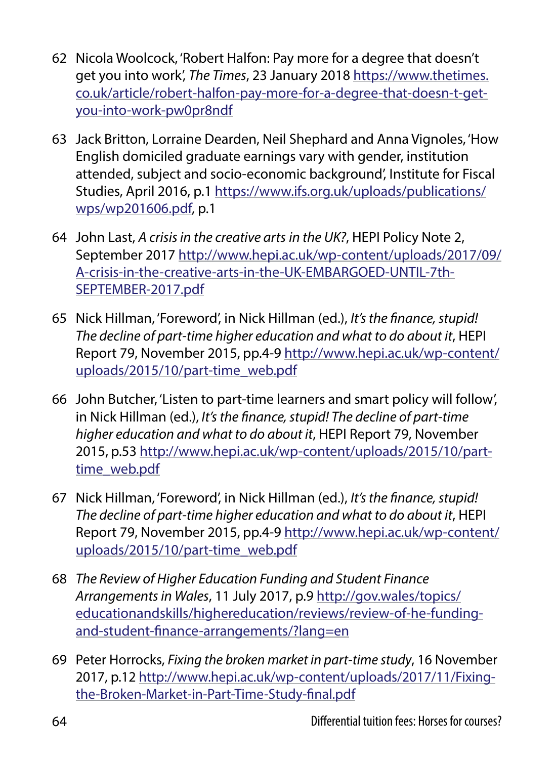62 Nicola Woolcock, 'Robert Halfon: Pay more for a degree that doesn't get you into work', *The Times*, 23 January 2018 https://www.thetimes.co.uk/article/robert-halfon-pay-more-for-a-degree-that-doesn-t-get-you-into-work-pw0pr8ndf

63 Jack Britton, Lorraine Dearden, Neil Shephard and Anna Vignoles, 'How English domiciled graduate earnings vary with gender, institution attended, subject and socio-economic background', Institute for Fiscal Studies, April 2016, p.1 https://www.ifs.org.uk/uploads/publications/wps/wp201606.pdf, p.1

64 John Last, *A crisis in the creative arts in the UK?*, HEPI Policy Note 2, September 2017 http://www.hepi.ac.uk/wp-content/uploads/2017/09/A-crisis-in-the-creative-arts-in-the-UK-EMBARGOED-UNTIL-7th-SEPTEMBER-2017.pdf

65 Nick Hillman, 'Foreword', in Nick Hillman (ed.), *It's the finance, stupid! The decline of part-time higher education and what to do about it*, HEPI Report 79, November 2015, pp.4-9 http://www.hepi.ac.uk/wp-content/uploads/2015/10/part-time_web.pdf

66 John Butcher, 'Listen to part-time learners and smart policy will follow', in Nick Hillman (ed.), *It's the finance, stupid! The decline of part-time higher education and what to do about it*, HEPI Report 79, November 2015, p.53 http://www.hepi.ac.uk/wp-content/uploads/2015/10/part-time_web.pdf

67 Nick Hillman, 'Foreword', in Nick Hillman (ed.), *It's the finance, stupid! The decline of part-time higher education and what to do about it*, HEPI Report 79, November 2015, pp.4-9 http://www.hepi.ac.uk/wp-content/uploads/2015/10/part-time_web.pdf

68 *The Review of Higher Education Funding and Student Finance Arrangements in Wales*, 11 July 2017, p.9 http://gov.wales/topics/educationandskills/highereducation/reviews/review-of-he-funding-and-student-finance-arrangements/?lang=en

69 Peter Horrocks, *Fixing the broken market in part-time study*, 16 November 2017, p.12 http://www.hepi.ac.uk/wp-content/uploads/2017/11/Fixing-the-Broken-Market-in-Part-Time-Study-final.pdf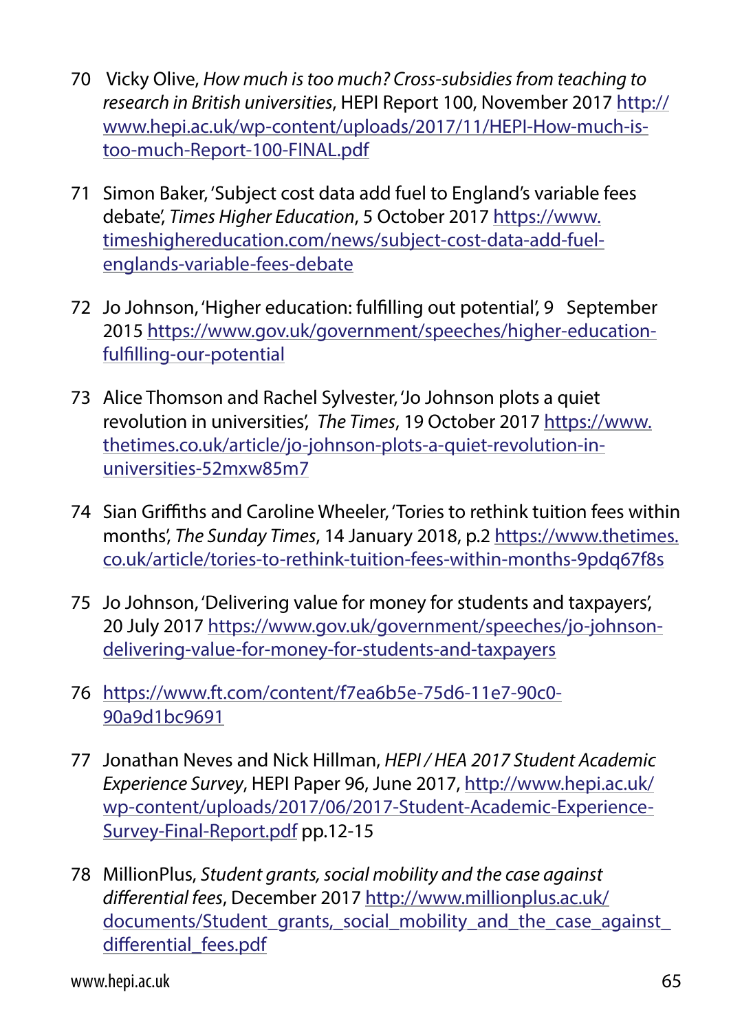70 Vicky Olive, *How much is too much? Cross-subsidies from teaching to research in British universities*, HEPI Report 100, November 2017 http://www.hepi.ac.uk/wp-content/uploads/2017/11/HEPI-How-much-is-too-much-Report-100-FINAL.pdf

71 Simon Baker, 'Subject cost data add fuel to England's variable fees debate', *Times Higher Education*, 5 October 2017 https://www.timeshighereducation.com/news/subject-cost-data-add-fuel-englands-variable-fees-debate

72 Jo Johnson, 'Higher education: fulfilling out potential', 9 September 2015 https://www.gov.uk/government/speeches/higher-education-fulfilling-our-potential

73 Alice Thomson and Rachel Sylvester, 'Jo Johnson plots a quiet revolution in universities', *The Times*, 19 October 2017 https://www.thetimes.co.uk/article/jo-johnson-plots-a-quiet-revolution-in-universities-52mxw85m7

74 Sian Griffiths and Caroline Wheeler, 'Tories to rethink tuition fees within months', *The Sunday Times*, 14 January 2018, p.2 https://www.thetimes.co.uk/article/tories-to-rethink-tuition-fees-within-months-9pdq67f8s

75 Jo Johnson, 'Delivering value for money for students and taxpayers', 20 July 2017 https://www.gov.uk/government/speeches/jo-johnson-delivering-value-for-money-for-students-and-taxpayers

76 https://www.ft.com/content/f7ea6b5e-75d6-11e7-90c0-90a9d1bc9691

77 Jonathan Neves and Nick Hillman, *HEPI / HEA 2017 Student Academic Experience Survey*, HEPI Paper 96, June 2017, http://www.hepi.ac.uk/wp-content/uploads/2017/06/2017-Student-Academic-Experience-Survey-Final-Report.pdf pp.12-15

78 MillionPlus, *Student grants, social mobility and the case against differential fees*, December 2017 http://www.millionplus.ac.uk/documents/Student_grants,_social_mobility_and_the_case_against_differential_fees.pdf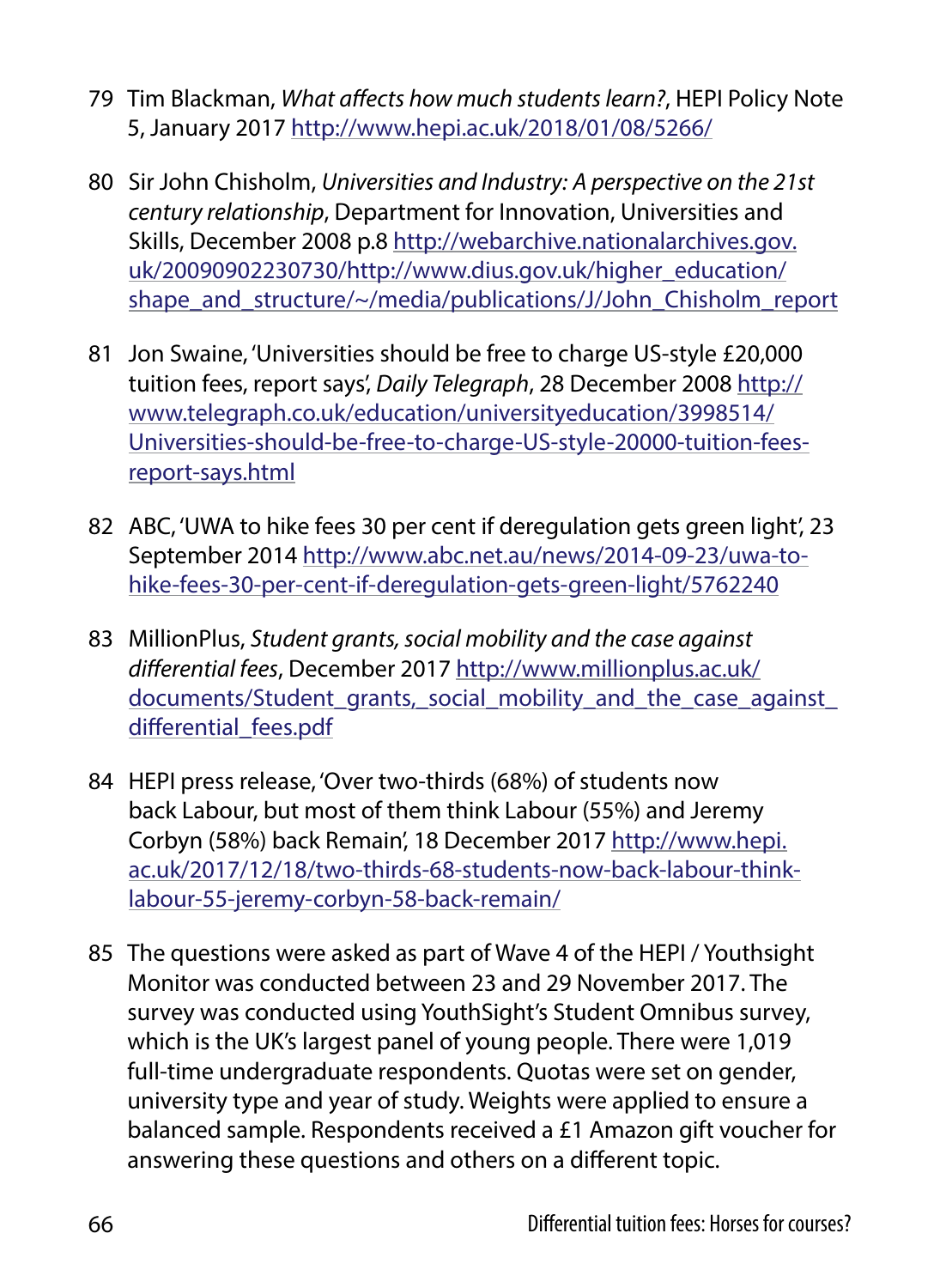79 Tim Blackman, *What affects how much students learn?*, HEPI Policy Note 5, January 2017 http://www.hepi.ac.uk/2018/01/08/5266/

80 Sir John Chisholm, *Universities and Industry: A perspective on the 21st century relationship*, Department for Innovation, Universities and Skills, December 2008 p.8 http://webarchive.nationalarchives.gov.uk/20090902230730/http://www.dius.gov.uk/higher_education/shape_and_structure/~/media/publications/J/John_Chisholm_report

81 Jon Swaine, 'Universities should be free to charge US-style £20,000 tuition fees, report says', *Daily Telegraph*, 28 December 2008 http://www.telegraph.co.uk/education/universityeducation/3998514/Universities-should-be-free-to-charge-US-style-20000-tuition-fees-report-says.html

82 ABC, 'UWA to hike fees 30 per cent if deregulation gets green light', 23 September 2014 http://www.abc.net.au/news/2014-09-23/uwa-to-hike-fees-30-per-cent-if-deregulation-gets-green-light/5762240

83 MillionPlus, *Student grants, social mobility and the case against differential fees*, December 2017 http://www.millionplus.ac.uk/documents/Student_grants,_social_mobility_and_the_case_against_differential_fees.pdf

84 HEPI press release, 'Over two-thirds (68%) of students now back Labour, but most of them think Labour (55%) and Jeremy Corbyn (58%) back Remain', 18 December 2017 http://www.hepi.ac.uk/2017/12/18/two-thirds-68-students-now-back-labour-think-labour-55-jeremy-corbyn-58-back-remain/

85 The questions were asked as part of Wave 4 of the HEPI / Youthsight Monitor was conducted between 23 and 29 November 2017. The survey was conducted using YouthSight's Student Omnibus survey, which is the UK's largest panel of young people. There were 1,019 full-time undergraduate respondents. Quotas were set on gender, university type and year of study. Weights were applied to ensure a balanced sample. Respondents received a £1 Amazon gift voucher for answering these questions and others on a different topic.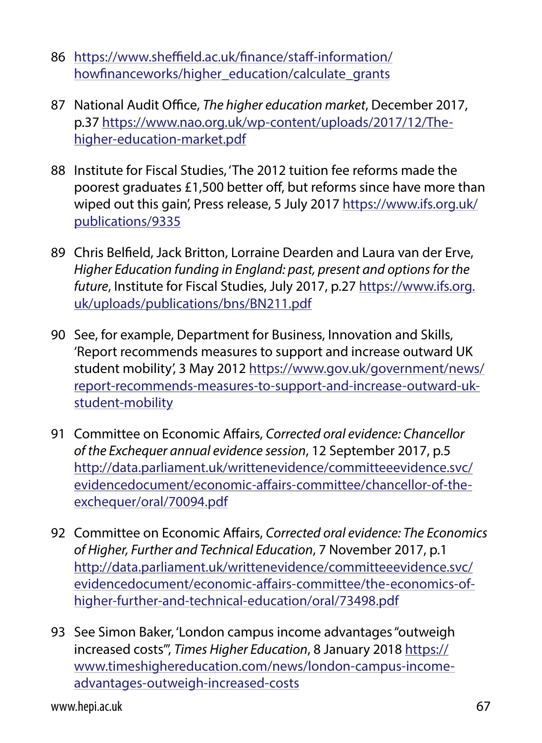86 https://www.sheffield.ac.uk/finance/staff-information/howfinanceworks/higher_education/calculate_grants

87 National Audit Office, *The higher education market*, December 2017, p.37 https://www.nao.org.uk/wp-content/uploads/2017/12/The-higher-education-market.pdf

88 Institute for Fiscal Studies, 'The 2012 tuition fee reforms made the poorest graduates £1,500 better off, but reforms since have more than wiped out this gain', Press release, 5 July 2017 https://www.ifs.org.uk/publications/9335

89 Chris Belfield, Jack Britton, Lorraine Dearden and Laura van der Erve, *Higher Education funding in England: past, present and options for the future*, Institute for Fiscal Studies, July 2017, p.27 https://www.ifs.org.uk/uploads/publications/bns/BN211.pdf

90 See, for example, Department for Business, Innovation and Skills, 'Report recommends measures to support and increase outward UK student mobility', 3 May 2012 https://www.gov.uk/government/news/report-recommends-measures-to-support-and-increase-outward-uk-student-mobility

91 Committee on Economic Affairs, *Corrected oral evidence: Chancellor of the Exchequer annual evidence session*, 12 September 2017, p.5 http://data.parliament.uk/writtenevidence/committeeevidence.svc/evidencedocument/economic-affairs-committee/chancellor-of-the-exchequer/oral/70094.pdf

92 Committee on Economic Affairs, *Corrected oral evidence: The Economics of Higher, Further and Technical Education*, 7 November 2017, p.1 http://data.parliament.uk/writtenevidence/committeeevidence.svc/evidencedocument/economic-affairs-committee/the-economics-of-higher-further-and-technical-education/oral/73498.pdf

93 See Simon Baker, 'London campus income advantages "outweigh increased costs"', *Times Higher Education*, 8 January 2018 https://www.timeshighereducation.com/news/london-campus-income-advantages-outweigh-increased-costs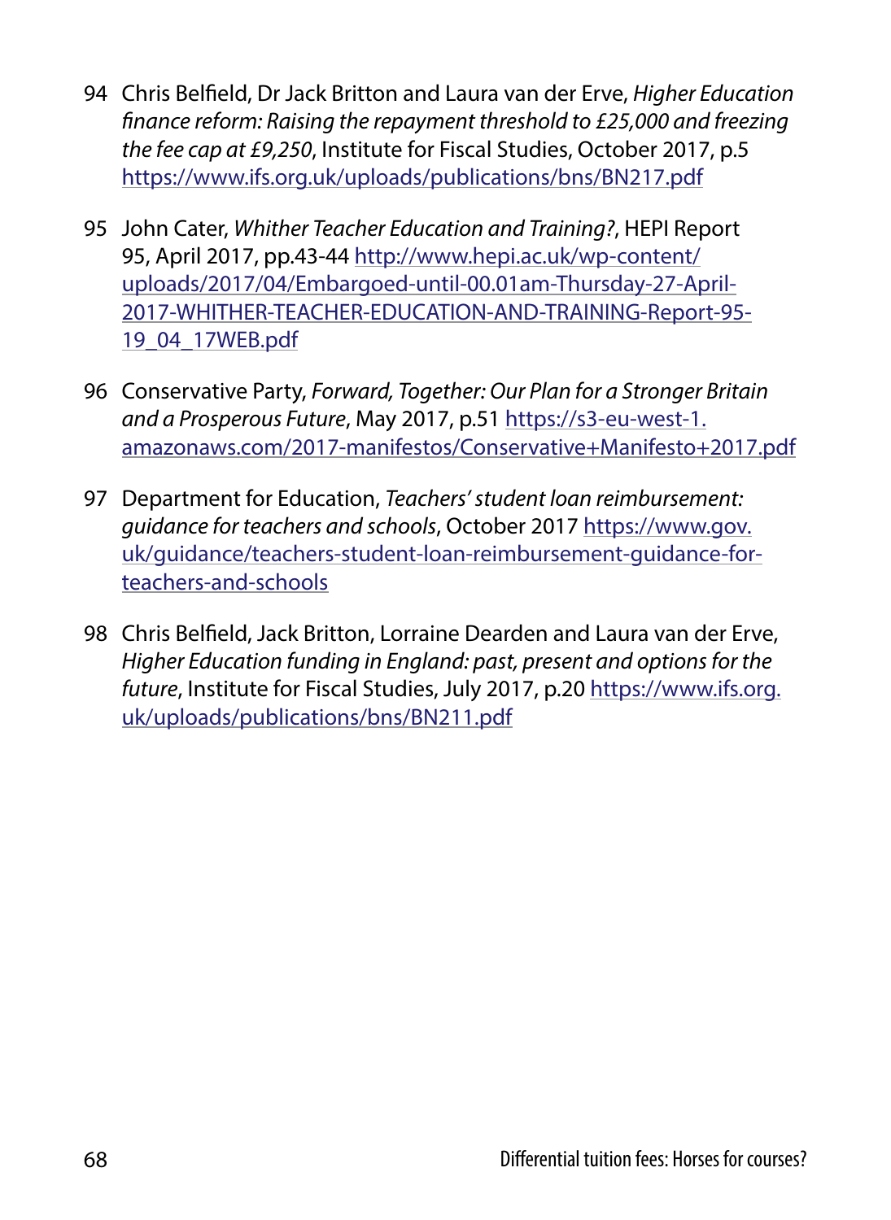94 Chris Belfield, Dr Jack Britton and Laura van der Erve, *Higher Education finance reform: Raising the repayment threshold to £25,000 and freezing the fee cap at £9,250*, Institute for Fiscal Studies, October 2017, p.5 https://www.ifs.org.uk/uploads/publications/bns/BN217.pdf

95 John Cater, *Whither Teacher Education and Training?*, HEPI Report 95, April 2017, pp.43-44 http://www.hepi.ac.uk/wp-content/uploads/2017/04/Embargoed-until-00.01am-Thursday-27-April-2017-WHITHER-TEACHER-EDUCATION-AND-TRAINING-Report-95-19_04_17WEB.pdf

96 Conservative Party, *Forward, Together: Our Plan for a Stronger Britain and a Prosperous Future*, May 2017, p.51 https://s3-eu-west-1.amazonaws.com/2017-manifestos/Conservative+Manifesto+2017.pdf

97 Department for Education, *Teachers' student loan reimbursement: guidance for teachers and schools*, October 2017 https://www.gov.uk/guidance/teachers-student-loan-reimbursement-guidance-for-teachers-and-schools

98 Chris Belfield, Jack Britton, Lorraine Dearden and Laura van der Erve, *Higher Education funding in England: past, present and options for the future*, Institute for Fiscal Studies, July 2017, p.20 https://www.ifs.org.uk/uploads/publications/bns/BN211.pdf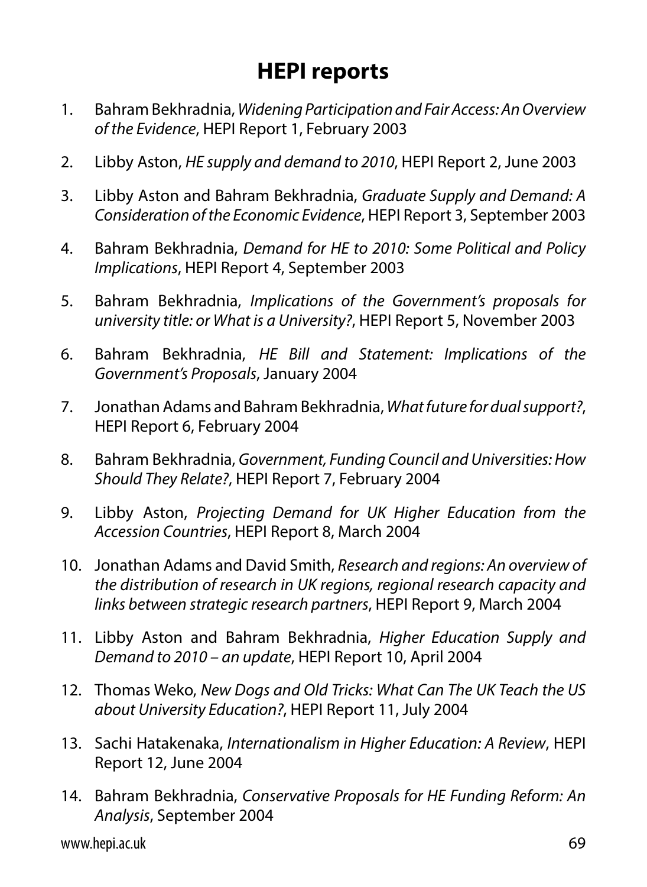# HEPI reports

1. Bahram Bekhradnia, *Widening Participation and Fair Access: An Overview of the Evidence*, HEPI Report 1, February 2003
2. Libby Aston, *HE supply and demand to 2010*, HEPI Report 2, June 2003
3. Libby Aston and Bahram Bekhradnia, *Graduate Supply and Demand: A Consideration of the Economic Evidence*, HEPI Report 3, September 2003
4. Bahram Bekhradnia, *Demand for HE to 2010: Some Political and Policy Implications*, HEPI Report 4, September 2003
5. Bahram Bekhradnia, *Implications of the Government's proposals for university title: or What is a University?*, HEPI Report 5, November 2003
6. Bahram Bekhradnia, *HE Bill and Statement: Implications of the Government's Proposals*, January 2004
7. Jonathan Adams and Bahram Bekhradnia, *What future for dual support?*, HEPI Report 6, February 2004
8. Bahram Bekhradnia, *Government, Funding Council and Universities: How Should They Relate?*, HEPI Report 7, February 2004
9. Libby Aston, *Projecting Demand for UK Higher Education from the Accession Countries*, HEPI Report 8, March 2004
10. Jonathan Adams and David Smith, *Research and regions: An overview of the distribution of research in UK regions, regional research capacity and links between strategic research partners*, HEPI Report 9, March 2004
11. Libby Aston and Bahram Bekhradnia, *Higher Education Supply and Demand to 2010 – an update*, HEPI Report 10, April 2004
12. Thomas Weko, *New Dogs and Old Tricks: What Can The UK Teach the US about University Education?*, HEPI Report 11, July 2004
13. Sachi Hatakenaka, *Internationalism in Higher Education: A Review*, HEPI Report 12, June 2004
14. Bahram Bekhradnia, *Conservative Proposals for HE Funding Reform: An Analysis*, September 2004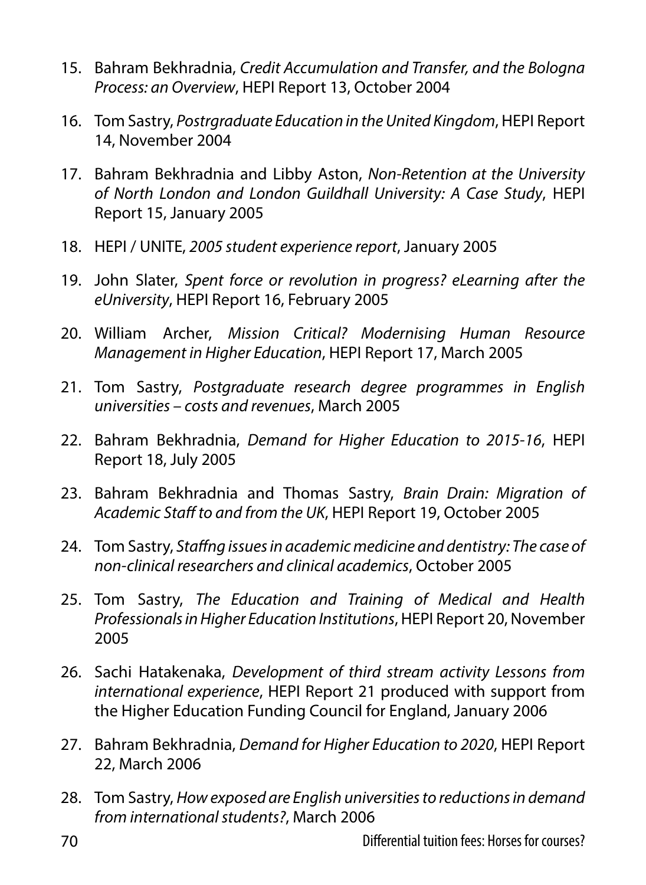15. Bahram Bekhradnia, *Credit Accumulation and Transfer, and the Bologna Process: an Overview*, HEPI Report 13, October 2004

16. Tom Sastry, *Postrgraduate Education in the United Kingdom*, HEPI Report 14, November 2004

17. Bahram Bekhradnia and Libby Aston, *Non-Retention at the University of North London and London Guildhall University: A Case Study*, HEPI Report 15, January 2005

18. HEPI / UNITE, *2005 student experience report*, January 2005

19. John Slater, *Spent force or revolution in progress? eLearning after the eUniversity*, HEPI Report 16, February 2005

20. William Archer, *Mission Critical? Modernising Human Resource Management in Higher Education*, HEPI Report 17, March 2005

21. Tom Sastry, *Postgraduate research degree programmes in English universities – costs and revenues*, March 2005

22. Bahram Bekhradnia, *Demand for Higher Education to 2015-16*, HEPI Report 18, July 2005

23. Bahram Bekhradnia and Thomas Sastry, *Brain Drain: Migration of Academic Staff to and from the UK*, HEPI Report 19, October 2005

24. Tom Sastry, *Staffng issues in academic medicine and dentistry: The case of non-clinical researchers and clinical academics*, October 2005

25. Tom Sastry, *The Education and Training of Medical and Health Professionals in Higher Education Institutions*, HEPI Report 20, November 2005

26. Sachi Hatakenaka, *Development of third stream activity Lessons from international experience*, HEPI Report 21 produced with support from the Higher Education Funding Council for England, January 2006

27. Bahram Bekhradnia, *Demand for Higher Education to 2020*, HEPI Report 22, March 2006

28. Tom Sastry, *How exposed are English universities to reductions in demand from international students?*, March 2006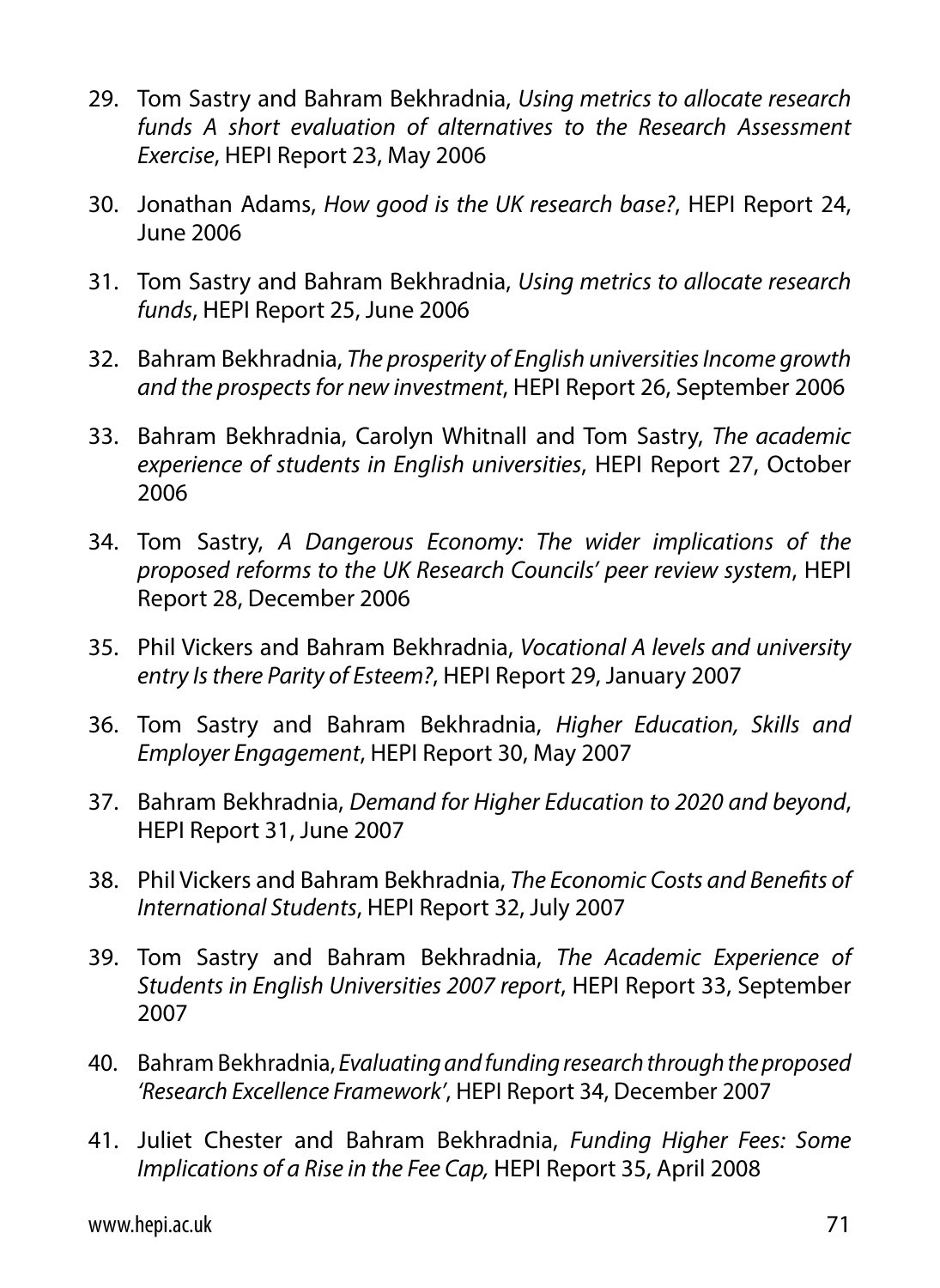29. Tom Sastry and Bahram Bekhradnia, *Using metrics to allocate research funds A short evaluation of alternatives to the Research Assessment Exercise*, HEPI Report 23, May 2006

30. Jonathan Adams, *How good is the UK research base?*, HEPI Report 24, June 2006

31. Tom Sastry and Bahram Bekhradnia, *Using metrics to allocate research funds*, HEPI Report 25, June 2006

32. Bahram Bekhradnia, *The prosperity of English universities Income growth and the prospects for new investment*, HEPI Report 26, September 2006

33. Bahram Bekhradnia, Carolyn Whitnall and Tom Sastry, *The academic experience of students in English universities*, HEPI Report 27, October 2006

34. Tom Sastry, *A Dangerous Economy: The wider implications of the proposed reforms to the UK Research Councils' peer review system*, HEPI Report 28, December 2006

35. Phil Vickers and Bahram Bekhradnia, *Vocational A levels and university entry Is there Parity of Esteem?*, HEPI Report 29, January 2007

36. Tom Sastry and Bahram Bekhradnia, *Higher Education, Skills and Employer Engagement*, HEPI Report 30, May 2007

37. Bahram Bekhradnia, *Demand for Higher Education to 2020 and beyond*, HEPI Report 31, June 2007

38. Phil Vickers and Bahram Bekhradnia, *The Economic Costs and Benefits of International Students*, HEPI Report 32, July 2007

39. Tom Sastry and Bahram Bekhradnia, *The Academic Experience of Students in English Universities 2007 report*, HEPI Report 33, September 2007

40. Bahram Bekhradnia, *Evaluating and funding research through the proposed 'Research Excellence Framework'*, HEPI Report 34, December 2007

41. Juliet Chester and Bahram Bekhradnia, *Funding Higher Fees: Some Implications of a Rise in the Fee Cap,* HEPI Report 35, April 2008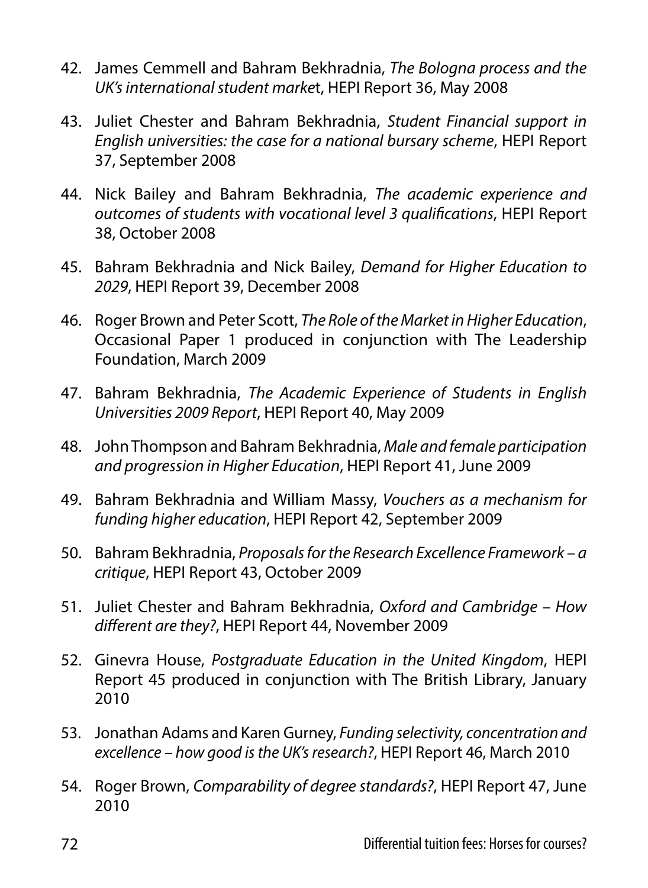42. James Cemmell and Bahram Bekhradnia, *The Bologna process and the UK's international student marke*t, HEPI Report 36, May 2008

43. Juliet Chester and Bahram Bekhradnia, *Student Financial support in English universities: the case for a national bursary scheme*, HEPI Report 37, September 2008

44. Nick Bailey and Bahram Bekhradnia, *The academic experience and outcomes of students with vocational level 3 qualifications*, HEPI Report 38, October 2008

45. Bahram Bekhradnia and Nick Bailey, *Demand for Higher Education to 2029*, HEPI Report 39, December 2008

46. Roger Brown and Peter Scott, *The Role of the Market in Higher Education*, Occasional Paper 1 produced in conjunction with The Leadership Foundation, March 2009

47. Bahram Bekhradnia, *The Academic Experience of Students in English Universities 2009 Report*, HEPI Report 40, May 2009

48. John Thompson and Bahram Bekhradnia, *Male and female participation and progression in Higher Education*, HEPI Report 41, June 2009

49. Bahram Bekhradnia and William Massy, *Vouchers as a mechanism for funding higher education*, HEPI Report 42, September 2009

50. Bahram Bekhradnia, *Proposals for the Research Excellence Framework – a critique*, HEPI Report 43, October 2009

51. Juliet Chester and Bahram Bekhradnia, *Oxford and Cambridge – How different are they?*, HEPI Report 44, November 2009

52. Ginevra House, *Postgraduate Education in the United Kingdom*, HEPI Report 45 produced in conjunction with The British Library, January 2010

53. Jonathan Adams and Karen Gurney, *Funding selectivity, concentration and excellence – how good is the UK's research?*, HEPI Report 46, March 2010

54. Roger Brown, *Comparability of degree standards?*, HEPI Report 47, June 2010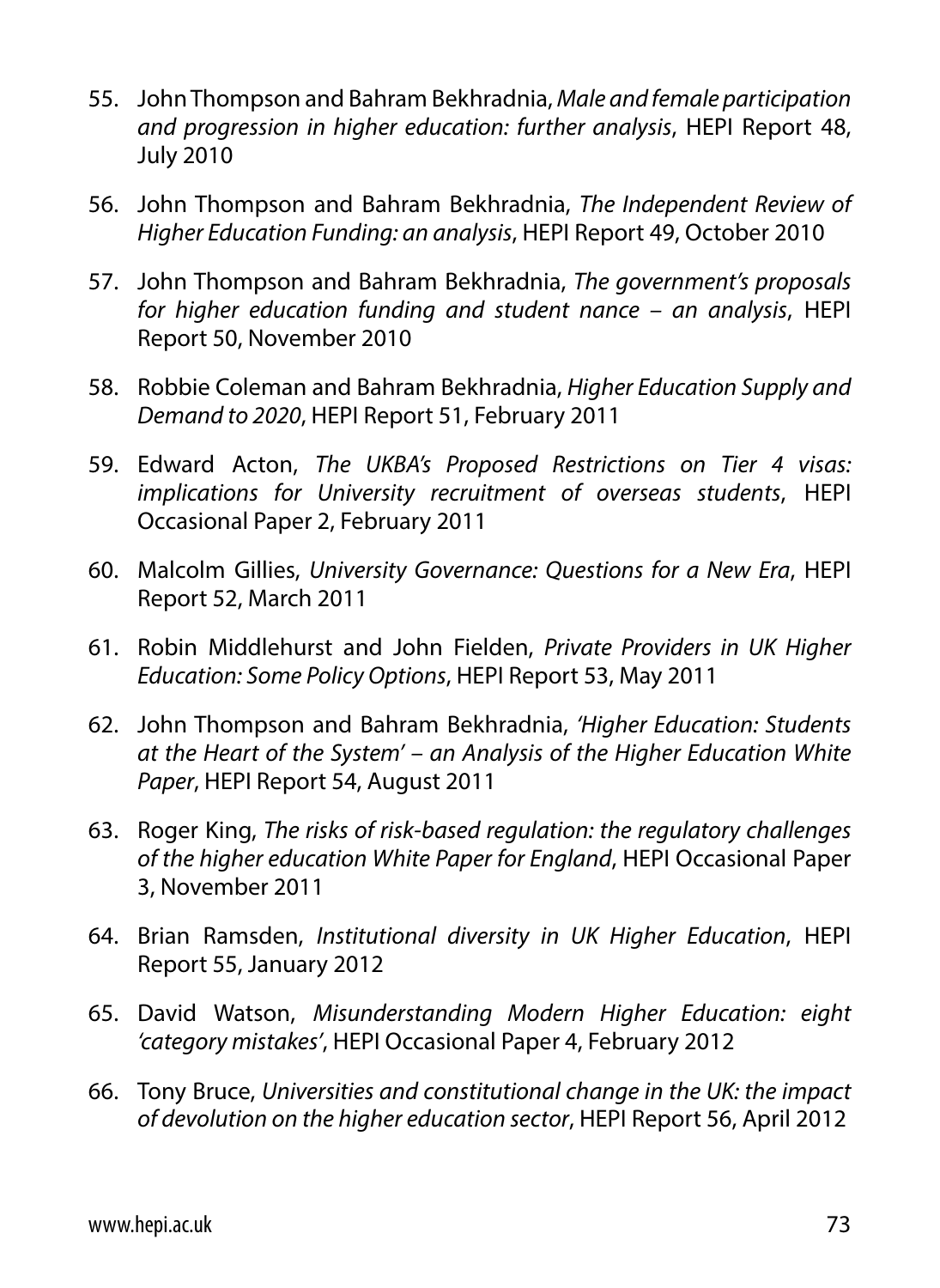55. John Thompson and Bahram Bekhradnia, *Male and female participation and progression in higher education: further analysis*, HEPI Report 48, July 2010

56. John Thompson and Bahram Bekhradnia, *The Independent Review of Higher Education Funding: an analysis*, HEPI Report 49, October 2010

57. John Thompson and Bahram Bekhradnia, *The government's proposals for higher education funding and student nance – an analysis*, HEPI Report 50, November 2010

58. Robbie Coleman and Bahram Bekhradnia, *Higher Education Supply and Demand to 2020*, HEPI Report 51, February 2011

59. Edward Acton, *The UKBA's Proposed Restrictions on Tier 4 visas: implications for University recruitment of overseas students*, HEPI Occasional Paper 2, February 2011

60. Malcolm Gillies, *University Governance: Questions for a New Era*, HEPI Report 52, March 2011

61. Robin Middlehurst and John Fielden, *Private Providers in UK Higher Education: Some Policy Options*, HEPI Report 53, May 2011

62. John Thompson and Bahram Bekhradnia, *'Higher Education: Students at the Heart of the System' – an Analysis of the Higher Education White Paper*, HEPI Report 54, August 2011

63. Roger King, *The risks of risk-based regulation: the regulatory challenges of the higher education White Paper for England*, HEPI Occasional Paper 3, November 2011

64. Brian Ramsden, *Institutional diversity in UK Higher Education*, HEPI Report 55, January 2012

65. David Watson, *Misunderstanding Modern Higher Education: eight 'category mistakes'*, HEPI Occasional Paper 4, February 2012

66. Tony Bruce, *Universities and constitutional change in the UK: the impact of devolution on the higher education sector*, HEPI Report 56, April 2012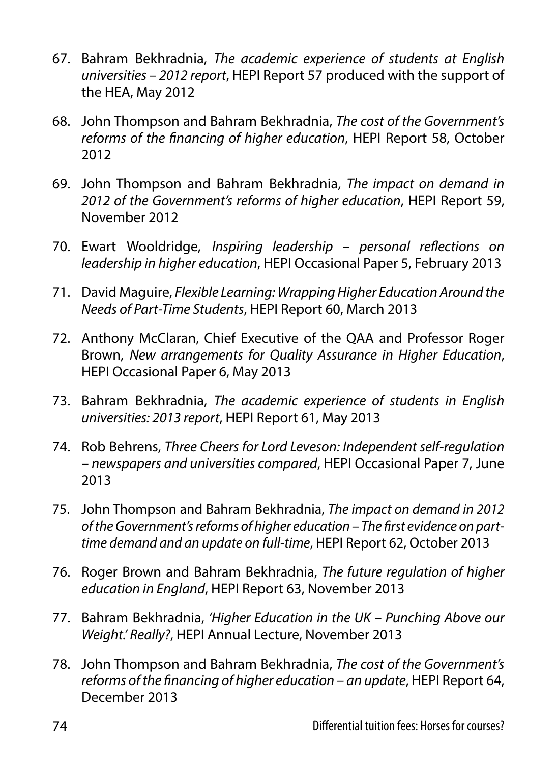67. Bahram Bekhradnia, *The academic experience of students at English universities – 2012 report*, HEPI Report 57 produced with the support of the HEA, May 2012

68. John Thompson and Bahram Bekhradnia, *The cost of the Government's reforms of the financing of higher education*, HEPI Report 58, October 2012

69. John Thompson and Bahram Bekhradnia, *The impact on demand in 2012 of the Government's reforms of higher education*, HEPI Report 59, November 2012

70. Ewart Wooldridge, *Inspiring leadership – personal reflections on leadership in higher education*, HEPI Occasional Paper 5, February 2013

71. David Maguire, *Flexible Learning: Wrapping Higher Education Around the Needs of Part-Time Students*, HEPI Report 60, March 2013

72. Anthony McClaran, Chief Executive of the QAA and Professor Roger Brown, *New arrangements for Quality Assurance in Higher Education*, HEPI Occasional Paper 6, May 2013

73. Bahram Bekhradnia, *The academic experience of students in English universities: 2013 report*, HEPI Report 61, May 2013

74. Rob Behrens, *Three Cheers for Lord Leveson: Independent self-regulation – newspapers and universities compared*, HEPI Occasional Paper 7, June 2013

75. John Thompson and Bahram Bekhradnia, *The impact on demand in 2012 of the Government's reforms of higher education – The first evidence on part-time demand and an update on full-time*, HEPI Report 62, October 2013

76. Roger Brown and Bahram Bekhradnia, *The future regulation of higher education in England*, HEPI Report 63, November 2013

77. Bahram Bekhradnia, *'Higher Education in the UK – Punching Above our Weight.' Really?*, HEPI Annual Lecture, November 2013

78. John Thompson and Bahram Bekhradnia, *The cost of the Government's reforms of the financing of higher education – an update*, HEPI Report 64, December 2013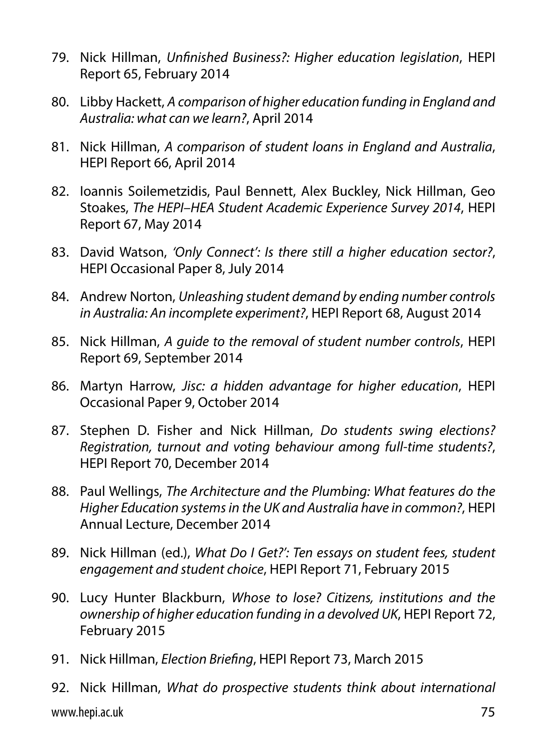79. Nick Hillman, *Unfinished Business?: Higher education legislation*, HEPI Report 65, February 2014

80. Libby Hackett, *A comparison of higher education funding in England and Australia: what can we learn?*, April 2014

81. Nick Hillman, *A comparison of student loans in England and Australia*, HEPI Report 66, April 2014

82. Ioannis Soilemetzidis, Paul Bennett, Alex Buckley, Nick Hillman, Geo Stoakes, *The HEPI–HEA Student Academic Experience Survey 2014*, HEPI Report 67, May 2014

83. David Watson, *'Only Connect': Is there still a higher education sector?*, HEPI Occasional Paper 8, July 2014

84. Andrew Norton, *Unleashing student demand by ending number controls in Australia: An incomplete experiment?*, HEPI Report 68, August 2014

85. Nick Hillman, *A guide to the removal of student number controls*, HEPI Report 69, September 2014

86. Martyn Harrow, *Jisc: a hidden advantage for higher education*, HEPI Occasional Paper 9, October 2014

87. Stephen D. Fisher and Nick Hillman, *Do students swing elections? Registration, turnout and voting behaviour among full-time students?*, HEPI Report 70, December 2014

88. Paul Wellings, *The Architecture and the Plumbing: What features do the Higher Education systems in the UK and Australia have in common?*, HEPI Annual Lecture, December 2014

89. Nick Hillman (ed.), *What Do I Get?': Ten essays on student fees, student engagement and student choice*, HEPI Report 71, February 2015

90. Lucy Hunter Blackburn, *Whose to lose? Citizens, institutions and the ownership of higher education funding in a devolved UK*, HEPI Report 72, February 2015

91. Nick Hillman, *Election Briefing*, HEPI Report 73, March 2015

92. Nick Hillman, *What do prospective students think about international*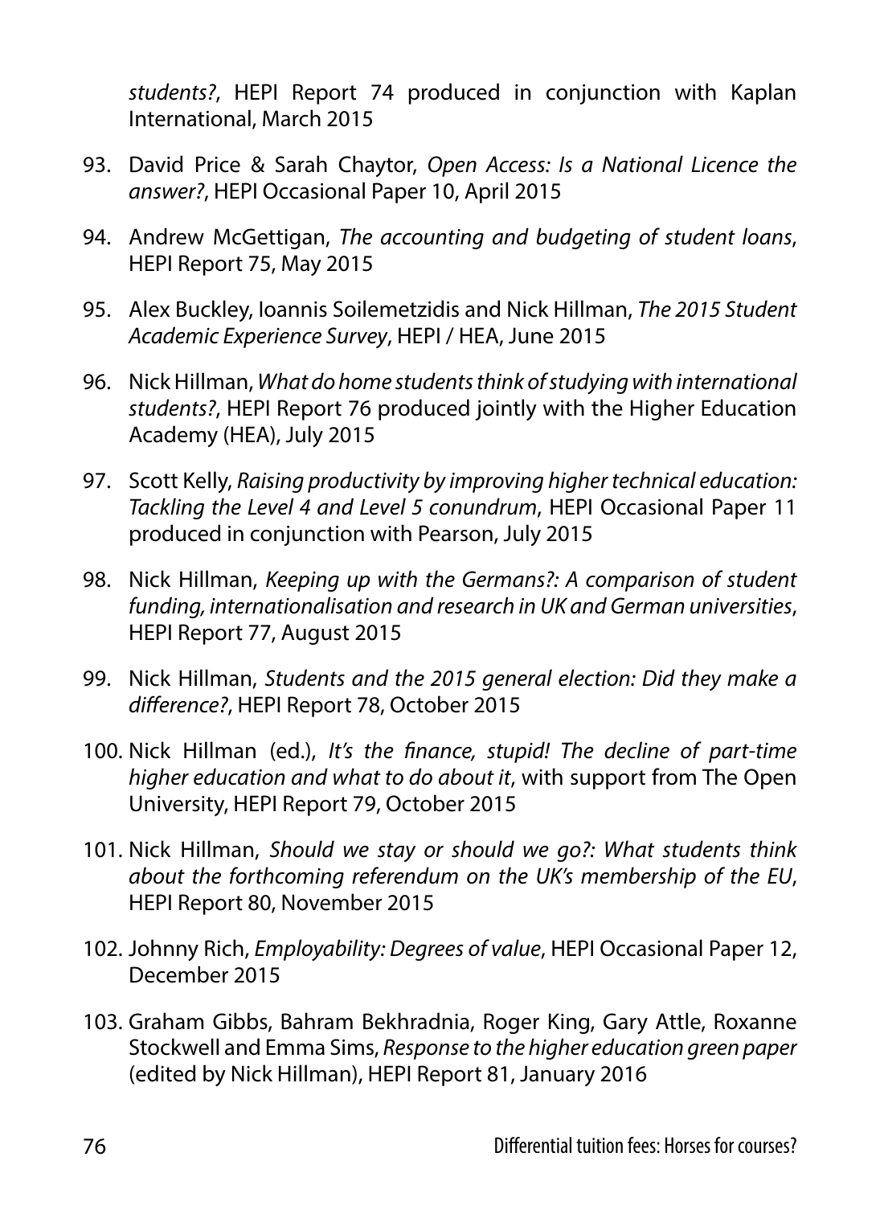*students?*, HEPI Report 74 produced in conjunction with Kaplan International, March 2015

93. David Price & Sarah Chaytor, *Open Access: Is a National Licence the answer?*, HEPI Occasional Paper 10, April 2015

94. Andrew McGettigan, *The accounting and budgeting of student loans*, HEPI Report 75, May 2015

95. Alex Buckley, Ioannis Soilemetzidis and Nick Hillman, *The 2015 Student Academic Experience Survey*, HEPI / HEA, June 2015

96. Nick Hillman, *What do home students think of studying with international students?*, HEPI Report 76 produced jointly with the Higher Education Academy (HEA), July 2015

97. Scott Kelly, *Raising productivity by improving higher technical education: Tackling the Level 4 and Level 5 conundrum*, HEPI Occasional Paper 11 produced in conjunction with Pearson, July 2015

98. Nick Hillman, *Keeping up with the Germans?: A comparison of student funding, internationalisation and research in UK and German universities*, HEPI Report 77, August 2015

99. Nick Hillman, *Students and the 2015 general election: Did they make a difference?*, HEPI Report 78, October 2015

100. Nick Hillman (ed.), *It's the finance, stupid! The decline of part-time higher education and what to do about it*, with support from The Open University, HEPI Report 79, October 2015

101. Nick Hillman, *Should we stay or should we go?: What students think about the forthcoming referendum on the UK's membership of the EU*, HEPI Report 80, November 2015

102. Johnny Rich, *Employability: Degrees of value*, HEPI Occasional Paper 12, December 2015

103. Graham Gibbs, Bahram Bekhradnia, Roger King, Gary Attle, Roxanne Stockwell and Emma Sims, *Response to the higher education green paper* (edited by Nick Hillman), HEPI Report 81, January 2016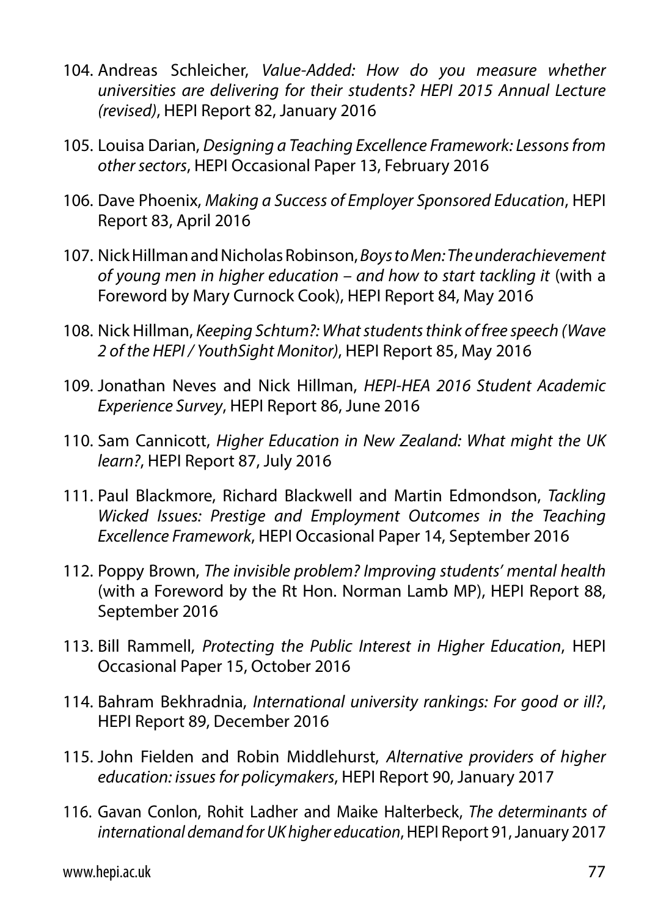104. Andreas Schleicher, *Value-Added: How do you measure whether universities are delivering for their students? HEPI 2015 Annual Lecture (revised)*, HEPI Report 82, January 2016

105. Louisa Darian, *Designing a Teaching Excellence Framework: Lessons from other sectors*, HEPI Occasional Paper 13, February 2016

106. Dave Phoenix, *Making a Success of Employer Sponsored Education*, HEPI Report 83, April 2016

107. Nick Hillman and Nicholas Robinson, *Boys to Men: The underachievement of young men in higher education – and how to start tackling it* (with a Foreword by Mary Curnock Cook), HEPI Report 84, May 2016

108. Nick Hillman, *Keeping Schtum?: What students think of free speech (Wave 2 of the HEPI / YouthSight Monitor)*, HEPI Report 85, May 2016

109. Jonathan Neves and Nick Hillman, *HEPI-HEA 2016 Student Academic Experience Survey*, HEPI Report 86, June 2016

110. Sam Cannicott, *Higher Education in New Zealand: What might the UK learn?*, HEPI Report 87, July 2016

111. Paul Blackmore, Richard Blackwell and Martin Edmondson, *Tackling Wicked Issues: Prestige and Employment Outcomes in the Teaching Excellence Framework*, HEPI Occasional Paper 14, September 2016

112. Poppy Brown, *The invisible problem? Improving students' mental health* (with a Foreword by the Rt Hon. Norman Lamb MP), HEPI Report 88, September 2016

113. Bill Rammell, *Protecting the Public Interest in Higher Education*, HEPI Occasional Paper 15, October 2016

114. Bahram Bekhradnia, *International university rankings: For good or ill?*, HEPI Report 89, December 2016

115. John Fielden and Robin Middlehurst, *Alternative providers of higher education: issues for policymakers*, HEPI Report 90, January 2017

116. Gavan Conlon, Rohit Ladher and Maike Halterbeck, *The determinants of international demand for UK higher education*, HEPI Report 91, January 2017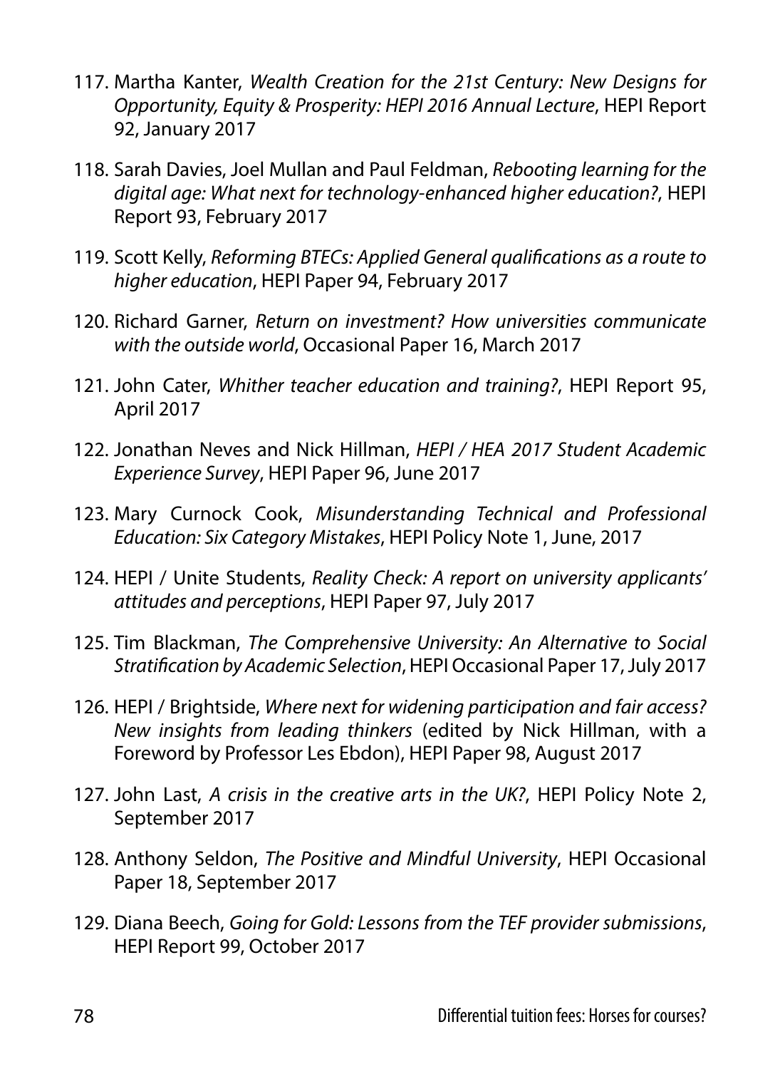117. Martha Kanter, *Wealth Creation for the 21st Century: New Designs for Opportunity, Equity & Prosperity: HEPI 2016 Annual Lecture*, HEPI Report 92, January 2017

118. Sarah Davies, Joel Mullan and Paul Feldman, *Rebooting learning for the digital age: What next for technology-enhanced higher education?*, HEPI Report 93, February 2017

119. Scott Kelly, *Reforming BTECs: Applied General qualifications as a route to higher education*, HEPI Paper 94, February 2017

120. Richard Garner, *Return on investment? How universities communicate with the outside world*, Occasional Paper 16, March 2017

121. John Cater, *Whither teacher education and training?*, HEPI Report 95, April 2017

122. Jonathan Neves and Nick Hillman, *HEPI / HEA 2017 Student Academic Experience Survey*, HEPI Paper 96, June 2017

123. Mary Curnock Cook, *Misunderstanding Technical and Professional Education: Six Category Mistakes*, HEPI Policy Note 1, June, 2017

124. HEPI / Unite Students, *Reality Check: A report on university applicants' attitudes and perceptions*, HEPI Paper 97, July 2017

125. Tim Blackman, *The Comprehensive University: An Alternative to Social Stratification by Academic Selection*, HEPI Occasional Paper 17, July 2017

126. HEPI / Brightside, *Where next for widening participation and fair access? New insights from leading thinkers* (edited by Nick Hillman, with a Foreword by Professor Les Ebdon), HEPI Paper 98, August 2017

127. John Last, *A crisis in the creative arts in the UK?*, HEPI Policy Note 2, September 2017

128. Anthony Seldon, *The Positive and Mindful University*, HEPI Occasional Paper 18, September 2017

129. Diana Beech, *Going for Gold: Lessons from the TEF provider submissions*, HEPI Report 99, October 2017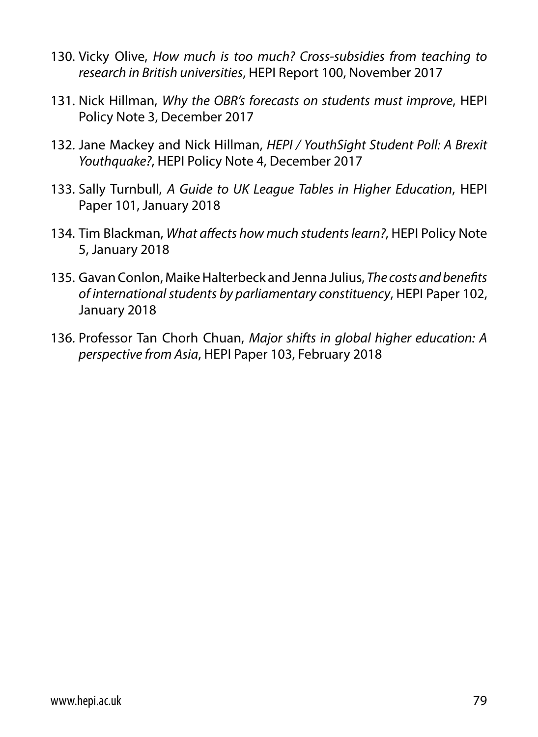130. Vicky Olive, *How much is too much? Cross-subsidies from teaching to research in British universities*, HEPI Report 100, November 2017

131. Nick Hillman, *Why the OBR's forecasts on students must improve*, HEPI Policy Note 3, December 2017

132. Jane Mackey and Nick Hillman, *HEPI / YouthSight Student Poll: A Brexit Youthquake?*, HEPI Policy Note 4, December 2017

133. Sally Turnbull, *A Guide to UK League Tables in Higher Education*, HEPI Paper 101, January 2018

134. Tim Blackman, *What affects how much students learn?*, HEPI Policy Note 5, January 2018

135. Gavan Conlon, Maike Halterbeck and Jenna Julius, *The costs and benefits of international students by parliamentary constituency*, HEPI Paper 102, January 2018

136. Professor Tan Chorh Chuan, *Major shifts in global higher education: A perspective from Asia*, HEPI Paper 103, February 2018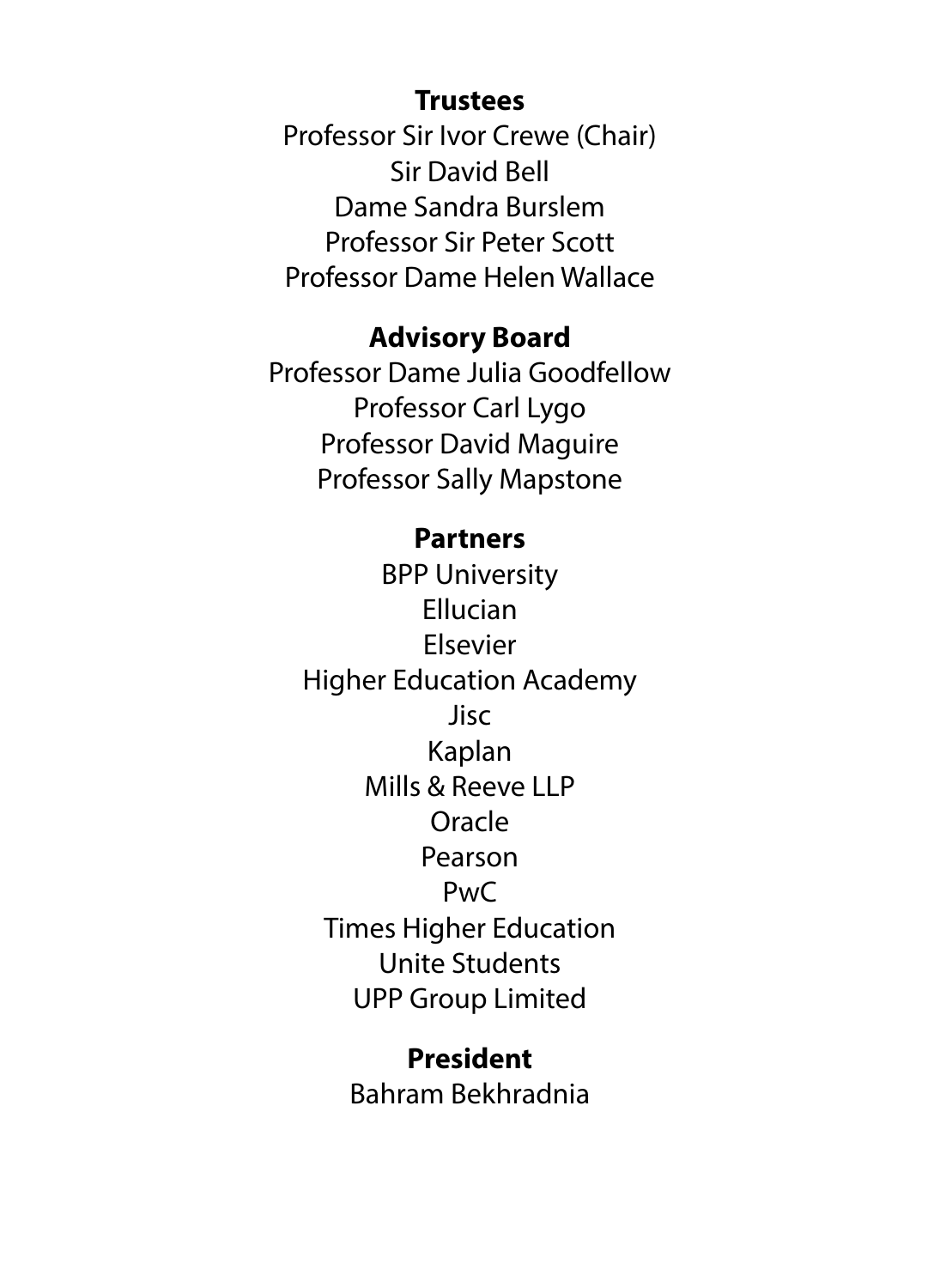**Trustees**

Professor Sir Ivor Crewe (Chair)
Sir David Bell
Dame Sandra Burslem
Professor Sir Peter Scott
Professor Dame Helen Wallace

**Advisory Board**

Professor Dame Julia Goodfellow
Professor Carl Lygo
Professor David Maguire
Professor Sally Mapstone

**Partners**

BPP University
Ellucian
Elsevier
Higher Education Academy
Jisc
Kaplan
Mills & Reeve LLP
Oracle
Pearson
PwC
Times Higher Education
Unite Students
UPP Group Limited

**President**

Bahram Bekhradnia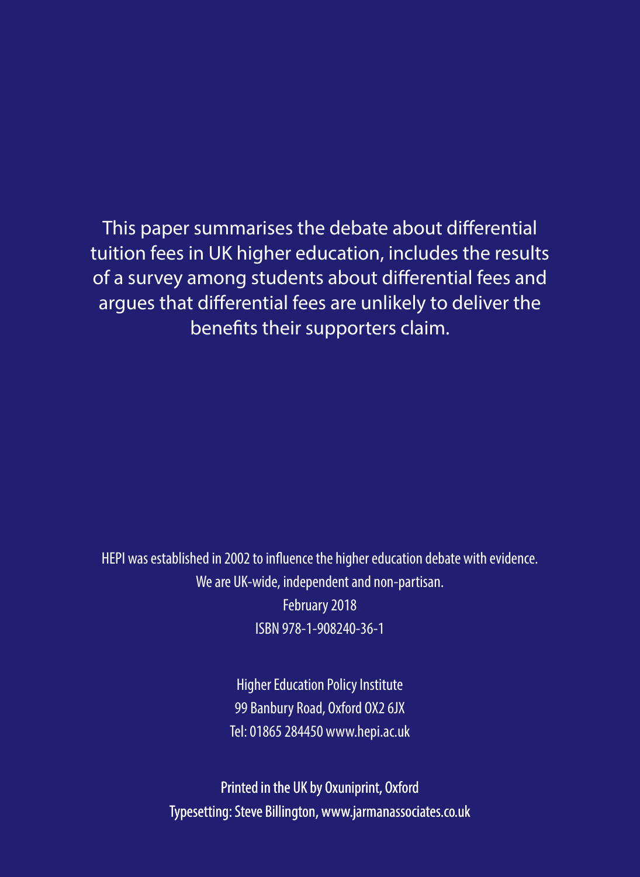This paper summarises the debate about differential tuition fees in UK higher education, includes the results of a survey among students about differential fees and argues that differential fees are unlikely to deliver the benefits their supporters claim.

HEPI was established in 2002 to influence the higher education debate with evidence.
We are UK-wide, independent and non-partisan.
February 2018
ISBN 978-1-908240-36-1

Higher Education Policy Institute
99 Banbury Road, Oxford OX2 6JX
Tel: 01865 284450 www.hepi.ac.uk

Printed in the UK by Oxuniprint, Oxford
Typesetting: Steve Billington, www.jarmanassociates.co.uk